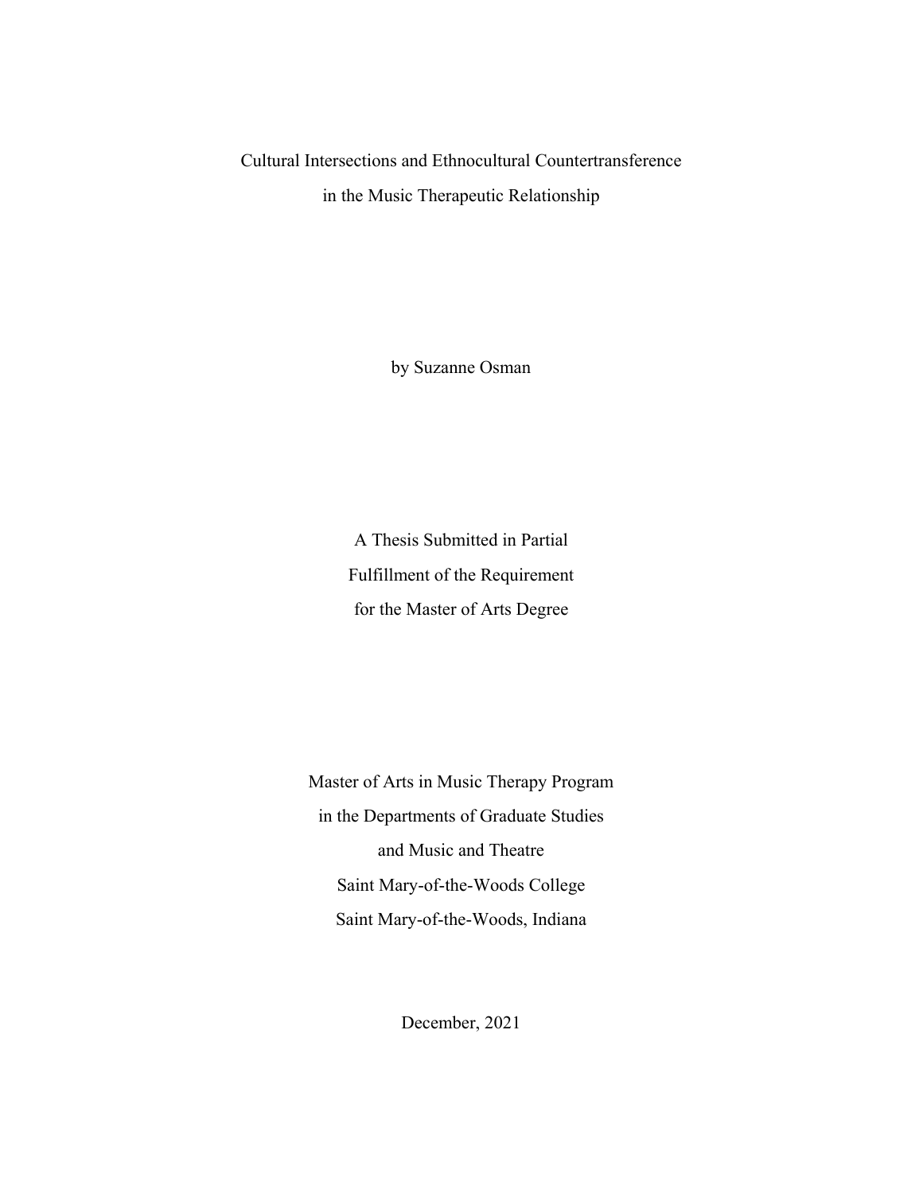# Cultural Intersections and Ethnocultural Countertransference in the Music Therapeutic Relationship

by Suzanne Osman

A Thesis Submitted in Partial
Fulfillment of the Requirement
for the Master of Arts Degree

Master of Arts in Music Therapy Program
in the Departments of Graduate Studies
and Music and Theatre
Saint Mary-of-the-Woods College
Saint Mary-of-the-Woods, Indiana

December, 2021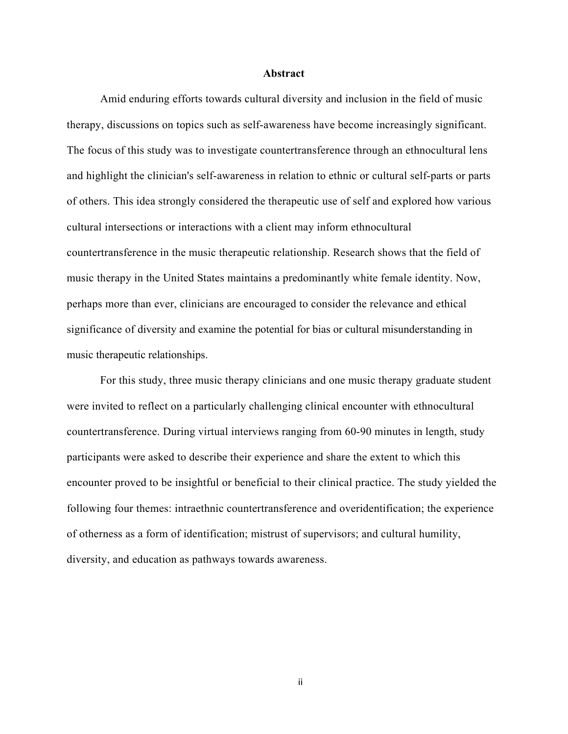# Abstract

Amid enduring efforts towards cultural diversity and inclusion in the field of music therapy, discussions on topics such as self-awareness have become increasingly significant. The focus of this study was to investigate countertransference through an ethnocultural lens and highlight the clinician's self-awareness in relation to ethnic or cultural self-parts or parts of others. This idea strongly considered the therapeutic use of self and explored how various cultural intersections or interactions with a client may inform ethnocultural countertransference in the music therapeutic relationship. Research shows that the field of music therapy in the United States maintains a predominantly white female identity. Now, perhaps more than ever, clinicians are encouraged to consider the relevance and ethical significance of diversity and examine the potential for bias or cultural misunderstanding in music therapeutic relationships.

For this study, three music therapy clinicians and one music therapy graduate student were invited to reflect on a particularly challenging clinical encounter with ethnocultural countertransference. During virtual interviews ranging from 60-90 minutes in length, study participants were asked to describe their experience and share the extent to which this encounter proved to be insightful or beneficial to their clinical practice. The study yielded the following four themes: intraethnic countertransference and overidentification; the experience of otherness as a form of identification; mistrust of supervisors; and cultural humility, diversity, and education as pathways towards awareness.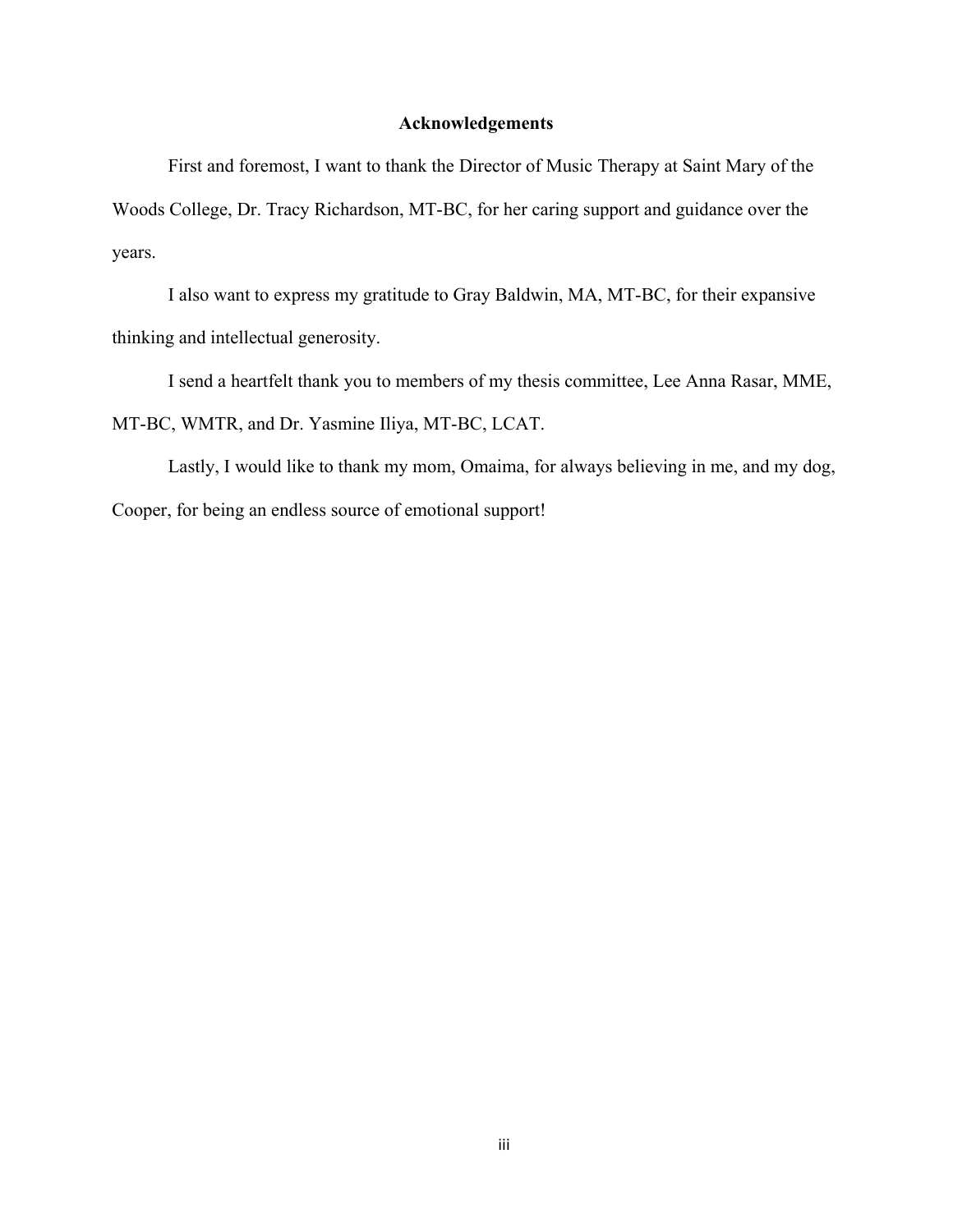# Acknowledgements

First and foremost, I want to thank the Director of Music Therapy at Saint Mary of the Woods College, Dr. Tracy Richardson, MT-BC, for her caring support and guidance over the years.

I also want to express my gratitude to Gray Baldwin, MA, MT-BC, for their expansive thinking and intellectual generosity.

I send a heartfelt thank you to members of my thesis committee, Lee Anna Rasar, MME, MT-BC, WMTR, and Dr. Yasmine Iliya, MT-BC, LCAT.

Lastly, I would like to thank my mom, Omaima, for always believing in me, and my dog, Cooper, for being an endless source of emotional support!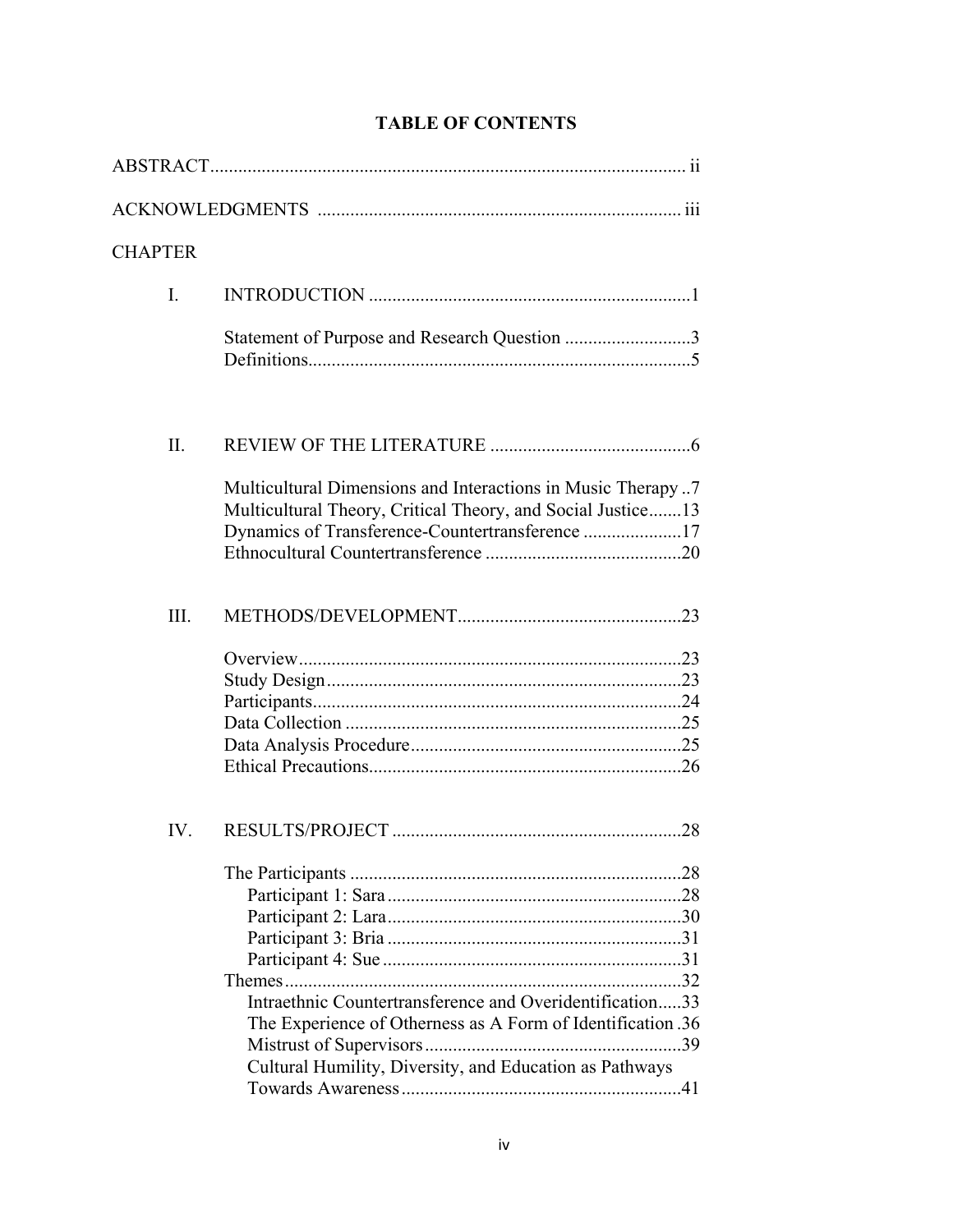# TABLE OF CONTENTS

ABSTRACT .................................................................................................... ii

ACKNOWLEDGMENTS ............................................................................ iii

CHAPTER

I. INTRODUCTION .................................................................... 1

- Statement of Purpose and Research Question ........................... 3
- Definitions .................................................................................. 5

II. REVIEW OF THE LITERATURE ............................................ 6

- Multicultural Dimensions and Interactions in Music Therapy .. 7
- Multicultural Theory, Critical Theory, and Social Justice ....... 13
- Dynamics of Transference-Countertransference ..................... 17
- Ethnocultural Countertransference .......................................... 20

III. METHODS/DEVELOPMENT ................................................ 23

- Overview .................................................................................. 23
- Study Design ............................................................................ 23
- Participants .............................................................................. 24
- Data Collection ........................................................................ 25
- Data Analysis Procedure .......................................................... 25
- Ethical Precautions ................................................................... 26

IV. RESULTS/PROJECT ............................................................. 28

- The Participants ....................................................................... 28
  - Participant 1: Sara ............................................................... 28
  - Participant 2: Lara ............................................................... 30
  - Participant 3: Bria ............................................................... 31
  - Participant 4: Sue ................................................................ 31
- Themes ..................................................................................... 32
  - Intraethnic Countertransference and Overidentification ..... 33
  - The Experience of Otherness as A Form of Identification . 36
  - Mistrust of Supervisors ....................................................... 39
  - Cultural Humility, Diversity, and Education as Pathways Towards Awareness ............................................................ 41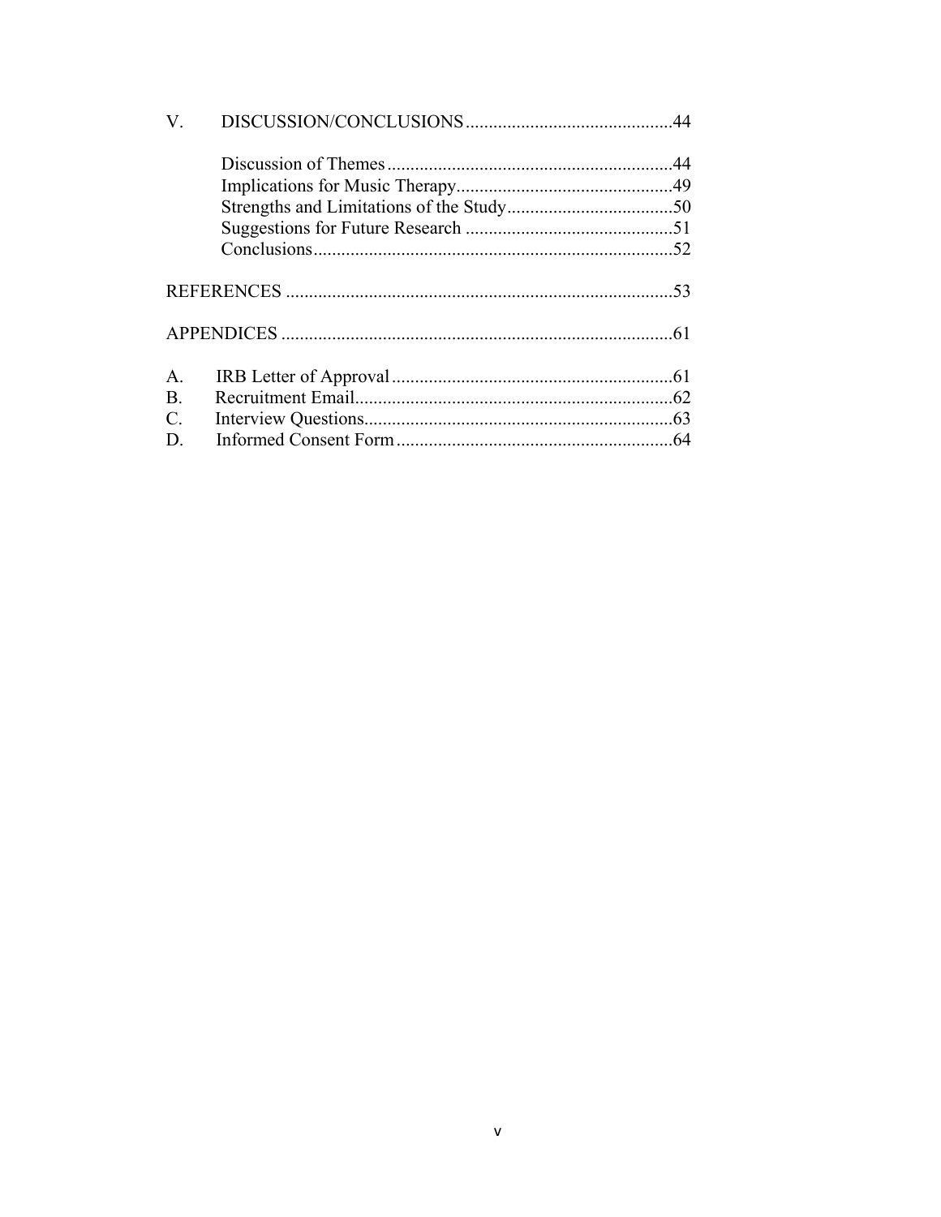V. DISCUSSION/CONCLUSIONS ............................................44

Discussion of Themes ..............................................................44
Implications for Music Therapy...............................................49
Strengths and Limitations of the Study....................................50
Suggestions for Future Research .............................................51
Conclusions..............................................................................52

REFERENCES ....................................................................................53

APPENDICES .....................................................................................61

A. IRB Letter of Approval .............................................................61
B. Recruitment Email.....................................................................62
C. Interview Questions...................................................................63
D. Informed Consent Form ............................................................64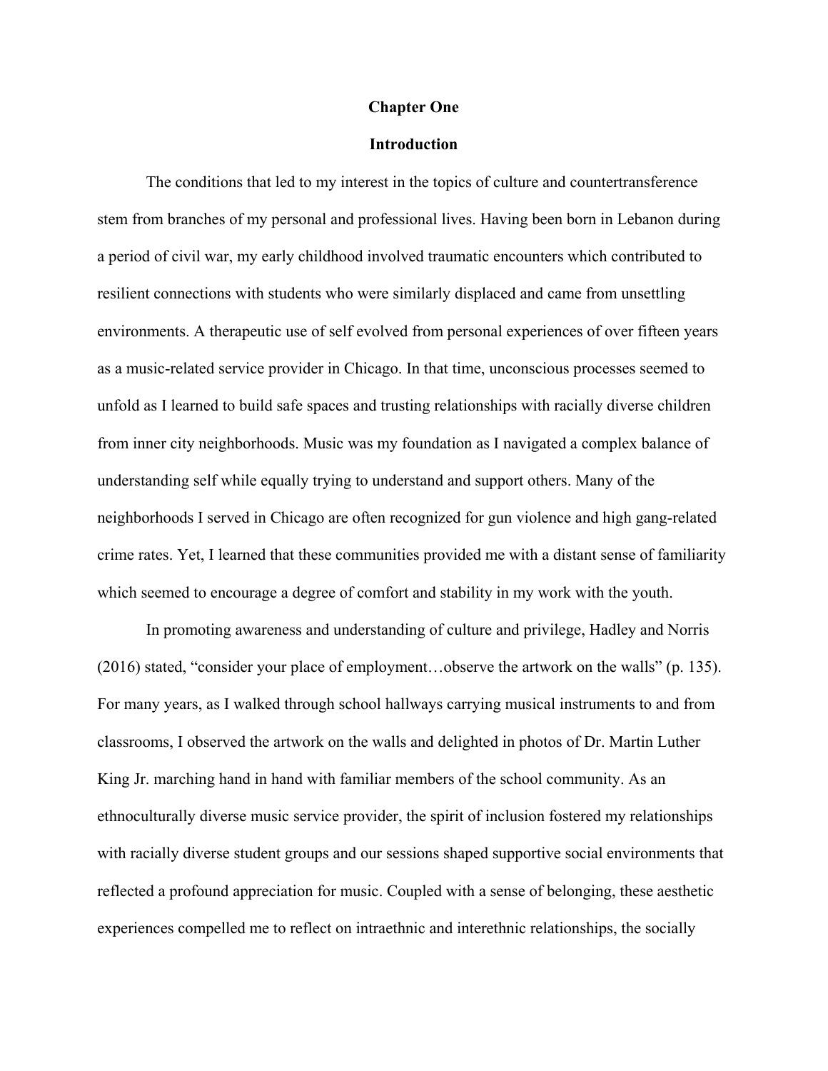# Chapter One

## Introduction

The conditions that led to my interest in the topics of culture and countertransference stem from branches of my personal and professional lives. Having been born in Lebanon during a period of civil war, my early childhood involved traumatic encounters which contributed to resilient connections with students who were similarly displaced and came from unsettling environments. A therapeutic use of self evolved from personal experiences of over fifteen years as a music-related service provider in Chicago. In that time, unconscious processes seemed to unfold as I learned to build safe spaces and trusting relationships with racially diverse children from inner city neighborhoods. Music was my foundation as I navigated a complex balance of understanding self while equally trying to understand and support others. Many of the neighborhoods I served in Chicago are often recognized for gun violence and high gang-related crime rates. Yet, I learned that these communities provided me with a distant sense of familiarity which seemed to encourage a degree of comfort and stability in my work with the youth.

In promoting awareness and understanding of culture and privilege, Hadley and Norris (2016) stated, "consider your place of employment…observe the artwork on the walls" (p. 135). For many years, as I walked through school hallways carrying musical instruments to and from classrooms, I observed the artwork on the walls and delighted in photos of Dr. Martin Luther King Jr. marching hand in hand with familiar members of the school community. As an ethnoculturally diverse music service provider, the spirit of inclusion fostered my relationships with racially diverse student groups and our sessions shaped supportive social environments that reflected a profound appreciation for music. Coupled with a sense of belonging, these aesthetic experiences compelled me to reflect on intraethnic and interethnic relationships, the socially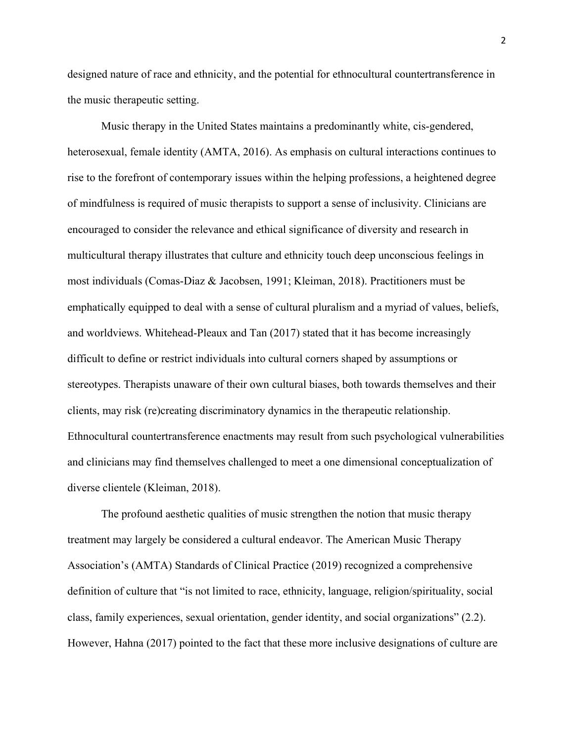designed nature of race and ethnicity, and the potential for ethnocultural countertransference in the music therapeutic setting.

Music therapy in the United States maintains a predominantly white, cis-gendered, heterosexual, female identity (AMTA, 2016). As emphasis on cultural interactions continues to rise to the forefront of contemporary issues within the helping professions, a heightened degree of mindfulness is required of music therapists to support a sense of inclusivity. Clinicians are encouraged to consider the relevance and ethical significance of diversity and research in multicultural therapy illustrates that culture and ethnicity touch deep unconscious feelings in most individuals (Comas-Diaz & Jacobsen, 1991; Kleiman, 2018). Practitioners must be emphatically equipped to deal with a sense of cultural pluralism and a myriad of values, beliefs, and worldviews. Whitehead-Pleaux and Tan (2017) stated that it has become increasingly difficult to define or restrict individuals into cultural corners shaped by assumptions or stereotypes. Therapists unaware of their own cultural biases, both towards themselves and their clients, may risk (re)creating discriminatory dynamics in the therapeutic relationship. Ethnocultural countertransference enactments may result from such psychological vulnerabilities and clinicians may find themselves challenged to meet a one dimensional conceptualization of diverse clientele (Kleiman, 2018).

The profound aesthetic qualities of music strengthen the notion that music therapy treatment may largely be considered a cultural endeavor. The American Music Therapy Association's (AMTA) Standards of Clinical Practice (2019) recognized a comprehensive definition of culture that "is not limited to race, ethnicity, language, religion/spirituality, social class, family experiences, sexual orientation, gender identity, and social organizations" (2.2). However, Hahna (2017) pointed to the fact that these more inclusive designations of culture are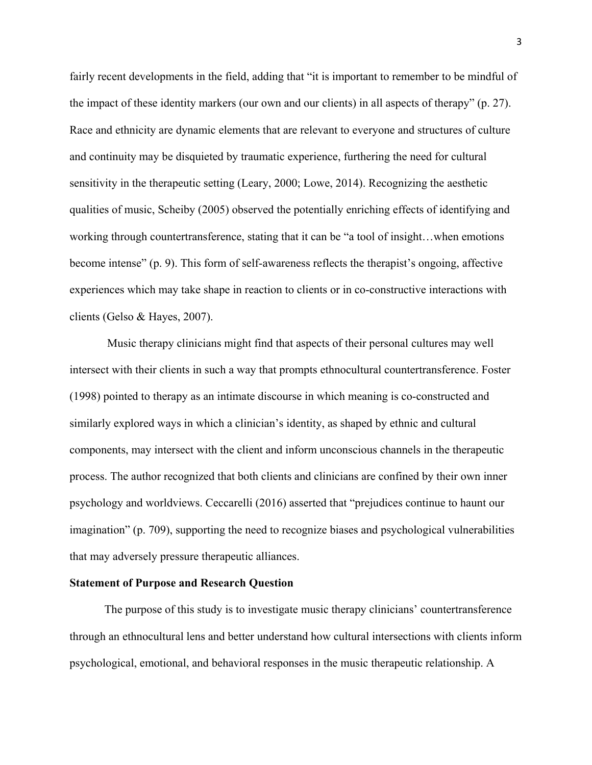fairly recent developments in the field, adding that "it is important to remember to be mindful of the impact of these identity markers (our own and our clients) in all aspects of therapy" (p. 27). Race and ethnicity are dynamic elements that are relevant to everyone and structures of culture and continuity may be disquieted by traumatic experience, furthering the need for cultural sensitivity in the therapeutic setting (Leary, 2000; Lowe, 2014). Recognizing the aesthetic qualities of music, Scheiby (2005) observed the potentially enriching effects of identifying and working through countertransference, stating that it can be "a tool of insight…when emotions become intense" (p. 9). This form of self-awareness reflects the therapist's ongoing, affective experiences which may take shape in reaction to clients or in co-constructive interactions with clients (Gelso & Hayes, 2007).

Music therapy clinicians might find that aspects of their personal cultures may well intersect with their clients in such a way that prompts ethnocultural countertransference. Foster (1998) pointed to therapy as an intimate discourse in which meaning is co-constructed and similarly explored ways in which a clinician's identity, as shaped by ethnic and cultural components, may intersect with the client and inform unconscious channels in the therapeutic process. The author recognized that both clients and clinicians are confined by their own inner psychology and worldviews. Ceccarelli (2016) asserted that "prejudices continue to haunt our imagination" (p. 709), supporting the need to recognize biases and psychological vulnerabilities that may adversely pressure therapeutic alliances.

**Statement of Purpose and Research Question**

The purpose of this study is to investigate music therapy clinicians' countertransference through an ethnocultural lens and better understand how cultural intersections with clients inform psychological, emotional, and behavioral responses in the music therapeutic relationship. A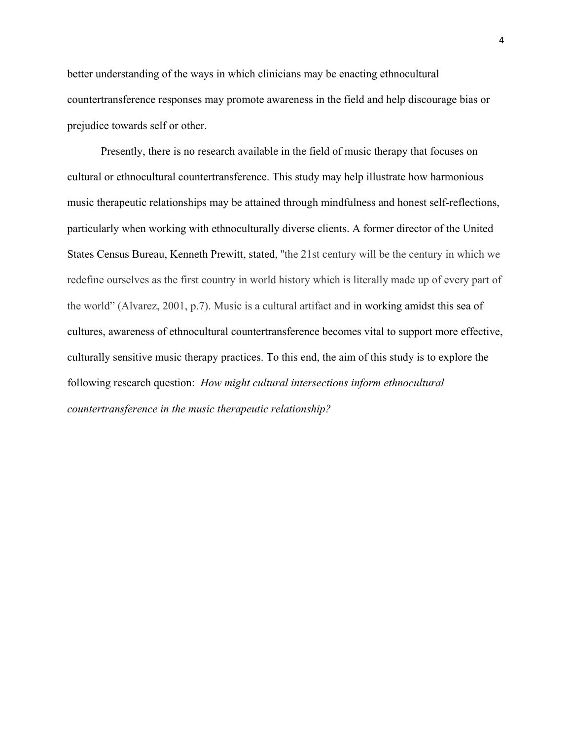better understanding of the ways in which clinicians may be enacting ethnocultural countertransference responses may promote awareness in the field and help discourage bias or prejudice towards self or other.

Presently, there is no research available in the field of music therapy that focuses on cultural or ethnocultural countertransference. This study may help illustrate how harmonious music therapeutic relationships may be attained through mindfulness and honest self-reflections, particularly when working with ethnoculturally diverse clients. A former director of the United States Census Bureau, Kenneth Prewitt, stated, "the 21st century will be the century in which we redefine ourselves as the first country in world history which is literally made up of every part of the world" (Alvarez, 2001, p.7). Music is a cultural artifact and in working amidst this sea of cultures, awareness of ethnocultural countertransference becomes vital to support more effective, culturally sensitive music therapy practices. To this end, the aim of this study is to explore the following research question: *How might cultural intersections inform ethnocultural countertransference in the music therapeutic relationship?*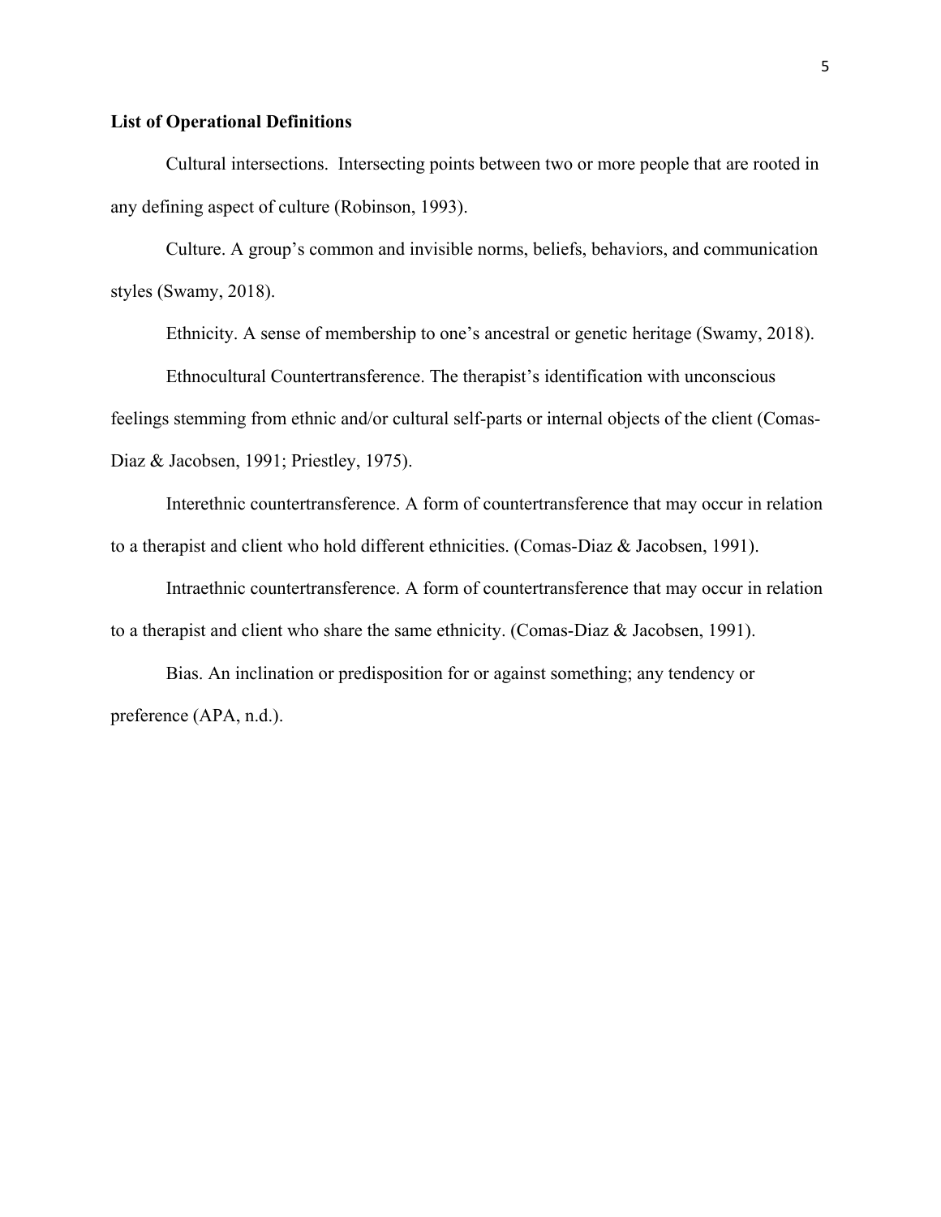**List of Operational Definitions**

Cultural intersections. Intersecting points between two or more people that are rooted in any defining aspect of culture (Robinson, 1993).

Culture. A group's common and invisible norms, beliefs, behaviors, and communication styles (Swamy, 2018).

Ethnicity. A sense of membership to one's ancestral or genetic heritage (Swamy, 2018).

Ethnocultural Countertransference. The therapist's identification with unconscious feelings stemming from ethnic and/or cultural self-parts or internal objects of the client (Comas-Diaz & Jacobsen, 1991; Priestley, 1975).

Interethnic countertransference. A form of countertransference that may occur in relation to a therapist and client who hold different ethnicities. (Comas-Diaz & Jacobsen, 1991).

Intraethnic countertransference. A form of countertransference that may occur in relation to a therapist and client who share the same ethnicity. (Comas-Diaz & Jacobsen, 1991).

Bias. An inclination or predisposition for or against something; any tendency or preference (APA, n.d.).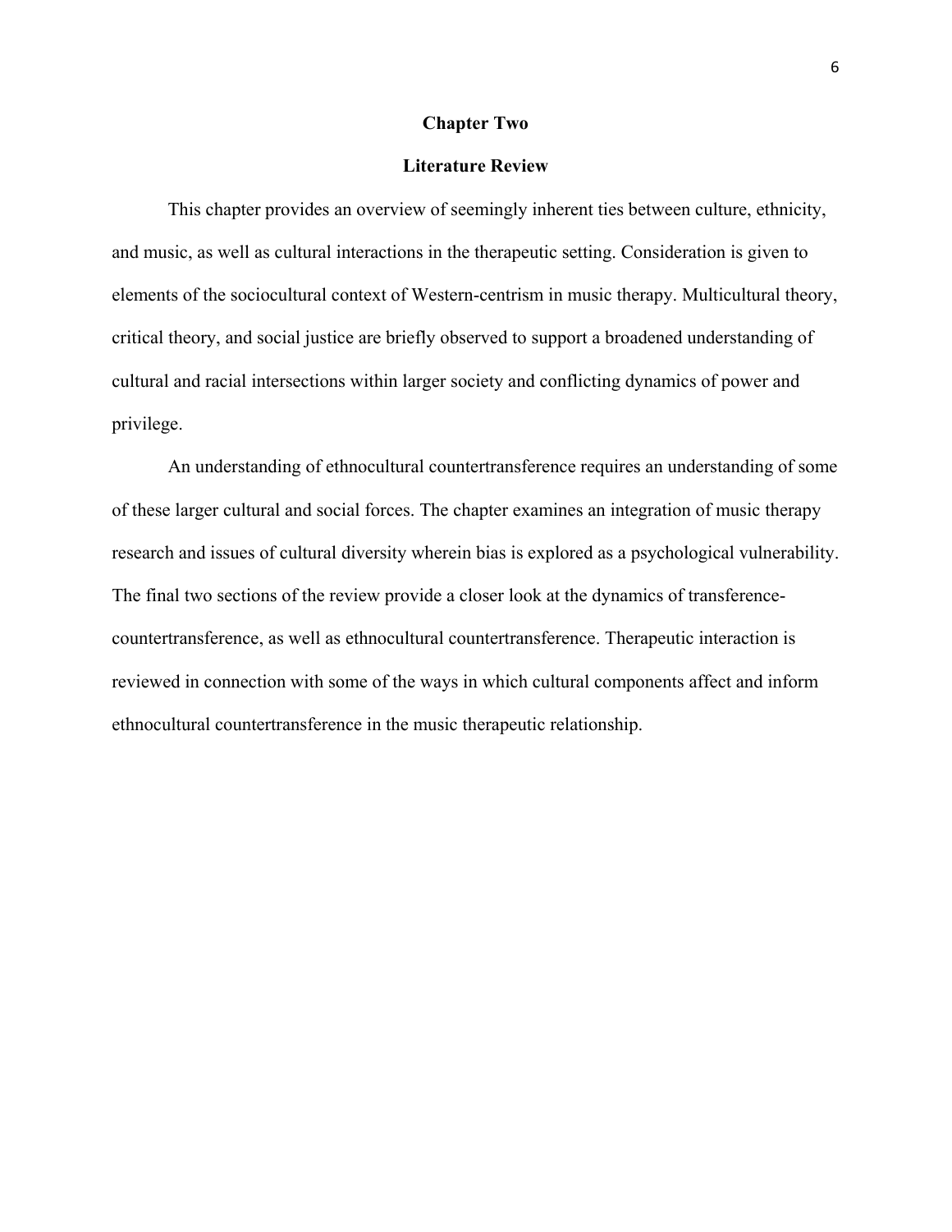# Chapter Two

## Literature Review

This chapter provides an overview of seemingly inherent ties between culture, ethnicity, and music, as well as cultural interactions in the therapeutic setting. Consideration is given to elements of the sociocultural context of Western-centrism in music therapy. Multicultural theory, critical theory, and social justice are briefly observed to support a broadened understanding of cultural and racial intersections within larger society and conflicting dynamics of power and privilege.

An understanding of ethnocultural countertransference requires an understanding of some of these larger cultural and social forces. The chapter examines an integration of music therapy research and issues of cultural diversity wherein bias is explored as a psychological vulnerability. The final two sections of the review provide a closer look at the dynamics of transference-countertransference, as well as ethnocultural countertransference. Therapeutic interaction is reviewed in connection with some of the ways in which cultural components affect and inform ethnocultural countertransference in the music therapeutic relationship.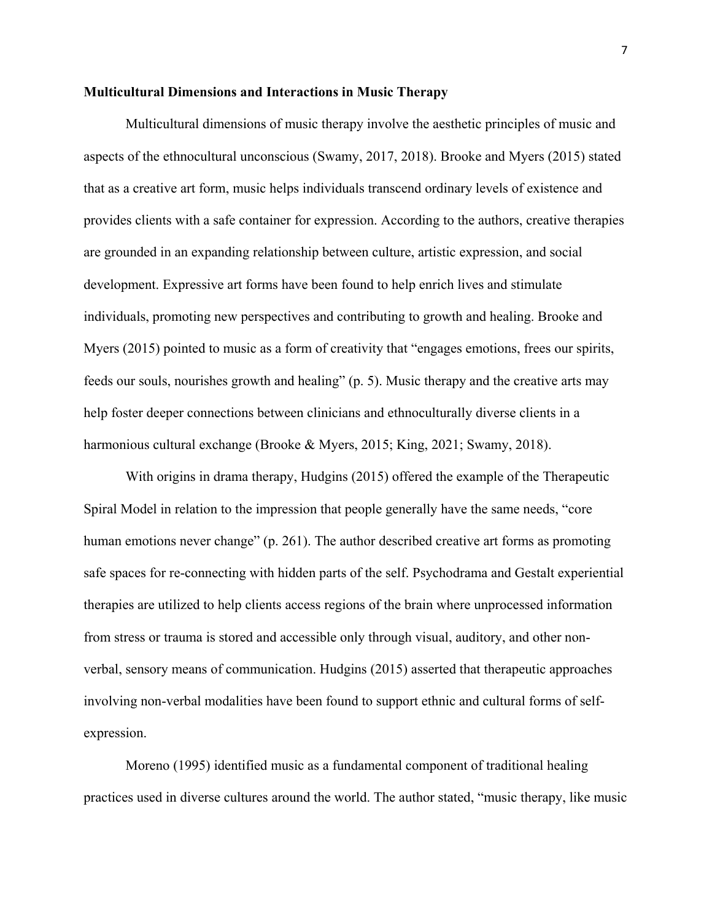**Multicultural Dimensions and Interactions in Music Therapy**

Multicultural dimensions of music therapy involve the aesthetic principles of music and aspects of the ethnocultural unconscious (Swamy, 2017, 2018). Brooke and Myers (2015) stated that as a creative art form, music helps individuals transcend ordinary levels of existence and provides clients with a safe container for expression. According to the authors, creative therapies are grounded in an expanding relationship between culture, artistic expression, and social development. Expressive art forms have been found to help enrich lives and stimulate individuals, promoting new perspectives and contributing to growth and healing. Brooke and Myers (2015) pointed to music as a form of creativity that "engages emotions, frees our spirits, feeds our souls, nourishes growth and healing" (p. 5). Music therapy and the creative arts may help foster deeper connections between clinicians and ethnoculturally diverse clients in a harmonious cultural exchange (Brooke & Myers, 2015; King, 2021; Swamy, 2018).

With origins in drama therapy, Hudgins (2015) offered the example of the Therapeutic Spiral Model in relation to the impression that people generally have the same needs, "core human emotions never change" (p. 261). The author described creative art forms as promoting safe spaces for re-connecting with hidden parts of the self. Psychodrama and Gestalt experiential therapies are utilized to help clients access regions of the brain where unprocessed information from stress or trauma is stored and accessible only through visual, auditory, and other non-verbal, sensory means of communication. Hudgins (2015) asserted that therapeutic approaches involving non-verbal modalities have been found to support ethnic and cultural forms of self-expression.

Moreno (1995) identified music as a fundamental component of traditional healing practices used in diverse cultures around the world. The author stated, "music therapy, like music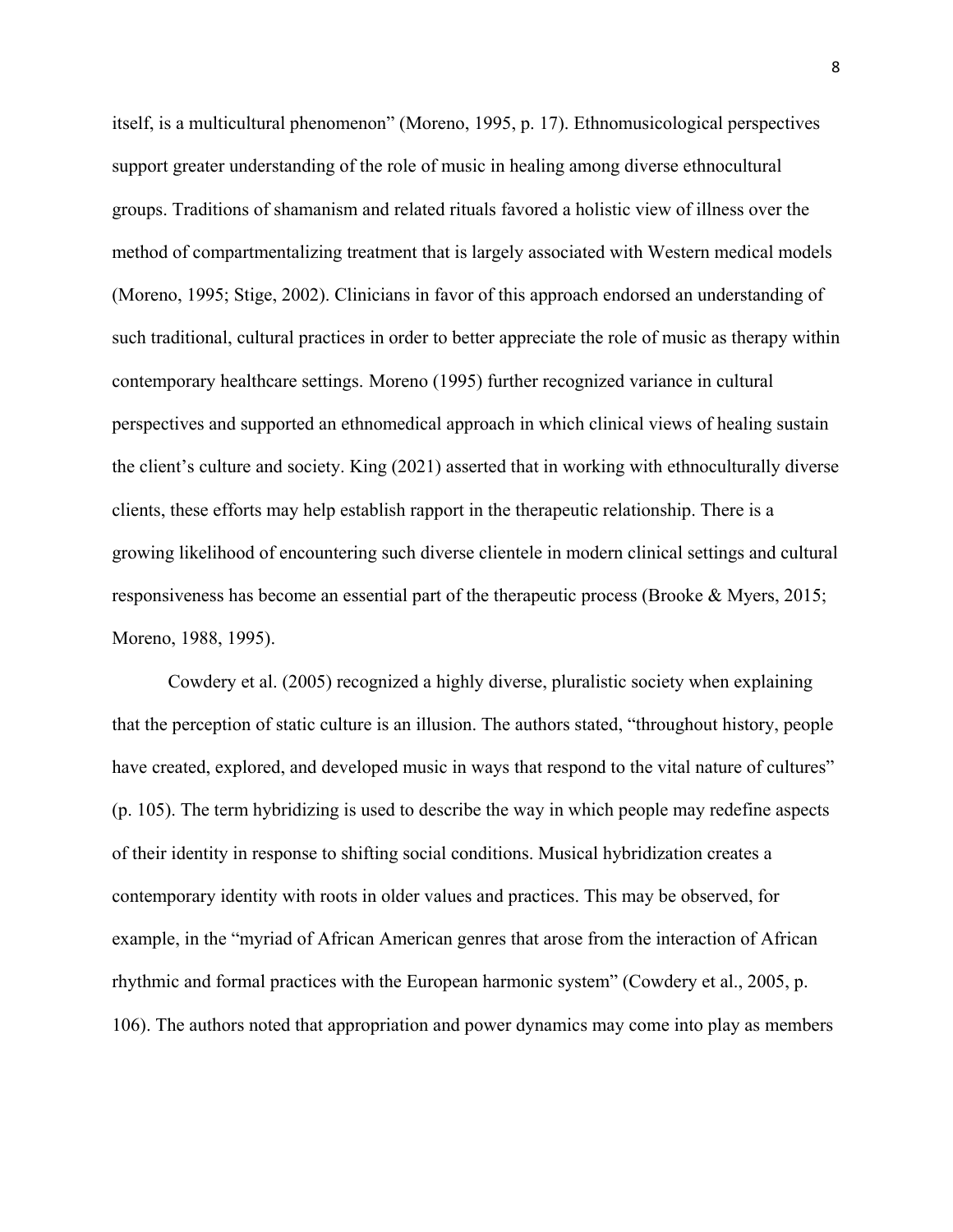itself, is a multicultural phenomenon" (Moreno, 1995, p. 17). Ethnomusicological perspectives support greater understanding of the role of music in healing among diverse ethnocultural groups. Traditions of shamanism and related rituals favored a holistic view of illness over the method of compartmentalizing treatment that is largely associated with Western medical models (Moreno, 1995; Stige, 2002). Clinicians in favor of this approach endorsed an understanding of such traditional, cultural practices in order to better appreciate the role of music as therapy within contemporary healthcare settings. Moreno (1995) further recognized variance in cultural perspectives and supported an ethnomedical approach in which clinical views of healing sustain the client's culture and society. King (2021) asserted that in working with ethnoculturally diverse clients, these efforts may help establish rapport in the therapeutic relationship. There is a growing likelihood of encountering such diverse clientele in modern clinical settings and cultural responsiveness has become an essential part of the therapeutic process (Brooke & Myers, 2015; Moreno, 1988, 1995).

Cowdery et al. (2005) recognized a highly diverse, pluralistic society when explaining that the perception of static culture is an illusion. The authors stated, "throughout history, people have created, explored, and developed music in ways that respond to the vital nature of cultures" (p. 105). The term hybridizing is used to describe the way in which people may redefine aspects of their identity in response to shifting social conditions. Musical hybridization creates a contemporary identity with roots in older values and practices. This may be observed, for example, in the "myriad of African American genres that arose from the interaction of African rhythmic and formal practices with the European harmonic system" (Cowdery et al., 2005, p. 106). The authors noted that appropriation and power dynamics may come into play as members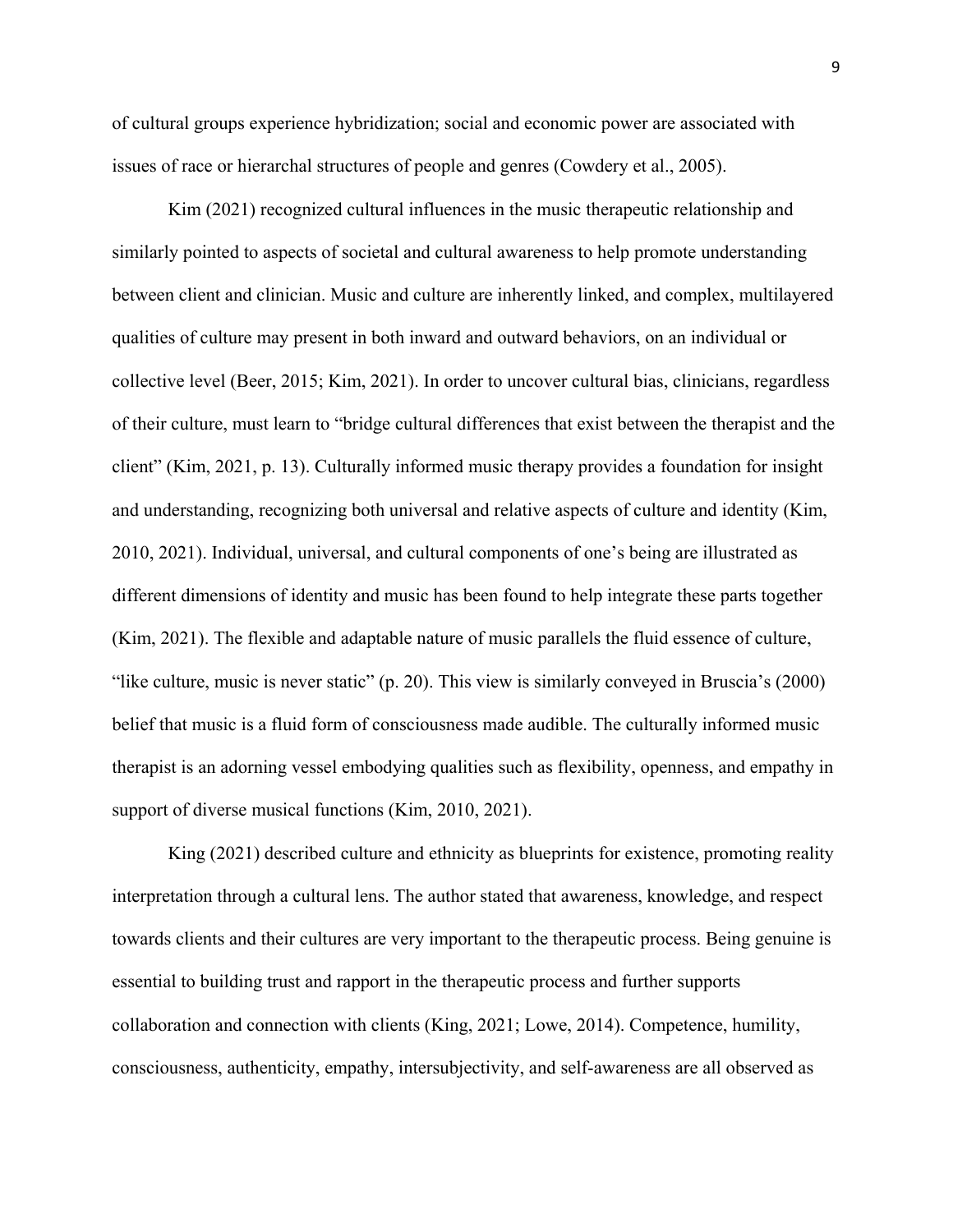of cultural groups experience hybridization; social and economic power are associated with issues of race or hierarchal structures of people and genres (Cowdery et al., 2005).

Kim (2021) recognized cultural influences in the music therapeutic relationship and similarly pointed to aspects of societal and cultural awareness to help promote understanding between client and clinician. Music and culture are inherently linked, and complex, multilayered qualities of culture may present in both inward and outward behaviors, on an individual or collective level (Beer, 2015; Kim, 2021). In order to uncover cultural bias, clinicians, regardless of their culture, must learn to "bridge cultural differences that exist between the therapist and the client" (Kim, 2021, p. 13). Culturally informed music therapy provides a foundation for insight and understanding, recognizing both universal and relative aspects of culture and identity (Kim, 2010, 2021). Individual, universal, and cultural components of one's being are illustrated as different dimensions of identity and music has been found to help integrate these parts together (Kim, 2021). The flexible and adaptable nature of music parallels the fluid essence of culture, "like culture, music is never static" (p. 20). This view is similarly conveyed in Bruscia's (2000) belief that music is a fluid form of consciousness made audible. The culturally informed music therapist is an adorning vessel embodying qualities such as flexibility, openness, and empathy in support of diverse musical functions (Kim, 2010, 2021).

King (2021) described culture and ethnicity as blueprints for existence, promoting reality interpretation through a cultural lens. The author stated that awareness, knowledge, and respect towards clients and their cultures are very important to the therapeutic process. Being genuine is essential to building trust and rapport in the therapeutic process and further supports collaboration and connection with clients (King, 2021; Lowe, 2014). Competence, humility, consciousness, authenticity, empathy, intersubjectivity, and self-awareness are all observed as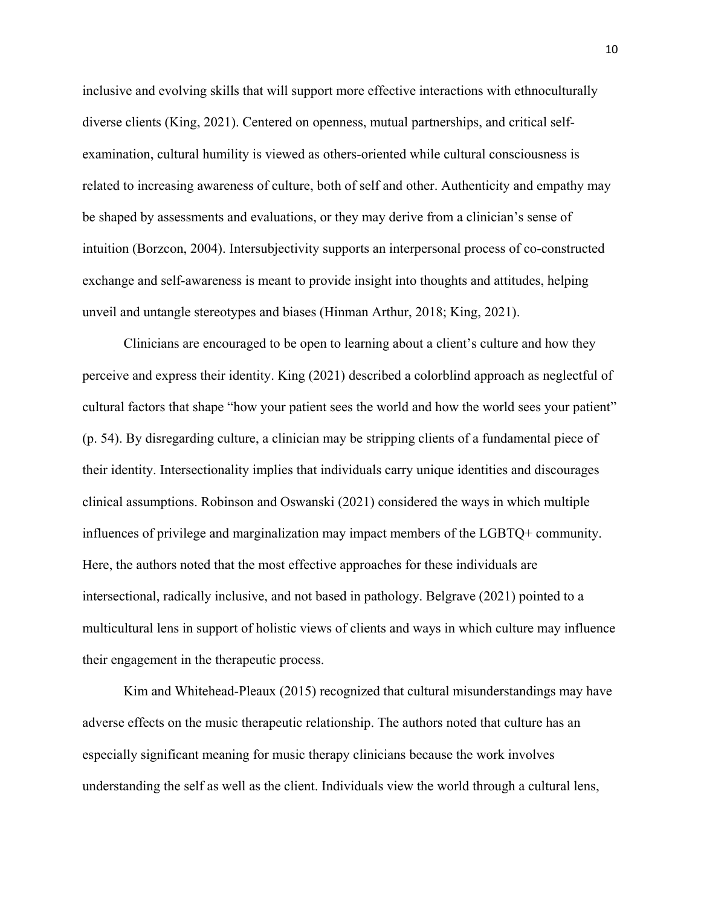inclusive and evolving skills that will support more effective interactions with ethnoculturally diverse clients (King, 2021). Centered on openness, mutual partnerships, and critical self-examination, cultural humility is viewed as others-oriented while cultural consciousness is related to increasing awareness of culture, both of self and other. Authenticity and empathy may be shaped by assessments and evaluations, or they may derive from a clinician's sense of intuition (Borzcon, 2004). Intersubjectivity supports an interpersonal process of co-constructed exchange and self-awareness is meant to provide insight into thoughts and attitudes, helping unveil and untangle stereotypes and biases (Hinman Arthur, 2018; King, 2021).

Clinicians are encouraged to be open to learning about a client's culture and how they perceive and express their identity. King (2021) described a colorblind approach as neglectful of cultural factors that shape "how your patient sees the world and how the world sees your patient" (p. 54). By disregarding culture, a clinician may be stripping clients of a fundamental piece of their identity. Intersectionality implies that individuals carry unique identities and discourages clinical assumptions. Robinson and Oswanski (2021) considered the ways in which multiple influences of privilege and marginalization may impact members of the LGBTQ+ community. Here, the authors noted that the most effective approaches for these individuals are intersectional, radically inclusive, and not based in pathology. Belgrave (2021) pointed to a multicultural lens in support of holistic views of clients and ways in which culture may influence their engagement in the therapeutic process.

Kim and Whitehead-Pleaux (2015) recognized that cultural misunderstandings may have adverse effects on the music therapeutic relationship. The authors noted that culture has an especially significant meaning for music therapy clinicians because the work involves understanding the self as well as the client. Individuals view the world through a cultural lens,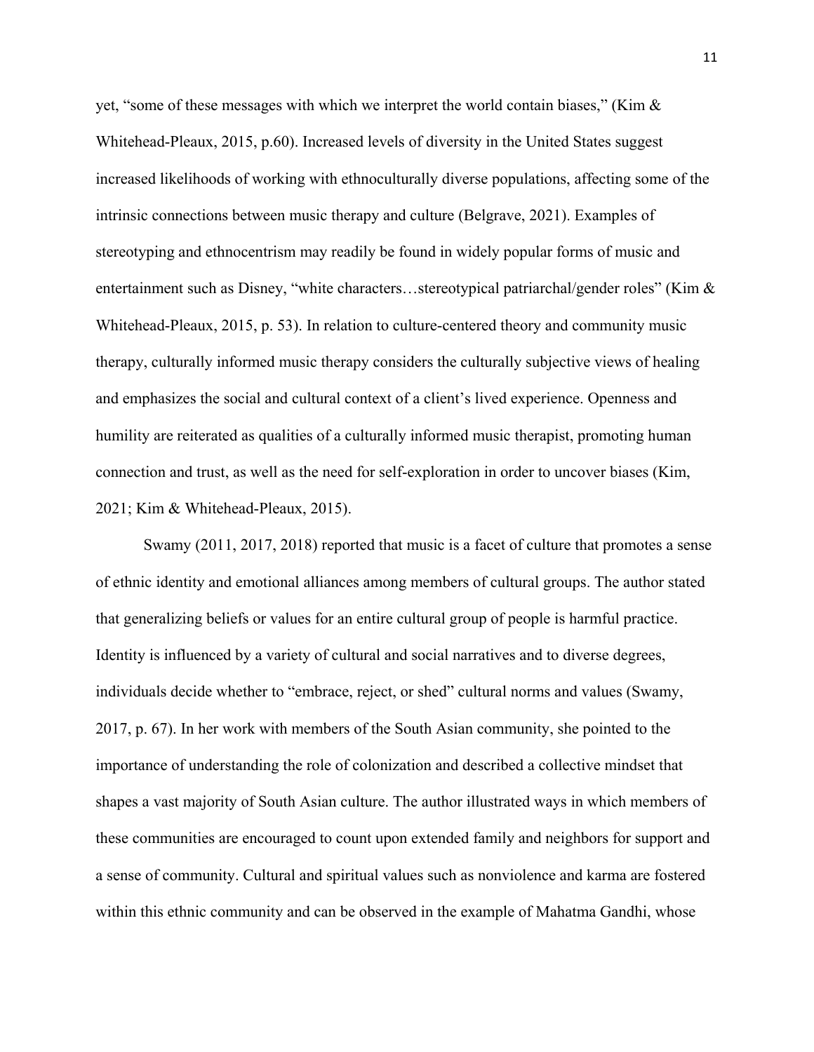yet, "some of these messages with which we interpret the world contain biases," (Kim & Whitehead-Pleaux, 2015, p.60). Increased levels of diversity in the United States suggest increased likelihoods of working with ethnoculturally diverse populations, affecting some of the intrinsic connections between music therapy and culture (Belgrave, 2021). Examples of stereotyping and ethnocentrism may readily be found in widely popular forms of music and entertainment such as Disney, "white characters…stereotypical patriarchal/gender roles" (Kim & Whitehead-Pleaux, 2015, p. 53). In relation to culture-centered theory and community music therapy, culturally informed music therapy considers the culturally subjective views of healing and emphasizes the social and cultural context of a client's lived experience. Openness and humility are reiterated as qualities of a culturally informed music therapist, promoting human connection and trust, as well as the need for self-exploration in order to uncover biases (Kim, 2021; Kim & Whitehead-Pleaux, 2015).

Swamy (2011, 2017, 2018) reported that music is a facet of culture that promotes a sense of ethnic identity and emotional alliances among members of cultural groups. The author stated that generalizing beliefs or values for an entire cultural group of people is harmful practice. Identity is influenced by a variety of cultural and social narratives and to diverse degrees, individuals decide whether to "embrace, reject, or shed" cultural norms and values (Swamy, 2017, p. 67). In her work with members of the South Asian community, she pointed to the importance of understanding the role of colonization and described a collective mindset that shapes a vast majority of South Asian culture. The author illustrated ways in which members of these communities are encouraged to count upon extended family and neighbors for support and a sense of community. Cultural and spiritual values such as nonviolence and karma are fostered within this ethnic community and can be observed in the example of Mahatma Gandhi, whose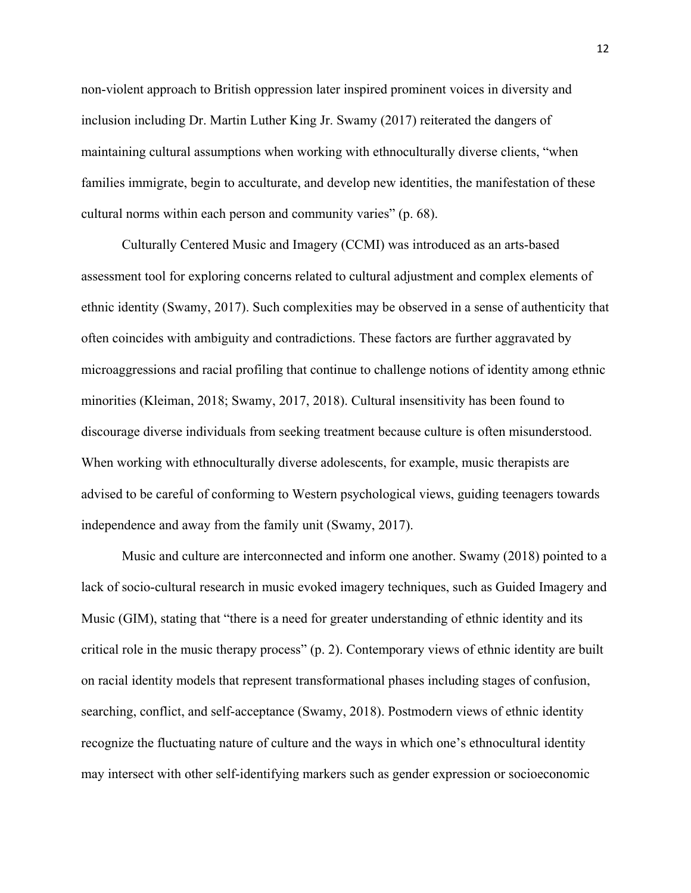non-violent approach to British oppression later inspired prominent voices in diversity and inclusion including Dr. Martin Luther King Jr. Swamy (2017) reiterated the dangers of maintaining cultural assumptions when working with ethnoculturally diverse clients, "when families immigrate, begin to acculturate, and develop new identities, the manifestation of these cultural norms within each person and community varies" (p. 68).

Culturally Centered Music and Imagery (CCMI) was introduced as an arts-based assessment tool for exploring concerns related to cultural adjustment and complex elements of ethnic identity (Swamy, 2017). Such complexities may be observed in a sense of authenticity that often coincides with ambiguity and contradictions. These factors are further aggravated by microaggressions and racial profiling that continue to challenge notions of identity among ethnic minorities (Kleiman, 2018; Swamy, 2017, 2018). Cultural insensitivity has been found to discourage diverse individuals from seeking treatment because culture is often misunderstood. When working with ethnoculturally diverse adolescents, for example, music therapists are advised to be careful of conforming to Western psychological views, guiding teenagers towards independence and away from the family unit (Swamy, 2017).

Music and culture are interconnected and inform one another. Swamy (2018) pointed to a lack of socio-cultural research in music evoked imagery techniques, such as Guided Imagery and Music (GIM), stating that "there is a need for greater understanding of ethnic identity and its critical role in the music therapy process" (p. 2). Contemporary views of ethnic identity are built on racial identity models that represent transformational phases including stages of confusion, searching, conflict, and self-acceptance (Swamy, 2018). Postmodern views of ethnic identity recognize the fluctuating nature of culture and the ways in which one's ethnocultural identity may intersect with other self-identifying markers such as gender expression or socioeconomic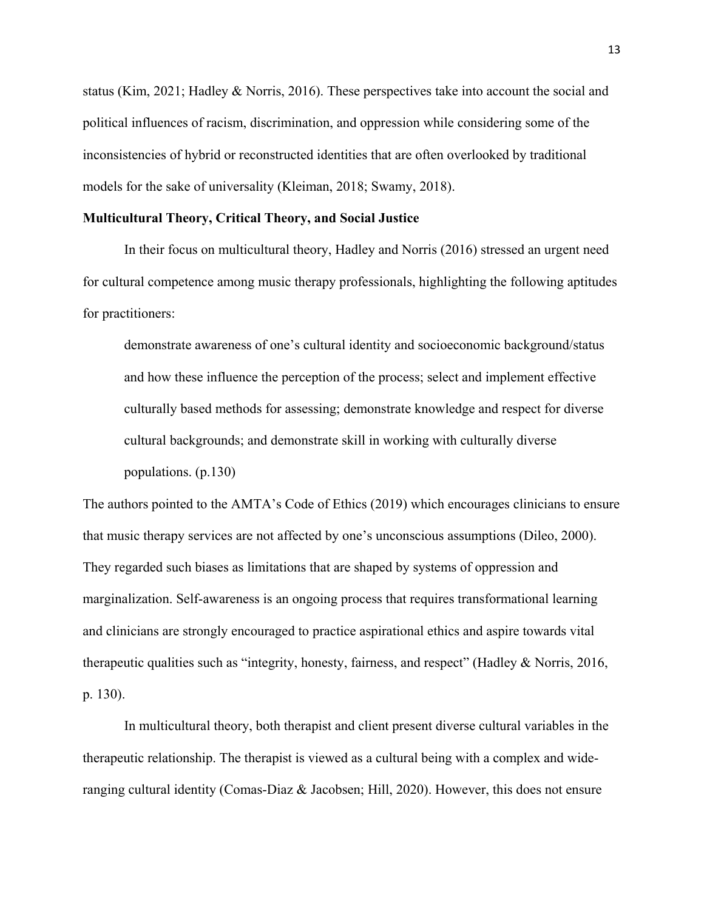status (Kim, 2021; Hadley & Norris, 2016). These perspectives take into account the social and political influences of racism, discrimination, and oppression while considering some of the inconsistencies of hybrid or reconstructed identities that are often overlooked by traditional models for the sake of universality (Kleiman, 2018; Swamy, 2018).

**Multicultural Theory, Critical Theory, and Social Justice**

In their focus on multicultural theory, Hadley and Norris (2016) stressed an urgent need for cultural competence among music therapy professionals, highlighting the following aptitudes for practitioners:

> demonstrate awareness of one's cultural identity and socioeconomic background/status and how these influence the perception of the process; select and implement effective culturally based methods for assessing; demonstrate knowledge and respect for diverse cultural backgrounds; and demonstrate skill in working with culturally diverse populations. (p.130)

The authors pointed to the AMTA's Code of Ethics (2019) which encourages clinicians to ensure that music therapy services are not affected by one's unconscious assumptions (Dileo, 2000). They regarded such biases as limitations that are shaped by systems of oppression and marginalization. Self-awareness is an ongoing process that requires transformational learning and clinicians are strongly encouraged to practice aspirational ethics and aspire towards vital therapeutic qualities such as "integrity, honesty, fairness, and respect" (Hadley & Norris, 2016, p. 130).

In multicultural theory, both therapist and client present diverse cultural variables in the therapeutic relationship. The therapist is viewed as a cultural being with a complex and wide-ranging cultural identity (Comas-Diaz & Jacobsen; Hill, 2020). However, this does not ensure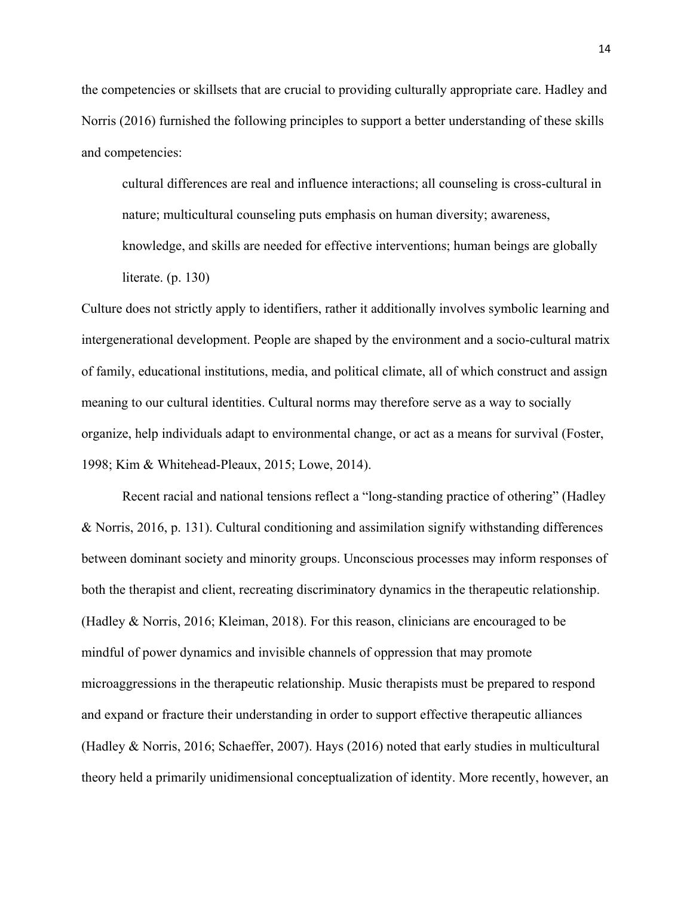the competencies or skillsets that are crucial to providing culturally appropriate care. Hadley and Norris (2016) furnished the following principles to support a better understanding of these skills and competencies:

> cultural differences are real and influence interactions; all counseling is cross-cultural in nature; multicultural counseling puts emphasis on human diversity; awareness, knowledge, and skills are needed for effective interventions; human beings are globally literate. (p. 130)

Culture does not strictly apply to identifiers, rather it additionally involves symbolic learning and intergenerational development. People are shaped by the environment and a socio-cultural matrix of family, educational institutions, media, and political climate, all of which construct and assign meaning to our cultural identities. Cultural norms may therefore serve as a way to socially organize, help individuals adapt to environmental change, or act as a means for survival (Foster, 1998; Kim & Whitehead-Pleaux, 2015; Lowe, 2014).

Recent racial and national tensions reflect a "long-standing practice of othering" (Hadley & Norris, 2016, p. 131). Cultural conditioning and assimilation signify withstanding differences between dominant society and minority groups. Unconscious processes may inform responses of both the therapist and client, recreating discriminatory dynamics in the therapeutic relationship. (Hadley & Norris, 2016; Kleiman, 2018). For this reason, clinicians are encouraged to be mindful of power dynamics and invisible channels of oppression that may promote microaggressions in the therapeutic relationship. Music therapists must be prepared to respond and expand or fracture their understanding in order to support effective therapeutic alliances (Hadley & Norris, 2016; Schaeffer, 2007). Hays (2016) noted that early studies in multicultural theory held a primarily unidimensional conceptualization of identity. More recently, however, an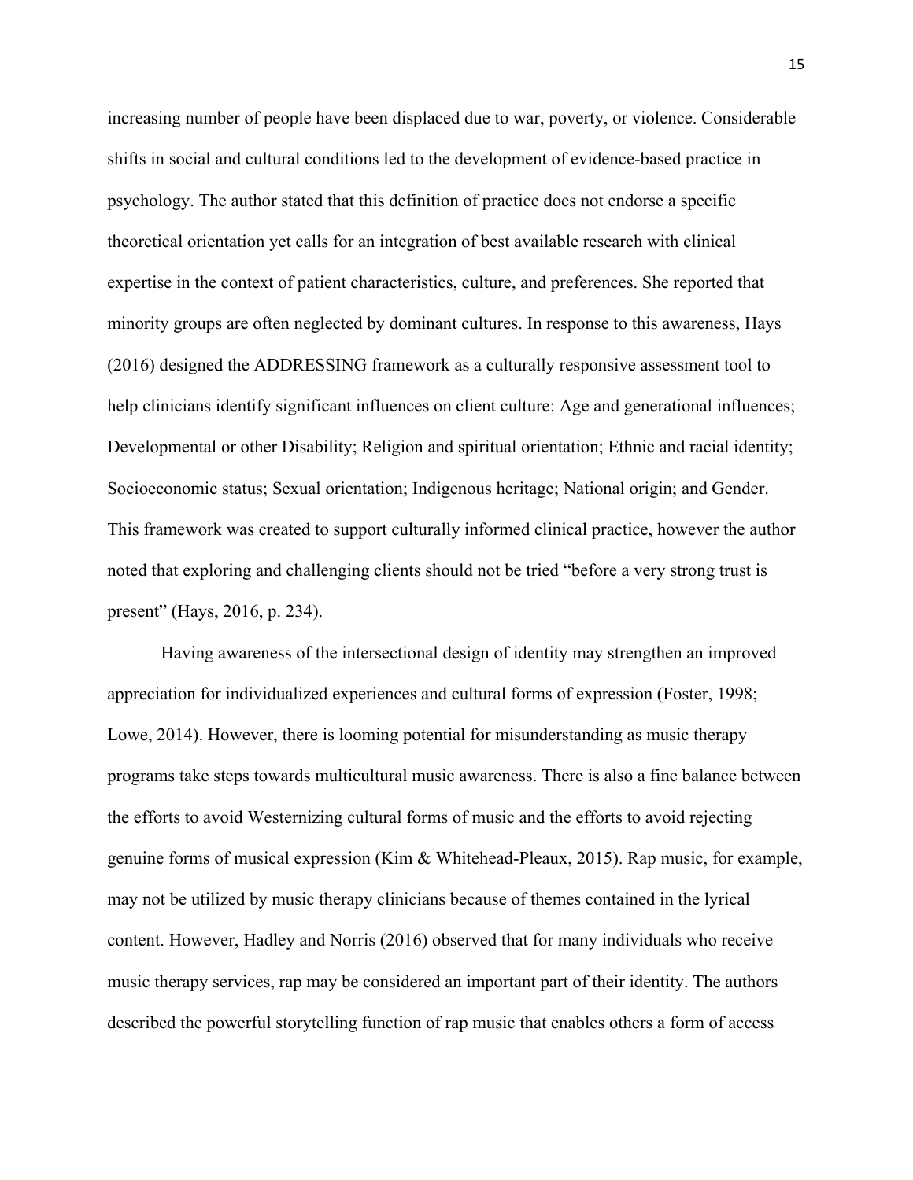increasing number of people have been displaced due to war, poverty, or violence. Considerable shifts in social and cultural conditions led to the development of evidence-based practice in psychology. The author stated that this definition of practice does not endorse a specific theoretical orientation yet calls for an integration of best available research with clinical expertise in the context of patient characteristics, culture, and preferences. She reported that minority groups are often neglected by dominant cultures. In response to this awareness, Hays (2016) designed the ADDRESSING framework as a culturally responsive assessment tool to help clinicians identify significant influences on client culture: Age and generational influences; Developmental or other Disability; Religion and spiritual orientation; Ethnic and racial identity; Socioeconomic status; Sexual orientation; Indigenous heritage; National origin; and Gender. This framework was created to support culturally informed clinical practice, however the author noted that exploring and challenging clients should not be tried "before a very strong trust is present" (Hays, 2016, p. 234).

Having awareness of the intersectional design of identity may strengthen an improved appreciation for individualized experiences and cultural forms of expression (Foster, 1998; Lowe, 2014). However, there is looming potential for misunderstanding as music therapy programs take steps towards multicultural music awareness. There is also a fine balance between the efforts to avoid Westernizing cultural forms of music and the efforts to avoid rejecting genuine forms of musical expression (Kim & Whitehead-Pleaux, 2015). Rap music, for example, may not be utilized by music therapy clinicians because of themes contained in the lyrical content. However, Hadley and Norris (2016) observed that for many individuals who receive music therapy services, rap may be considered an important part of their identity. The authors described the powerful storytelling function of rap music that enables others a form of access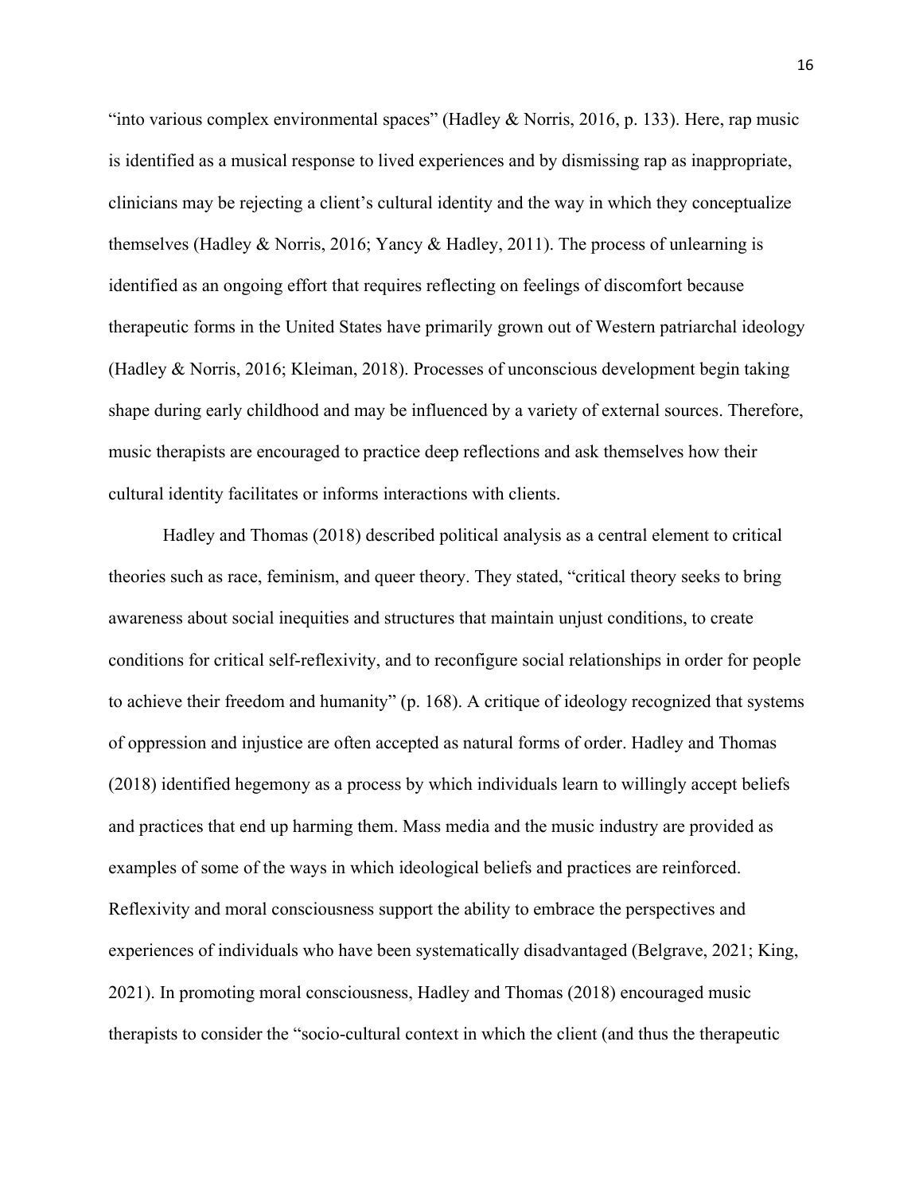"into various complex environmental spaces" (Hadley & Norris, 2016, p. 133). Here, rap music is identified as a musical response to lived experiences and by dismissing rap as inappropriate, clinicians may be rejecting a client's cultural identity and the way in which they conceptualize themselves (Hadley & Norris, 2016; Yancy & Hadley, 2011). The process of unlearning is identified as an ongoing effort that requires reflecting on feelings of discomfort because therapeutic forms in the United States have primarily grown out of Western patriarchal ideology (Hadley & Norris, 2016; Kleiman, 2018). Processes of unconscious development begin taking shape during early childhood and may be influenced by a variety of external sources. Therefore, music therapists are encouraged to practice deep reflections and ask themselves how their cultural identity facilitates or informs interactions with clients.

Hadley and Thomas (2018) described political analysis as a central element to critical theories such as race, feminism, and queer theory. They stated, "critical theory seeks to bring awareness about social inequities and structures that maintain unjust conditions, to create conditions for critical self-reflexivity, and to reconfigure social relationships in order for people to achieve their freedom and humanity" (p. 168). A critique of ideology recognized that systems of oppression and injustice are often accepted as natural forms of order. Hadley and Thomas (2018) identified hegemony as a process by which individuals learn to willingly accept beliefs and practices that end up harming them. Mass media and the music industry are provided as examples of some of the ways in which ideological beliefs and practices are reinforced. Reflexivity and moral consciousness support the ability to embrace the perspectives and experiences of individuals who have been systematically disadvantaged (Belgrave, 2021; King, 2021). In promoting moral consciousness, Hadley and Thomas (2018) encouraged music therapists to consider the "socio-cultural context in which the client (and thus the therapeutic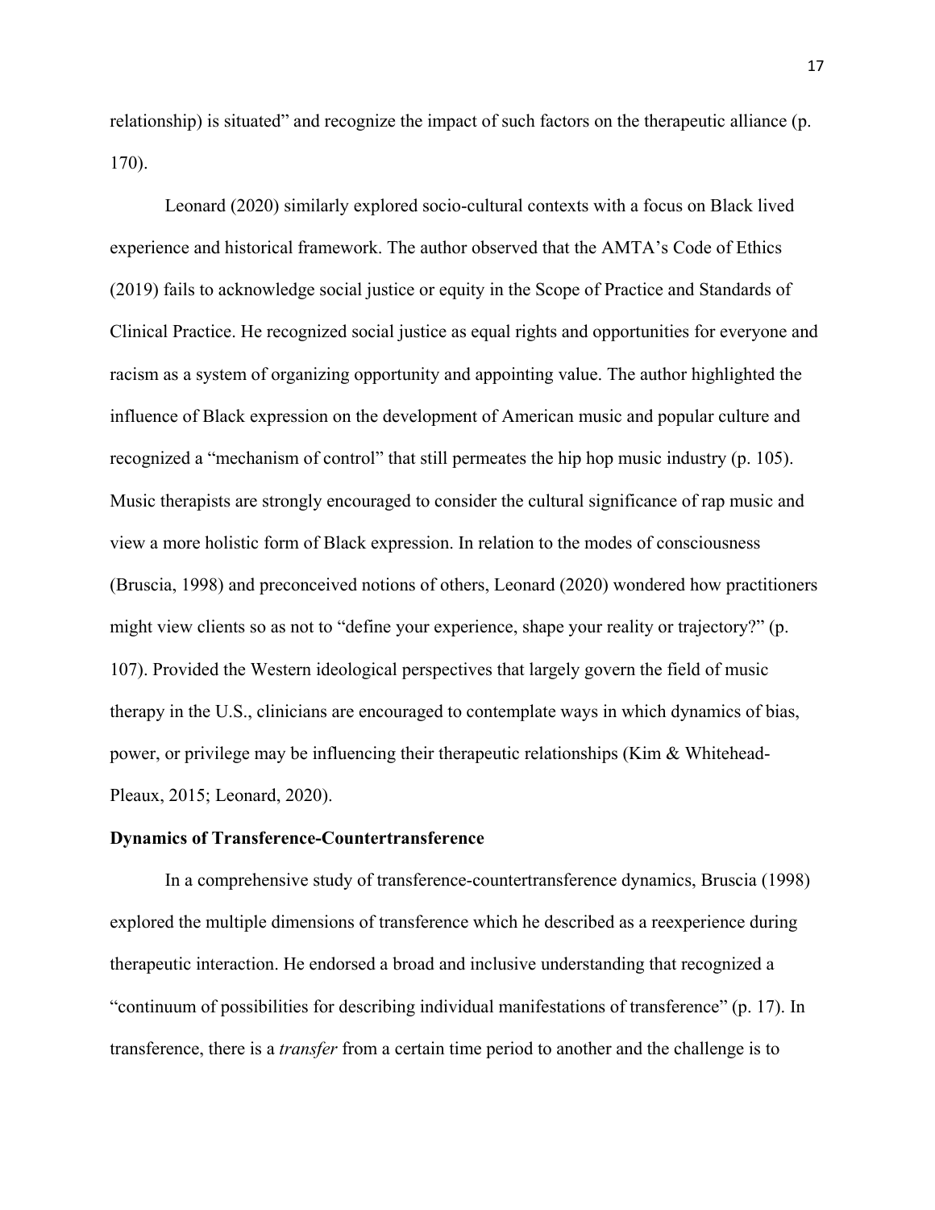relationship) is situated" and recognize the impact of such factors on the therapeutic alliance (p. 170).

Leonard (2020) similarly explored socio-cultural contexts with a focus on Black lived experience and historical framework. The author observed that the AMTA's Code of Ethics (2019) fails to acknowledge social justice or equity in the Scope of Practice and Standards of Clinical Practice. He recognized social justice as equal rights and opportunities for everyone and racism as a system of organizing opportunity and appointing value. The author highlighted the influence of Black expression on the development of American music and popular culture and recognized a "mechanism of control" that still permeates the hip hop music industry (p. 105). Music therapists are strongly encouraged to consider the cultural significance of rap music and view a more holistic form of Black expression. In relation to the modes of consciousness (Bruscia, 1998) and preconceived notions of others, Leonard (2020) wondered how practitioners might view clients so as not to "define your experience, shape your reality or trajectory?" (p. 107). Provided the Western ideological perspectives that largely govern the field of music therapy in the U.S., clinicians are encouraged to contemplate ways in which dynamics of bias, power, or privilege may be influencing their therapeutic relationships (Kim & Whitehead-Pleaux, 2015; Leonard, 2020).

**Dynamics of Transference-Countertransference**

In a comprehensive study of transference-countertransference dynamics, Bruscia (1998) explored the multiple dimensions of transference which he described as a reexperience during therapeutic interaction. He endorsed a broad and inclusive understanding that recognized a "continuum of possibilities for describing individual manifestations of transference" (p. 17). In transference, there is a *transfer* from a certain time period to another and the challenge is to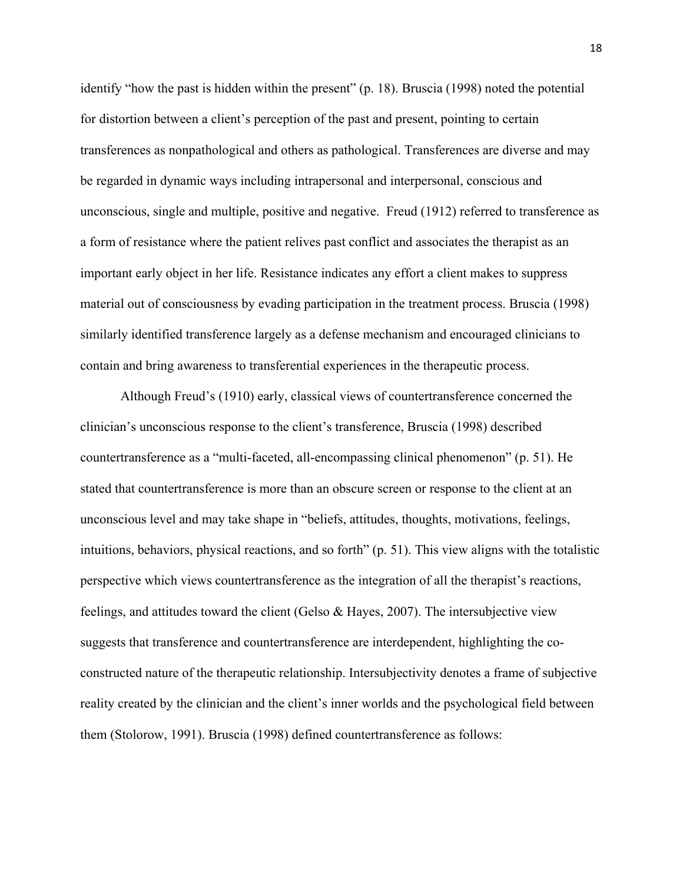identify "how the past is hidden within the present" (p. 18). Bruscia (1998) noted the potential for distortion between a client's perception of the past and present, pointing to certain transferences as nonpathological and others as pathological. Transferences are diverse and may be regarded in dynamic ways including intrapersonal and interpersonal, conscious and unconscious, single and multiple, positive and negative. Freud (1912) referred to transference as a form of resistance where the patient relives past conflict and associates the therapist as an important early object in her life. Resistance indicates any effort a client makes to suppress material out of consciousness by evading participation in the treatment process. Bruscia (1998) similarly identified transference largely as a defense mechanism and encouraged clinicians to contain and bring awareness to transferential experiences in the therapeutic process.

Although Freud's (1910) early, classical views of countertransference concerned the clinician's unconscious response to the client's transference, Bruscia (1998) described countertransference as a "multi-faceted, all-encompassing clinical phenomenon" (p. 51). He stated that countertransference is more than an obscure screen or response to the client at an unconscious level and may take shape in "beliefs, attitudes, thoughts, motivations, feelings, intuitions, behaviors, physical reactions, and so forth" (p. 51). This view aligns with the totalistic perspective which views countertransference as the integration of all the therapist's reactions, feelings, and attitudes toward the client (Gelso & Hayes, 2007). The intersubjective view suggests that transference and countertransference are interdependent, highlighting the co-constructed nature of the therapeutic relationship. Intersubjectivity denotes a frame of subjective reality created by the clinician and the client's inner worlds and the psychological field between them (Stolorow, 1991). Bruscia (1998) defined countertransference as follows: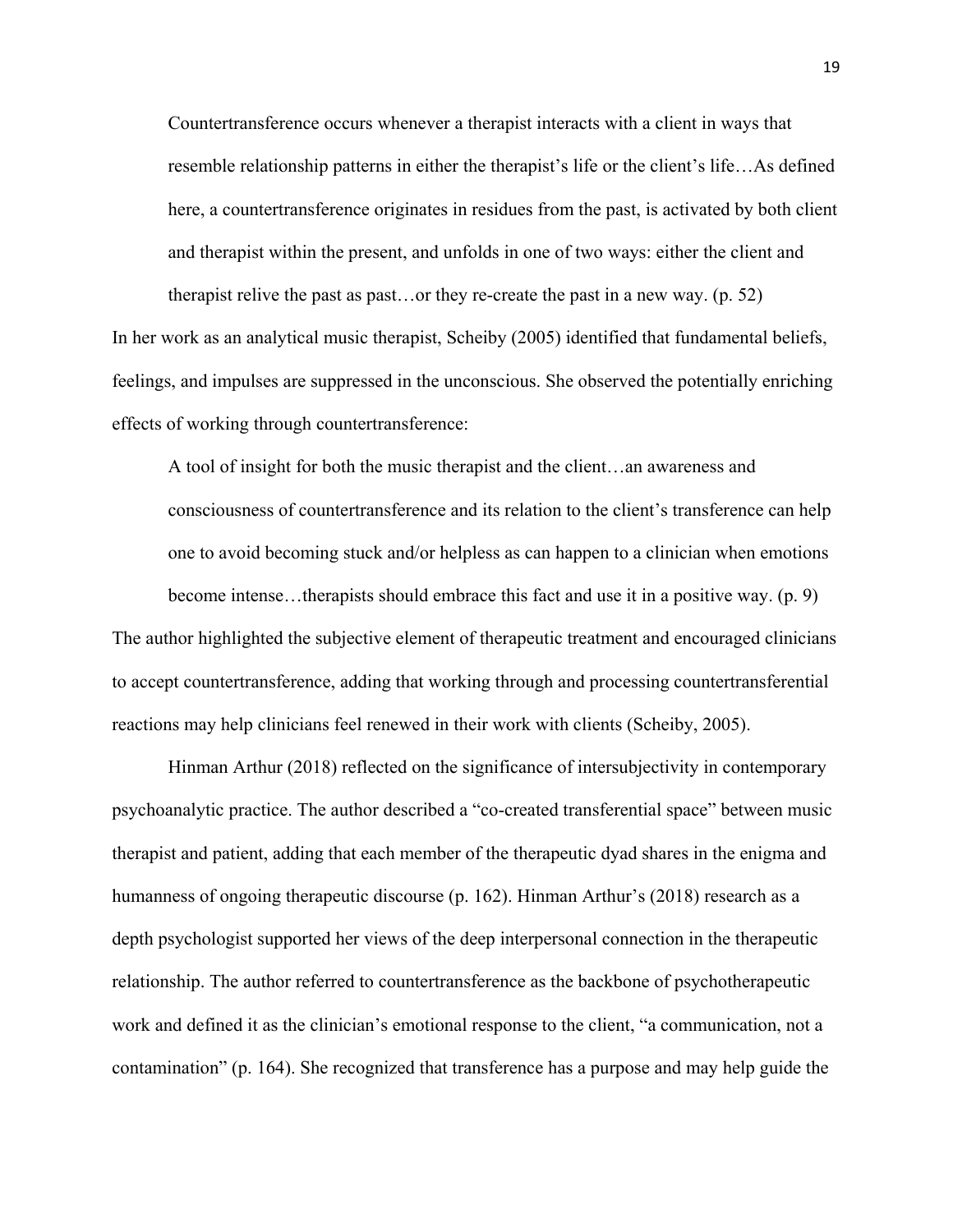> Countertransference occurs whenever a therapist interacts with a client in ways that resemble relationship patterns in either the therapist's life or the client's life…As defined here, a countertransference originates in residues from the past, is activated by both client and therapist within the present, and unfolds in one of two ways: either the client and therapist relive the past as past…or they re-create the past in a new way. (p. 52)

In her work as an analytical music therapist, Scheiby (2005) identified that fundamental beliefs, feelings, and impulses are suppressed in the unconscious. She observed the potentially enriching effects of working through countertransference:

> A tool of insight for both the music therapist and the client…an awareness and consciousness of countertransference and its relation to the client's transference can help one to avoid becoming stuck and/or helpless as can happen to a clinician when emotions become intense…therapists should embrace this fact and use it in a positive way. (p. 9)

The author highlighted the subjective element of therapeutic treatment and encouraged clinicians to accept countertransference, adding that working through and processing countertransferential reactions may help clinicians feel renewed in their work with clients (Scheiby, 2005).

Hinman Arthur (2018) reflected on the significance of intersubjectivity in contemporary psychoanalytic practice. The author described a "co-created transferential space" between music therapist and patient, adding that each member of the therapeutic dyad shares in the enigma and humanness of ongoing therapeutic discourse (p. 162). Hinman Arthur's (2018) research as a depth psychologist supported her views of the deep interpersonal connection in the therapeutic relationship. The author referred to countertransference as the backbone of psychotherapeutic work and defined it as the clinician's emotional response to the client, "a communication, not a contamination" (p. 164). She recognized that transference has a purpose and may help guide the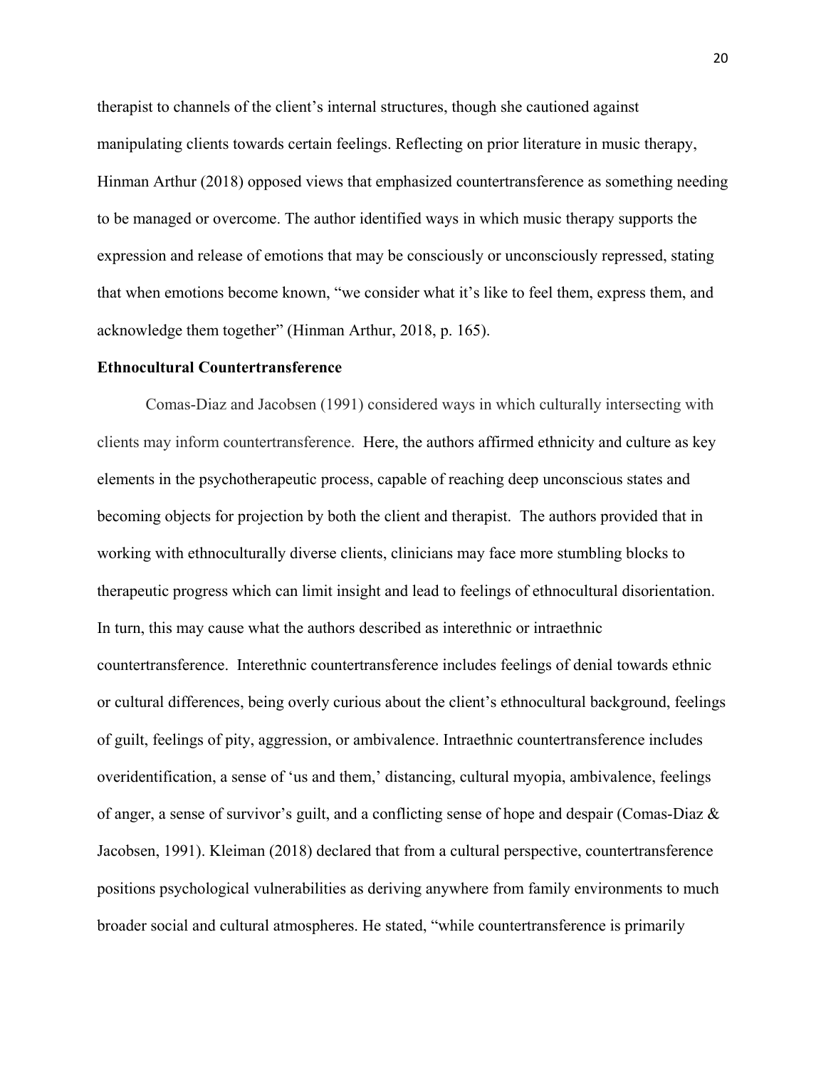therapist to channels of the client's internal structures, though she cautioned against manipulating clients towards certain feelings. Reflecting on prior literature in music therapy, Hinman Arthur (2018) opposed views that emphasized countertransference as something needing to be managed or overcome. The author identified ways in which music therapy supports the expression and release of emotions that may be consciously or unconsciously repressed, stating that when emotions become known, "we consider what it's like to feel them, express them, and acknowledge them together" (Hinman Arthur, 2018, p. 165).

**Ethnocultural Countertransference**

Comas-Diaz and Jacobsen (1991) considered ways in which culturally intersecting with clients may inform countertransference. Here, the authors affirmed ethnicity and culture as key elements in the psychotherapeutic process, capable of reaching deep unconscious states and becoming objects for projection by both the client and therapist. The authors provided that in working with ethnoculturally diverse clients, clinicians may face more stumbling blocks to therapeutic progress which can limit insight and lead to feelings of ethnocultural disorientation. In turn, this may cause what the authors described as interethnic or intraethnic countertransference. Interethnic countertransference includes feelings of denial towards ethnic or cultural differences, being overly curious about the client's ethnocultural background, feelings of guilt, feelings of pity, aggression, or ambivalence. Intraethnic countertransference includes overidentification, a sense of 'us and them,' distancing, cultural myopia, ambivalence, feelings of anger, a sense of survivor's guilt, and a conflicting sense of hope and despair (Comas-Diaz & Jacobsen, 1991). Kleiman (2018) declared that from a cultural perspective, countertransference positions psychological vulnerabilities as deriving anywhere from family environments to much broader social and cultural atmospheres. He stated, "while countertransference is primarily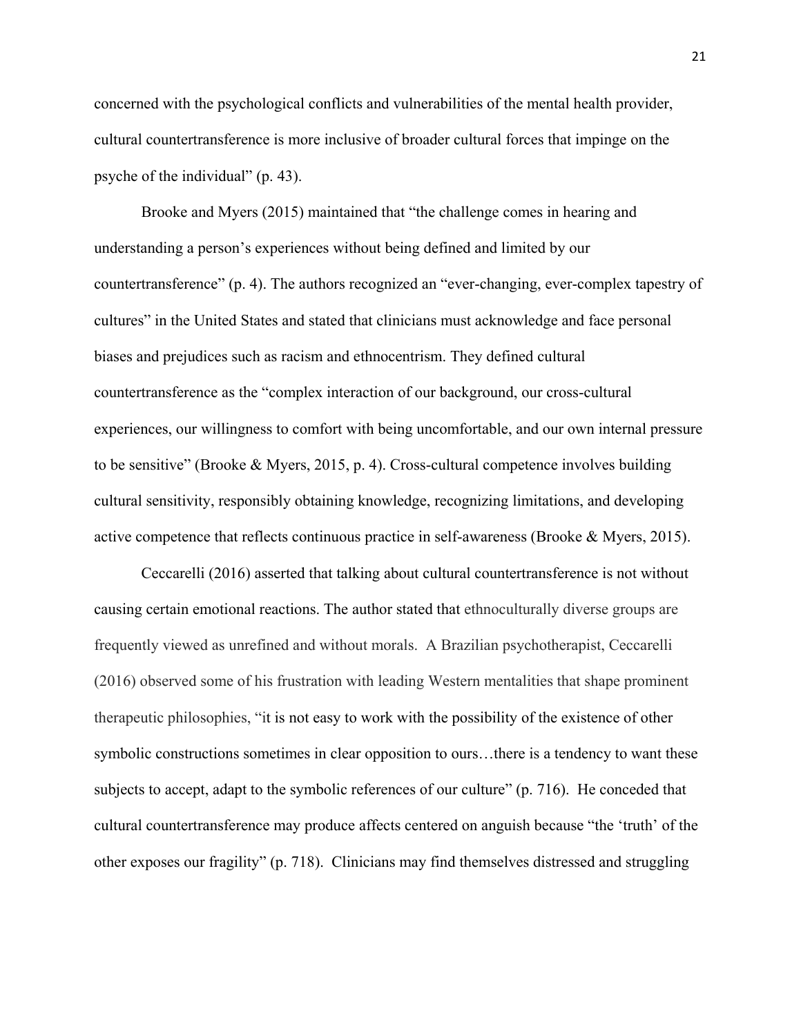concerned with the psychological conflicts and vulnerabilities of the mental health provider, cultural countertransference is more inclusive of broader cultural forces that impinge on the psyche of the individual" (p. 43).

Brooke and Myers (2015) maintained that "the challenge comes in hearing and understanding a person's experiences without being defined and limited by our countertransference" (p. 4). The authors recognized an "ever-changing, ever-complex tapestry of cultures" in the United States and stated that clinicians must acknowledge and face personal biases and prejudices such as racism and ethnocentrism. They defined cultural countertransference as the "complex interaction of our background, our cross-cultural experiences, our willingness to comfort with being uncomfortable, and our own internal pressure to be sensitive" (Brooke & Myers, 2015, p. 4). Cross-cultural competence involves building cultural sensitivity, responsibly obtaining knowledge, recognizing limitations, and developing active competence that reflects continuous practice in self-awareness (Brooke & Myers, 2015).

Ceccarelli (2016) asserted that talking about cultural countertransference is not without causing certain emotional reactions. The author stated that ethnoculturally diverse groups are frequently viewed as unrefined and without morals. A Brazilian psychotherapist, Ceccarelli (2016) observed some of his frustration with leading Western mentalities that shape prominent therapeutic philosophies, "it is not easy to work with the possibility of the existence of other symbolic constructions sometimes in clear opposition to ours…there is a tendency to want these subjects to accept, adapt to the symbolic references of our culture" (p. 716). He conceded that cultural countertransference may produce affects centered on anguish because "the 'truth' of the other exposes our fragility" (p. 718). Clinicians may find themselves distressed and struggling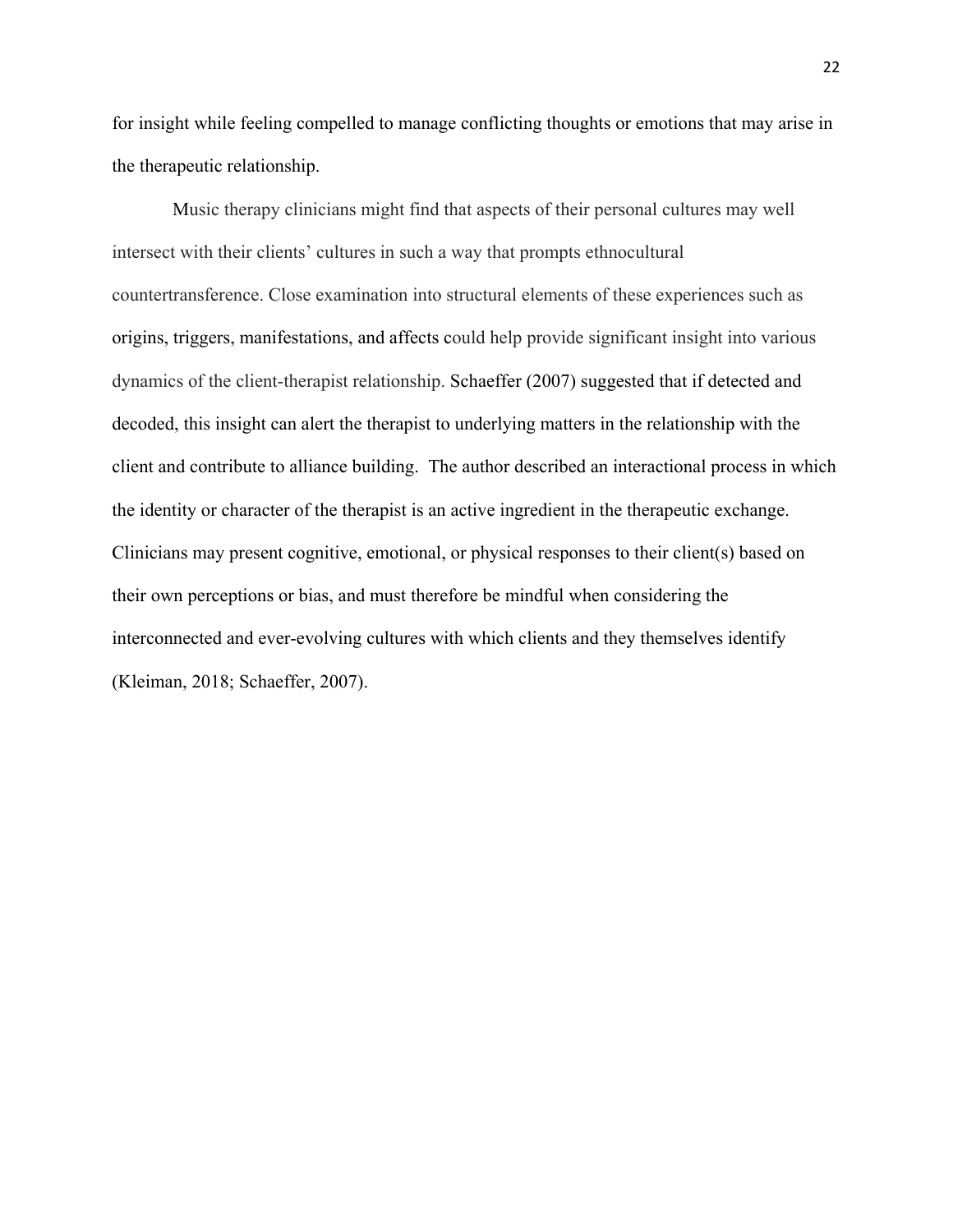for insight while feeling compelled to manage conflicting thoughts or emotions that may arise in the therapeutic relationship.

Music therapy clinicians might find that aspects of their personal cultures may well intersect with their clients' cultures in such a way that prompts ethnocultural countertransference. Close examination into structural elements of these experiences such as origins, triggers, manifestations, and affects could help provide significant insight into various dynamics of the client-therapist relationship. Schaeffer (2007) suggested that if detected and decoded, this insight can alert the therapist to underlying matters in the relationship with the client and contribute to alliance building. The author described an interactional process in which the identity or character of the therapist is an active ingredient in the therapeutic exchange. Clinicians may present cognitive, emotional, or physical responses to their client(s) based on their own perceptions or bias, and must therefore be mindful when considering the interconnected and ever-evolving cultures with which clients and they themselves identify (Kleiman, 2018; Schaeffer, 2007).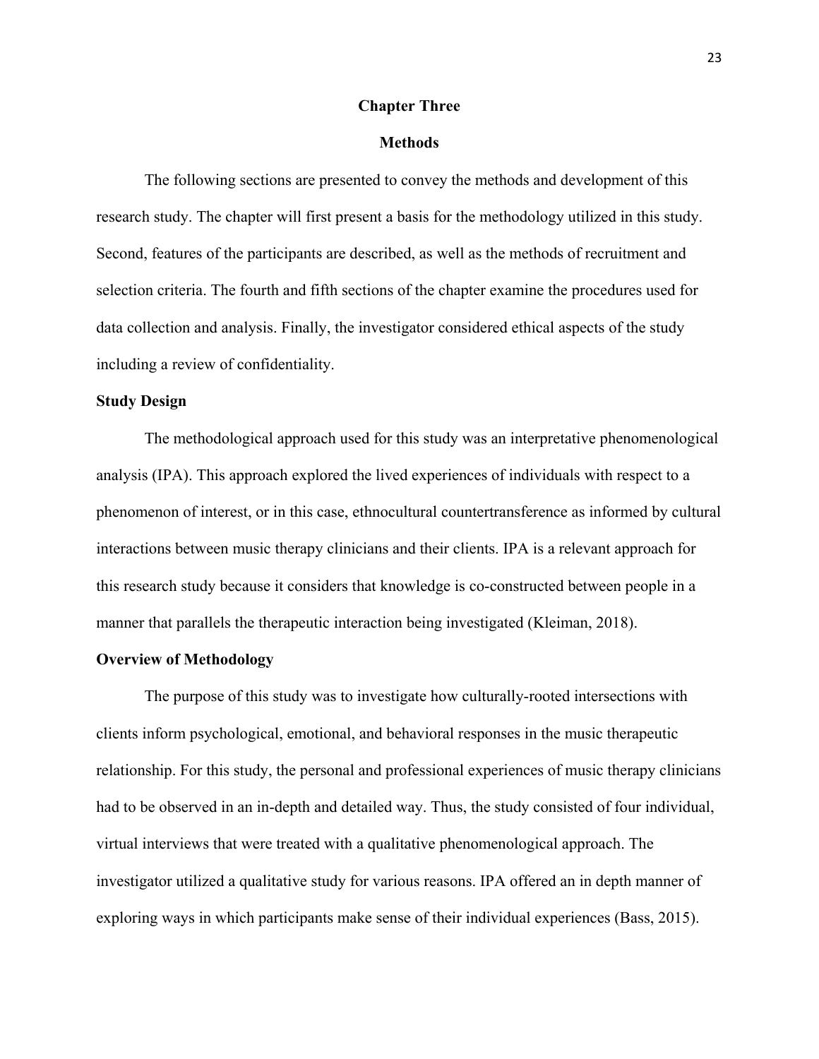# Chapter Three

## Methods

The following sections are presented to convey the methods and development of this research study. The chapter will first present a basis for the methodology utilized in this study. Second, features of the participants are described, as well as the methods of recruitment and selection criteria. The fourth and fifth sections of the chapter examine the procedures used for data collection and analysis. Finally, the investigator considered ethical aspects of the study including a review of confidentiality.

### Study Design

The methodological approach used for this study was an interpretative phenomenological analysis (IPA). This approach explored the lived experiences of individuals with respect to a phenomenon of interest, or in this case, ethnocultural countertransference as informed by cultural interactions between music therapy clinicians and their clients. IPA is a relevant approach for this research study because it considers that knowledge is co-constructed between people in a manner that parallels the therapeutic interaction being investigated (Kleiman, 2018).

### Overview of Methodology

The purpose of this study was to investigate how culturally-rooted intersections with clients inform psychological, emotional, and behavioral responses in the music therapeutic relationship. For this study, the personal and professional experiences of music therapy clinicians had to be observed in an in-depth and detailed way. Thus, the study consisted of four individual, virtual interviews that were treated with a qualitative phenomenological approach. The investigator utilized a qualitative study for various reasons. IPA offered an in depth manner of exploring ways in which participants make sense of their individual experiences (Bass, 2015).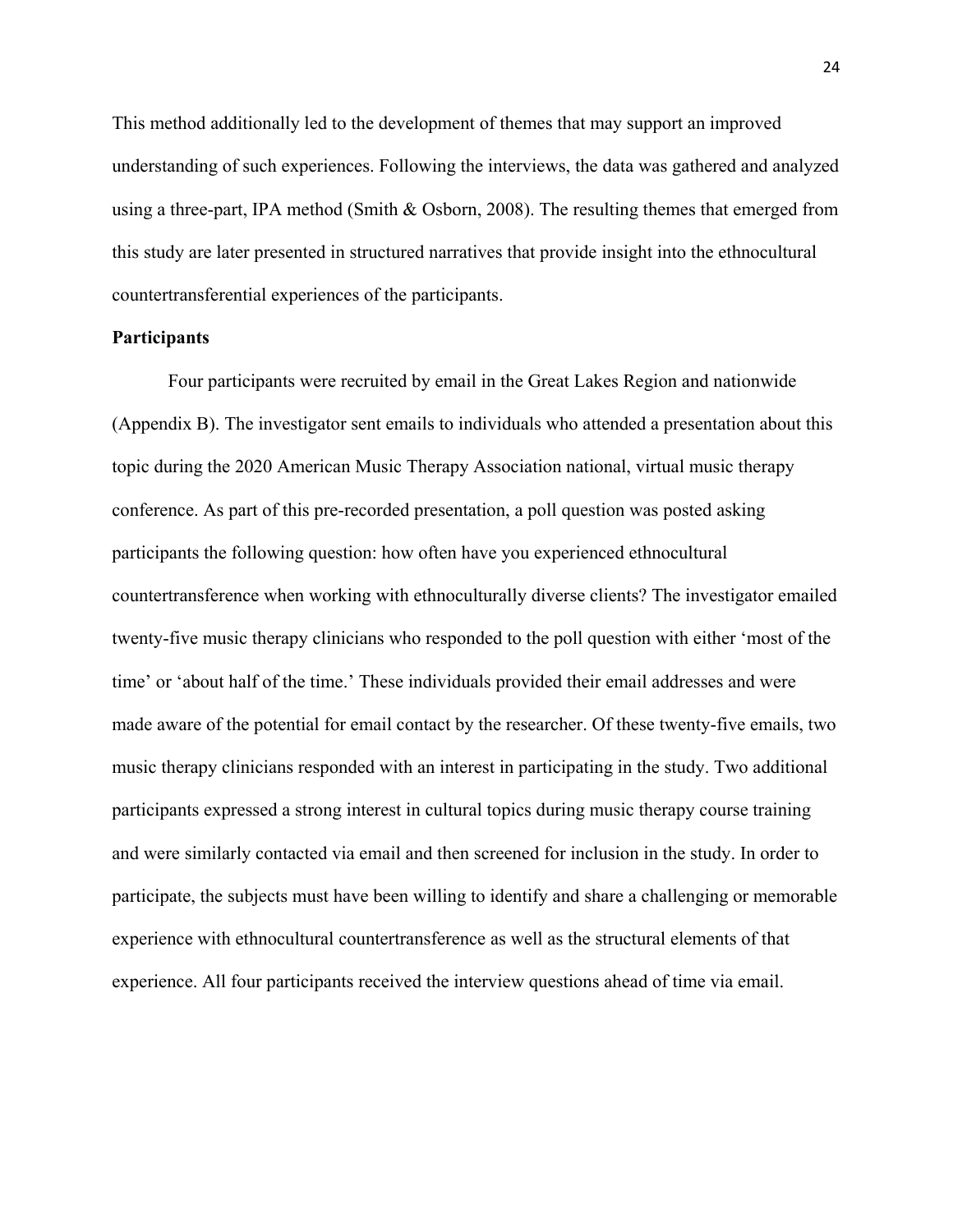This method additionally led to the development of themes that may support an improved understanding of such experiences. Following the interviews, the data was gathered and analyzed using a three-part, IPA method (Smith & Osborn, 2008). The resulting themes that emerged from this study are later presented in structured narratives that provide insight into the ethnocultural countertransferential experiences of the participants.

**Participants**

Four participants were recruited by email in the Great Lakes Region and nationwide (Appendix B). The investigator sent emails to individuals who attended a presentation about this topic during the 2020 American Music Therapy Association national, virtual music therapy conference. As part of this pre-recorded presentation, a poll question was posted asking participants the following question: how often have you experienced ethnocultural countertransference when working with ethnoculturally diverse clients? The investigator emailed twenty-five music therapy clinicians who responded to the poll question with either 'most of the time' or 'about half of the time.' These individuals provided their email addresses and were made aware of the potential for email contact by the researcher. Of these twenty-five emails, two music therapy clinicians responded with an interest in participating in the study. Two additional participants expressed a strong interest in cultural topics during music therapy course training and were similarly contacted via email and then screened for inclusion in the study. In order to participate, the subjects must have been willing to identify and share a challenging or memorable experience with ethnocultural countertransference as well as the structural elements of that experience. All four participants received the interview questions ahead of time via email.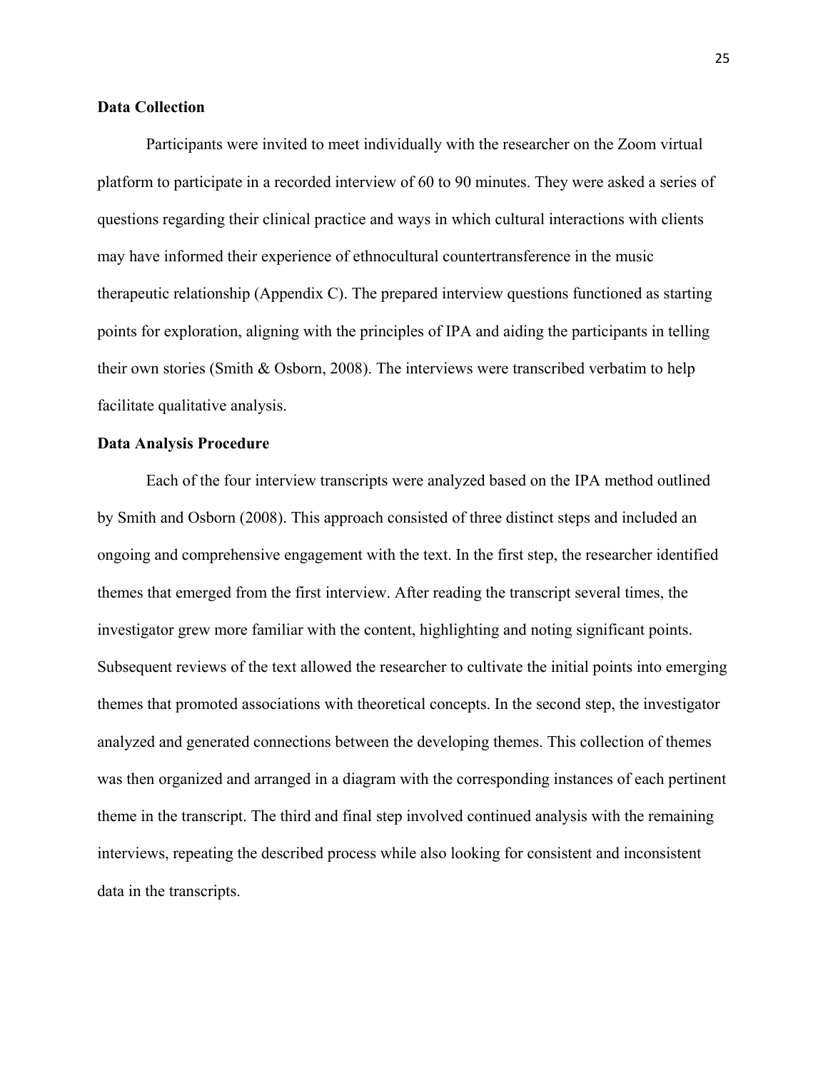### Data Collection

Participants were invited to meet individually with the researcher on the Zoom virtual platform to participate in a recorded interview of 60 to 90 minutes. They were asked a series of questions regarding their clinical practice and ways in which cultural interactions with clients may have informed their experience of ethnocultural countertransference in the music therapeutic relationship (Appendix C). The prepared interview questions functioned as starting points for exploration, aligning with the principles of IPA and aiding the participants in telling their own stories (Smith & Osborn, 2008). The interviews were transcribed verbatim to help facilitate qualitative analysis.

### Data Analysis Procedure

Each of the four interview transcripts were analyzed based on the IPA method outlined by Smith and Osborn (2008). This approach consisted of three distinct steps and included an ongoing and comprehensive engagement with the text. In the first step, the researcher identified themes that emerged from the first interview. After reading the transcript several times, the investigator grew more familiar with the content, highlighting and noting significant points. Subsequent reviews of the text allowed the researcher to cultivate the initial points into emerging themes that promoted associations with theoretical concepts. In the second step, the investigator analyzed and generated connections between the developing themes. This collection of themes was then organized and arranged in a diagram with the corresponding instances of each pertinent theme in the transcript. The third and final step involved continued analysis with the remaining interviews, repeating the described process while also looking for consistent and inconsistent data in the transcripts.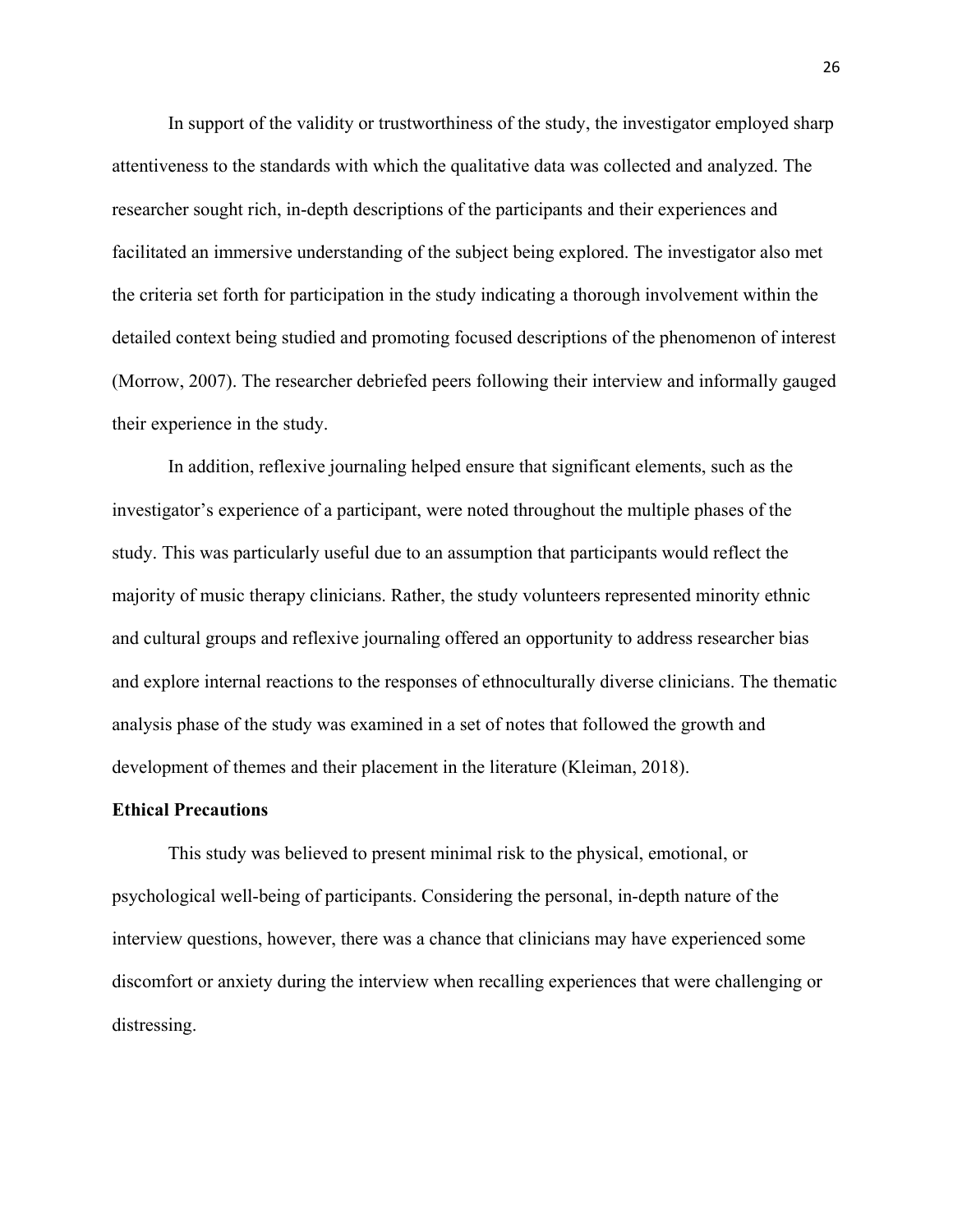In support of the validity or trustworthiness of the study, the investigator employed sharp attentiveness to the standards with which the qualitative data was collected and analyzed. The researcher sought rich, in-depth descriptions of the participants and their experiences and facilitated an immersive understanding of the subject being explored. The investigator also met the criteria set forth for participation in the study indicating a thorough involvement within the detailed context being studied and promoting focused descriptions of the phenomenon of interest (Morrow, 2007). The researcher debriefed peers following their interview and informally gauged their experience in the study.

In addition, reflexive journaling helped ensure that significant elements, such as the investigator's experience of a participant, were noted throughout the multiple phases of the study. This was particularly useful due to an assumption that participants would reflect the majority of music therapy clinicians. Rather, the study volunteers represented minority ethnic and cultural groups and reflexive journaling offered an opportunity to address researcher bias and explore internal reactions to the responses of ethnoculturally diverse clinicians. The thematic analysis phase of the study was examined in a set of notes that followed the growth and development of themes and their placement in the literature (Kleiman, 2018).

**Ethical Precautions**

This study was believed to present minimal risk to the physical, emotional, or psychological well-being of participants. Considering the personal, in-depth nature of the interview questions, however, there was a chance that clinicians may have experienced some discomfort or anxiety during the interview when recalling experiences that were challenging or distressing.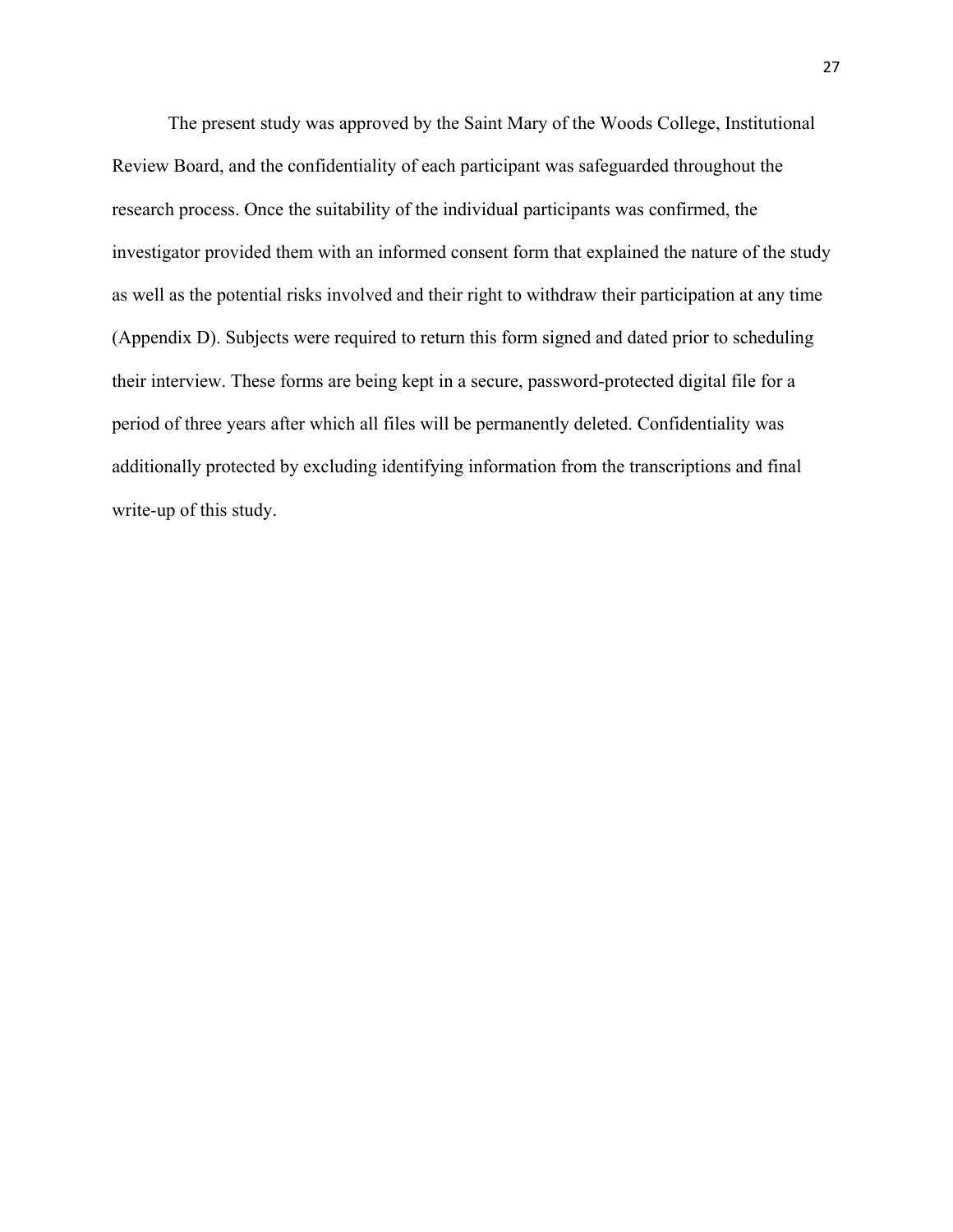The present study was approved by the Saint Mary of the Woods College, Institutional Review Board, and the confidentiality of each participant was safeguarded throughout the research process. Once the suitability of the individual participants was confirmed, the investigator provided them with an informed consent form that explained the nature of the study as well as the potential risks involved and their right to withdraw their participation at any time (Appendix D). Subjects were required to return this form signed and dated prior to scheduling their interview. These forms are being kept in a secure, password-protected digital file for a period of three years after which all files will be permanently deleted. Confidentiality was additionally protected by excluding identifying information from the transcriptions and final write-up of this study.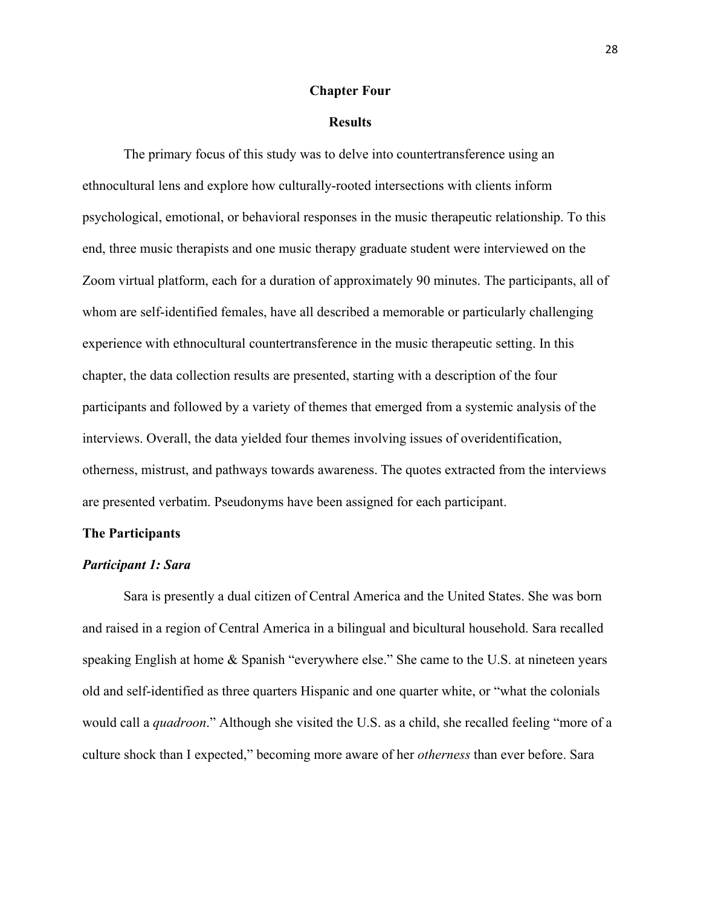# Chapter Four

## Results

The primary focus of this study was to delve into countertransference using an ethnocultural lens and explore how culturally-rooted intersections with clients inform psychological, emotional, or behavioral responses in the music therapeutic relationship. To this end, three music therapists and one music therapy graduate student were interviewed on the Zoom virtual platform, each for a duration of approximately 90 minutes. The participants, all of whom are self-identified females, have all described a memorable or particularly challenging experience with ethnocultural countertransference in the music therapeutic setting. In this chapter, the data collection results are presented, starting with a description of the four participants and followed by a variety of themes that emerged from a systemic analysis of the interviews. Overall, the data yielded four themes involving issues of overidentification, otherness, mistrust, and pathways towards awareness. The quotes extracted from the interviews are presented verbatim. Pseudonyms have been assigned for each participant.

### The Participants

#### *Participant 1: Sara*

Sara is presently a dual citizen of Central America and the United States. She was born and raised in a region of Central America in a bilingual and bicultural household. Sara recalled speaking English at home & Spanish "everywhere else." She came to the U.S. at nineteen years old and self-identified as three quarters Hispanic and one quarter white, or "what the colonials would call a *quadroon*." Although she visited the U.S. as a child, she recalled feeling "more of a culture shock than I expected," becoming more aware of her *otherness* than ever before. Sara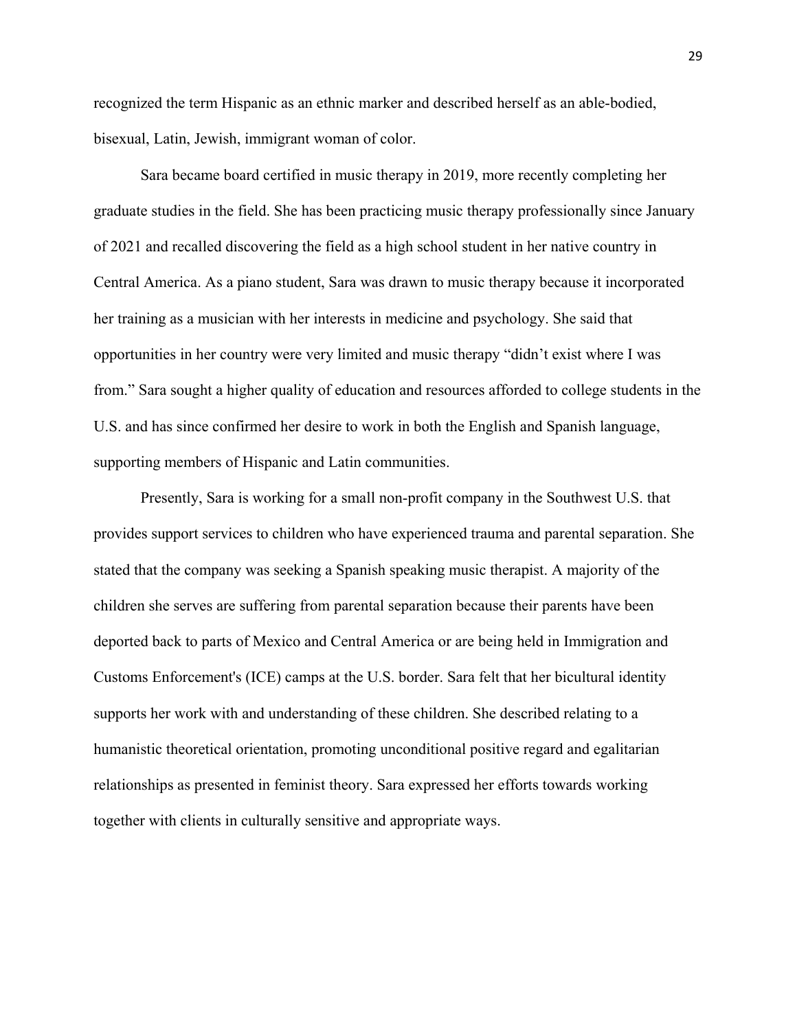recognized the term Hispanic as an ethnic marker and described herself as an able-bodied, bisexual, Latin, Jewish, immigrant woman of color.

Sara became board certified in music therapy in 2019, more recently completing her graduate studies in the field. She has been practicing music therapy professionally since January of 2021 and recalled discovering the field as a high school student in her native country in Central America. As a piano student, Sara was drawn to music therapy because it incorporated her training as a musician with her interests in medicine and psychology. She said that opportunities in her country were very limited and music therapy "didn't exist where I was from." Sara sought a higher quality of education and resources afforded to college students in the U.S. and has since confirmed her desire to work in both the English and Spanish language, supporting members of Hispanic and Latin communities.

Presently, Sara is working for a small non-profit company in the Southwest U.S. that provides support services to children who have experienced trauma and parental separation. She stated that the company was seeking a Spanish speaking music therapist. A majority of the children she serves are suffering from parental separation because their parents have been deported back to parts of Mexico and Central America or are being held in Immigration and Customs Enforcement's (ICE) camps at the U.S. border. Sara felt that her bicultural identity supports her work with and understanding of these children. She described relating to a humanistic theoretical orientation, promoting unconditional positive regard and egalitarian relationships as presented in feminist theory. Sara expressed her efforts towards working together with clients in culturally sensitive and appropriate ways.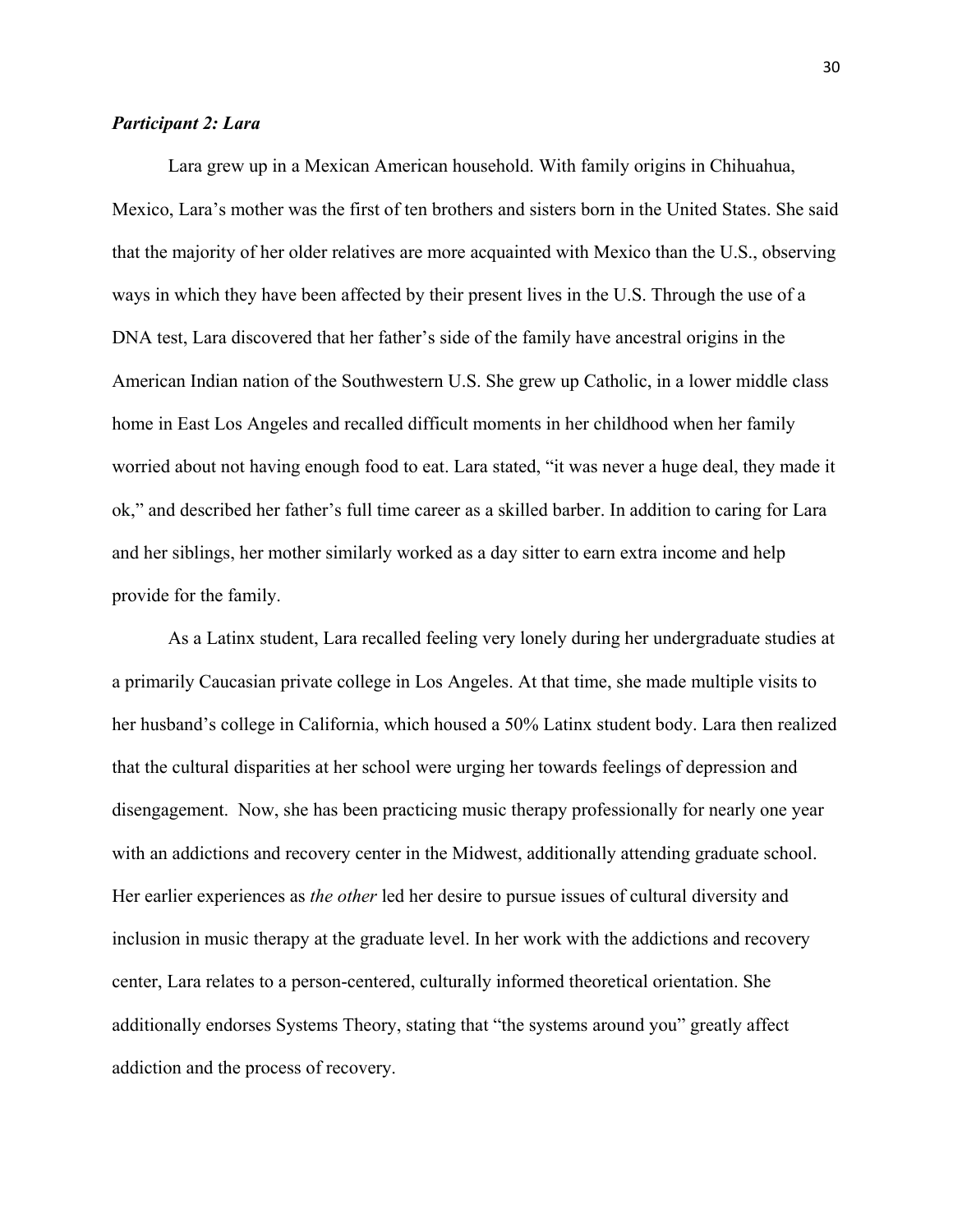***Participant 2: Lara***

Lara grew up in a Mexican American household. With family origins in Chihuahua, Mexico, Lara's mother was the first of ten brothers and sisters born in the United States. She said that the majority of her older relatives are more acquainted with Mexico than the U.S., observing ways in which they have been affected by their present lives in the U.S. Through the use of a DNA test, Lara discovered that her father's side of the family have ancestral origins in the American Indian nation of the Southwestern U.S. She grew up Catholic, in a lower middle class home in East Los Angeles and recalled difficult moments in her childhood when her family worried about not having enough food to eat. Lara stated, "it was never a huge deal, they made it ok," and described her father's full time career as a skilled barber. In addition to caring for Lara and her siblings, her mother similarly worked as a day sitter to earn extra income and help provide for the family.

As a Latinx student, Lara recalled feeling very lonely during her undergraduate studies at a primarily Caucasian private college in Los Angeles. At that time, she made multiple visits to her husband's college in California, which housed a 50% Latinx student body. Lara then realized that the cultural disparities at her school were urging her towards feelings of depression and disengagement. Now, she has been practicing music therapy professionally for nearly one year with an addictions and recovery center in the Midwest, additionally attending graduate school. Her earlier experiences as *the other* led her desire to pursue issues of cultural diversity and inclusion in music therapy at the graduate level. In her work with the addictions and recovery center, Lara relates to a person-centered, culturally informed theoretical orientation. She additionally endorses Systems Theory, stating that "the systems around you" greatly affect addiction and the process of recovery.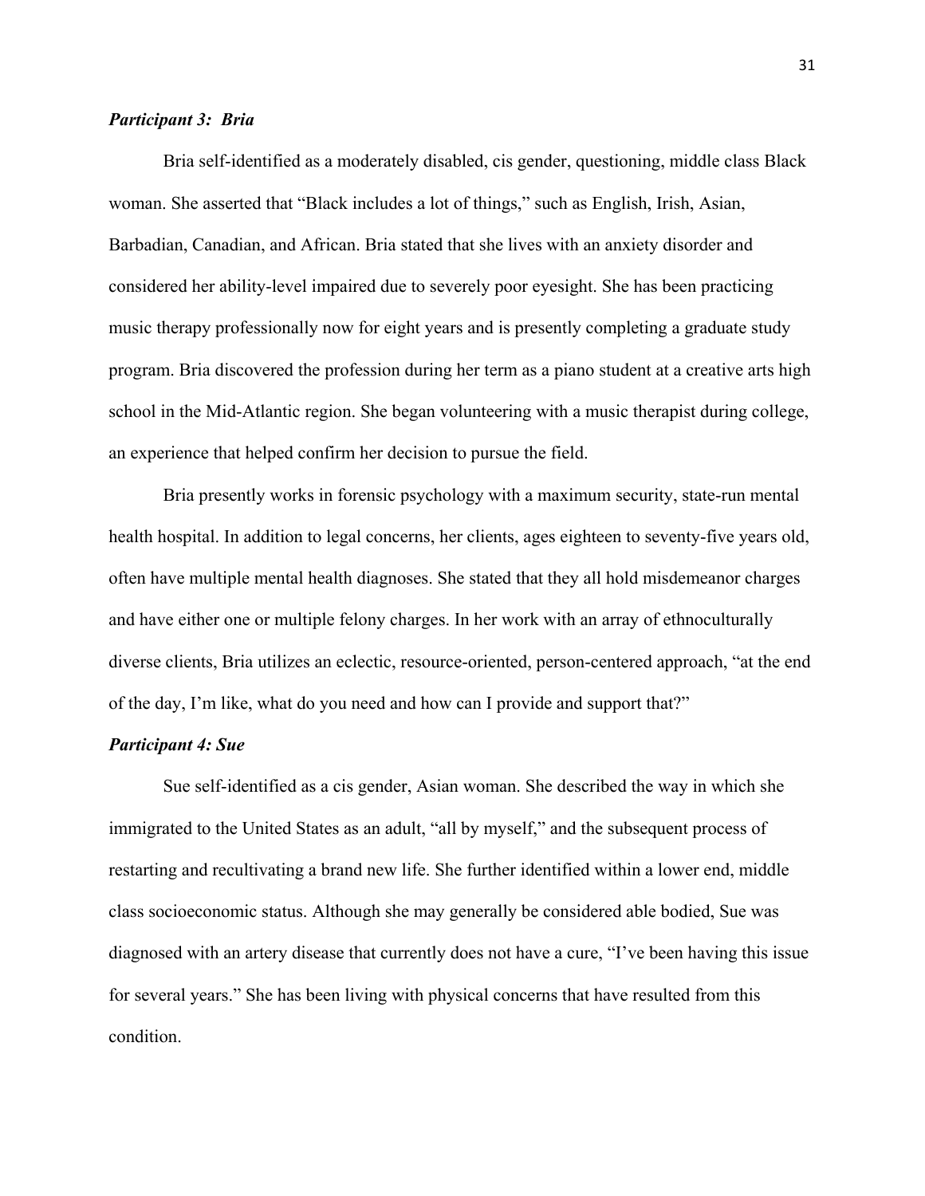### *Participant 3: Bria*

Bria self-identified as a moderately disabled, cis gender, questioning, middle class Black woman. She asserted that "Black includes a lot of things," such as English, Irish, Asian, Barbadian, Canadian, and African. Bria stated that she lives with an anxiety disorder and considered her ability-level impaired due to severely poor eyesight. She has been practicing music therapy professionally now for eight years and is presently completing a graduate study program. Bria discovered the profession during her term as a piano student at a creative arts high school in the Mid-Atlantic region. She began volunteering with a music therapist during college, an experience that helped confirm her decision to pursue the field.

Bria presently works in forensic psychology with a maximum security, state-run mental health hospital. In addition to legal concerns, her clients, ages eighteen to seventy-five years old, often have multiple mental health diagnoses. She stated that they all hold misdemeanor charges and have either one or multiple felony charges. In her work with an array of ethnoculturally diverse clients, Bria utilizes an eclectic, resource-oriented, person-centered approach, "at the end of the day, I'm like, what do you need and how can I provide and support that?"

### *Participant 4: Sue*

Sue self-identified as a cis gender, Asian woman. She described the way in which she immigrated to the United States as an adult, "all by myself," and the subsequent process of restarting and recultivating a brand new life. She further identified within a lower end, middle class socioeconomic status. Although she may generally be considered able bodied, Sue was diagnosed with an artery disease that currently does not have a cure, "I've been having this issue for several years." She has been living with physical concerns that have resulted from this condition.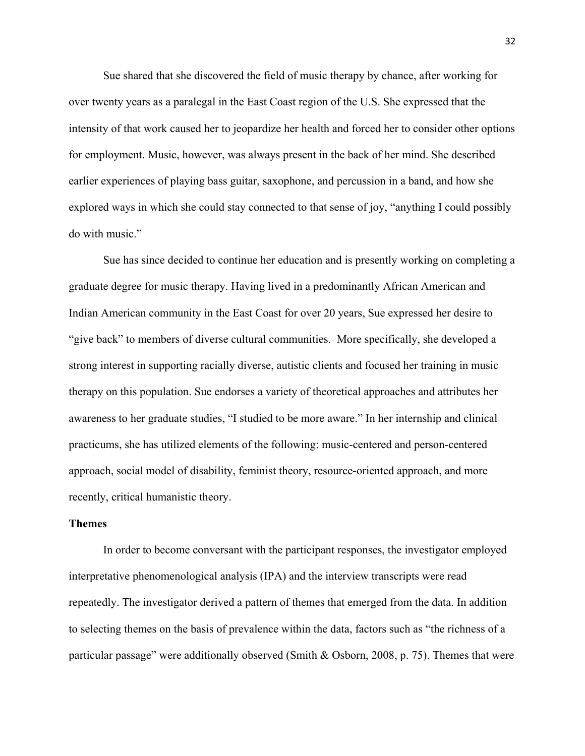Sue shared that she discovered the field of music therapy by chance, after working for over twenty years as a paralegal in the East Coast region of the U.S. She expressed that the intensity of that work caused her to jeopardize her health and forced her to consider other options for employment. Music, however, was always present in the back of her mind. She described earlier experiences of playing bass guitar, saxophone, and percussion in a band, and how she explored ways in which she could stay connected to that sense of joy, "anything I could possibly do with music."

Sue has since decided to continue her education and is presently working on completing a graduate degree for music therapy. Having lived in a predominantly African American and Indian American community in the East Coast for over 20 years, Sue expressed her desire to "give back" to members of diverse cultural communities. More specifically, she developed a strong interest in supporting racially diverse, autistic clients and focused her training in music therapy on this population. Sue endorses a variety of theoretical approaches and attributes her awareness to her graduate studies, "I studied to be more aware." In her internship and clinical practicums, she has utilized elements of the following: music-centered and person-centered approach, social model of disability, feminist theory, resource-oriented approach, and more recently, critical humanistic theory.

### Themes

In order to become conversant with the participant responses, the investigator employed interpretative phenomenological analysis (IPA) and the interview transcripts were read repeatedly. The investigator derived a pattern of themes that emerged from the data. In addition to selecting themes on the basis of prevalence within the data, factors such as "the richness of a particular passage" were additionally observed (Smith & Osborn, 2008, p. 75). Themes that were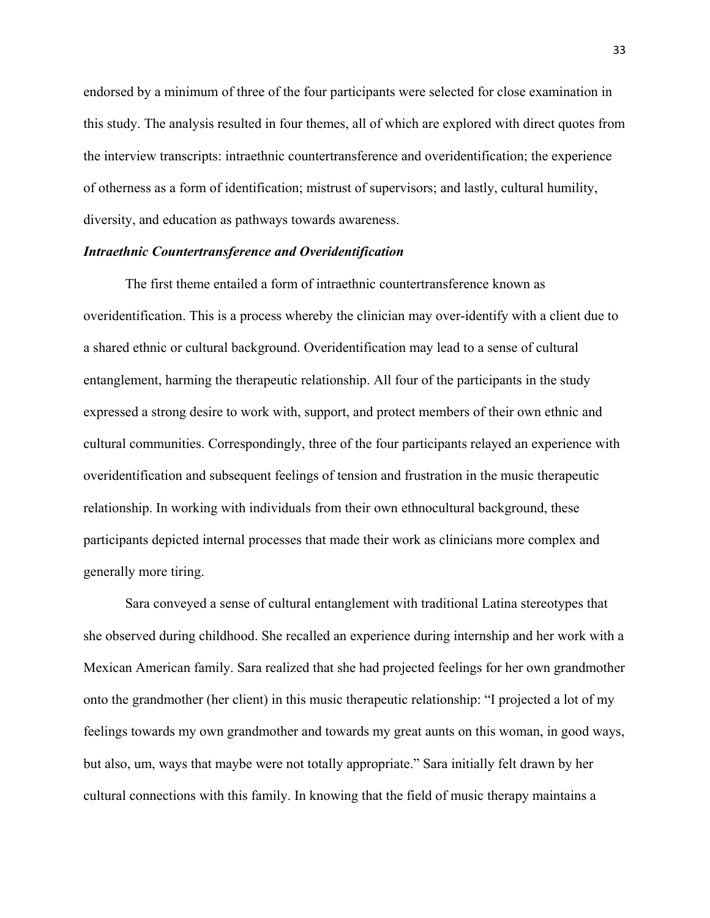endorsed by a minimum of three of the four participants were selected for close examination in this study. The analysis resulted in four themes, all of which are explored with direct quotes from the interview transcripts: intraethnic countertransference and overidentification; the experience of otherness as a form of identification; mistrust of supervisors; and lastly, cultural humility, diversity, and education as pathways towards awareness.

### *Intraethnic Countertransference and Overidentification*

The first theme entailed a form of intraethnic countertransference known as overidentification. This is a process whereby the clinician may over-identify with a client due to a shared ethnic or cultural background. Overidentification may lead to a sense of cultural entanglement, harming the therapeutic relationship. All four of the participants in the study expressed a strong desire to work with, support, and protect members of their own ethnic and cultural communities. Correspondingly, three of the four participants relayed an experience with overidentification and subsequent feelings of tension and frustration in the music therapeutic relationship. In working with individuals from their own ethnocultural background, these participants depicted internal processes that made their work as clinicians more complex and generally more tiring.

Sara conveyed a sense of cultural entanglement with traditional Latina stereotypes that she observed during childhood. She recalled an experience during internship and her work with a Mexican American family. Sara realized that she had projected feelings for her own grandmother onto the grandmother (her client) in this music therapeutic relationship: "I projected a lot of my feelings towards my own grandmother and towards my great aunts on this woman, in good ways, but also, um, ways that maybe were not totally appropriate." Sara initially felt drawn by her cultural connections with this family. In knowing that the field of music therapy maintains a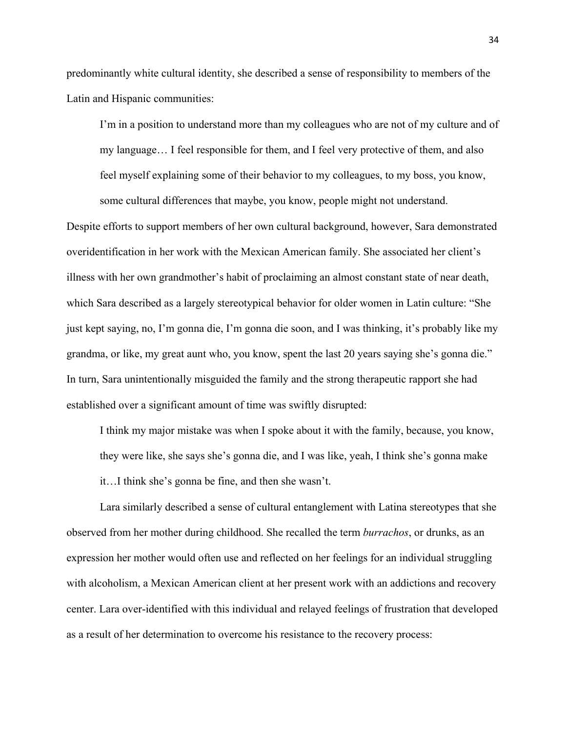predominantly white cultural identity, she described a sense of responsibility to members of the Latin and Hispanic communities:

> I'm in a position to understand more than my colleagues who are not of my culture and of my language… I feel responsible for them, and I feel very protective of them, and also feel myself explaining some of their behavior to my colleagues, to my boss, you know, some cultural differences that maybe, you know, people might not understand.

Despite efforts to support members of her own cultural background, however, Sara demonstrated overidentification in her work with the Mexican American family. She associated her client's illness with her own grandmother's habit of proclaiming an almost constant state of near death, which Sara described as a largely stereotypical behavior for older women in Latin culture: "She just kept saying, no, I'm gonna die, I'm gonna die soon, and I was thinking, it's probably like my grandma, or like, my great aunt who, you know, spent the last 20 years saying she's gonna die." In turn, Sara unintentionally misguided the family and the strong therapeutic rapport she had established over a significant amount of time was swiftly disrupted:

> I think my major mistake was when I spoke about it with the family, because, you know, they were like, she says she's gonna die, and I was like, yeah, I think she's gonna make it…I think she's gonna be fine, and then she wasn't.

Lara similarly described a sense of cultural entanglement with Latina stereotypes that she observed from her mother during childhood. She recalled the term *burrachos*, or drunks, as an expression her mother would often use and reflected on her feelings for an individual struggling with alcoholism, a Mexican American client at her present work with an addictions and recovery center. Lara over-identified with this individual and relayed feelings of frustration that developed as a result of her determination to overcome his resistance to the recovery process: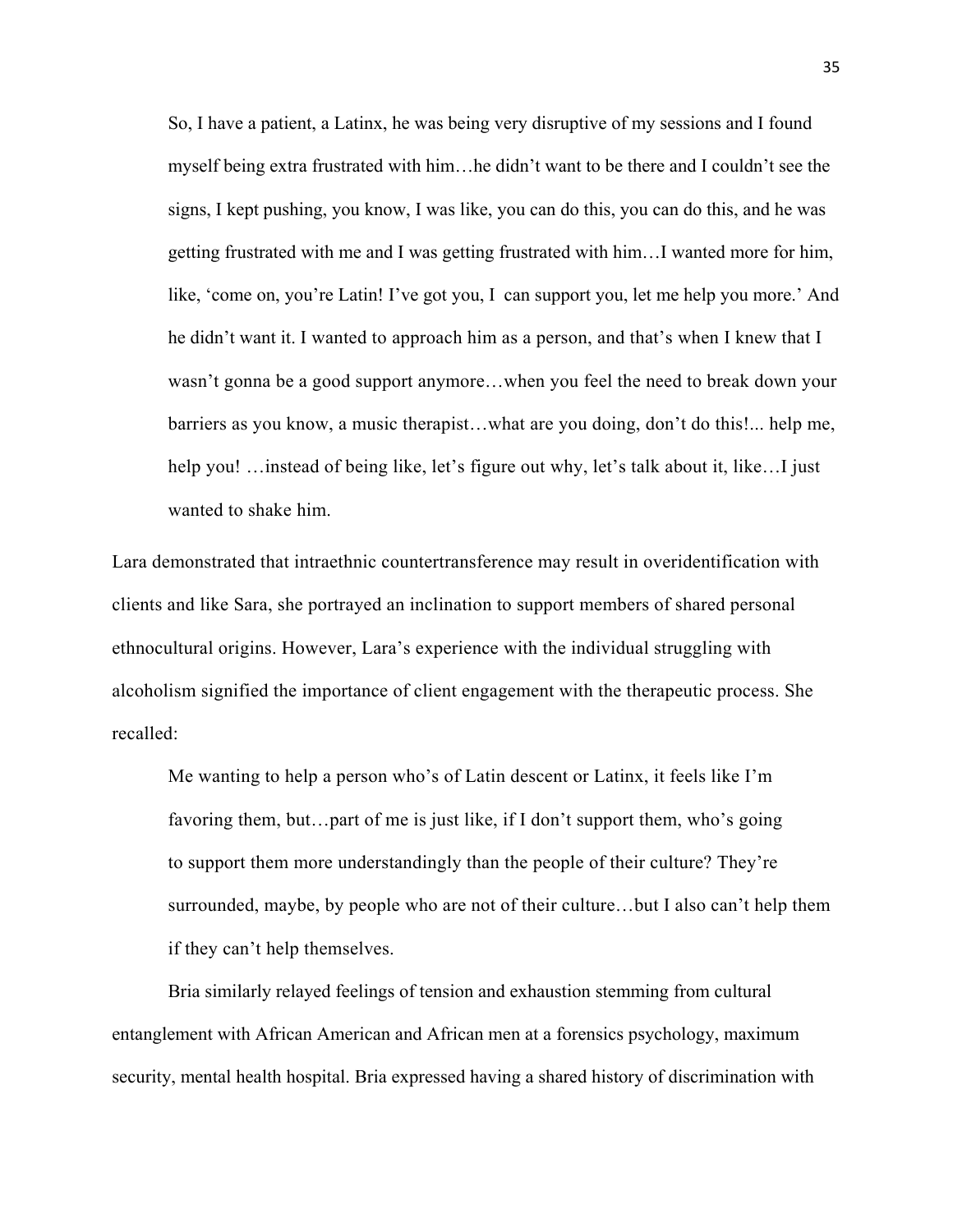> So, I have a patient, a Latinx, he was being very disruptive of my sessions and I found myself being extra frustrated with him…he didn't want to be there and I couldn't see the signs, I kept pushing, you know, I was like, you can do this, you can do this, and he was getting frustrated with me and I was getting frustrated with him…I wanted more for him, like, 'come on, you're Latin! I've got you, I can support you, let me help you more.' And he didn't want it. I wanted to approach him as a person, and that's when I knew that I wasn't gonna be a good support anymore…when you feel the need to break down your barriers as you know, a music therapist…what are you doing, don't do this!... help me, help you! …instead of being like, let's figure out why, let's talk about it, like…I just wanted to shake him.

Lara demonstrated that intraethnic countertransference may result in overidentification with clients and like Sara, she portrayed an inclination to support members of shared personal ethnocultural origins. However, Lara's experience with the individual struggling with alcoholism signified the importance of client engagement with the therapeutic process. She recalled:

> Me wanting to help a person who's of Latin descent or Latinx, it feels like I'm favoring them, but…part of me is just like, if I don't support them, who's going to support them more understandingly than the people of their culture? They're surrounded, maybe, by people who are not of their culture…but I also can't help them if they can't help themselves.

Bria similarly relayed feelings of tension and exhaustion stemming from cultural entanglement with African American and African men at a forensics psychology, maximum security, mental health hospital. Bria expressed having a shared history of discrimination with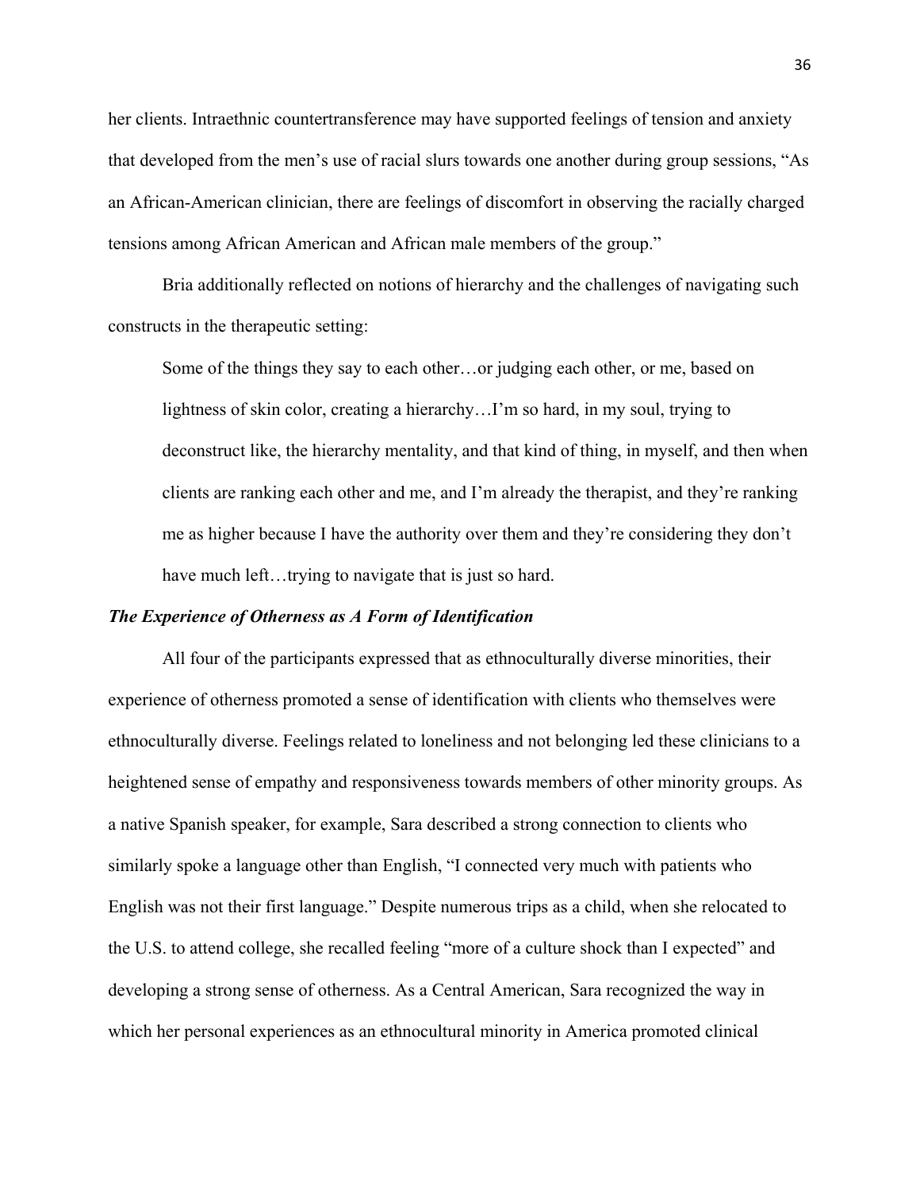her clients. Intraethnic countertransference may have supported feelings of tension and anxiety that developed from the men's use of racial slurs towards one another during group sessions, "As an African-American clinician, there are feelings of discomfort in observing the racially charged tensions among African American and African male members of the group."

Bria additionally reflected on notions of hierarchy and the challenges of navigating such constructs in the therapeutic setting:

> Some of the things they say to each other…or judging each other, or me, based on lightness of skin color, creating a hierarchy…I'm so hard, in my soul, trying to deconstruct like, the hierarchy mentality, and that kind of thing, in myself, and then when clients are ranking each other and me, and I'm already the therapist, and they're ranking me as higher because I have the authority over them and they're considering they don't have much left…trying to navigate that is just so hard.

### *The Experience of Otherness as A Form of Identification*

All four of the participants expressed that as ethnoculturally diverse minorities, their experience of otherness promoted a sense of identification with clients who themselves were ethnoculturally diverse. Feelings related to loneliness and not belonging led these clinicians to a heightened sense of empathy and responsiveness towards members of other minority groups. As a native Spanish speaker, for example, Sara described a strong connection to clients who similarly spoke a language other than English, "I connected very much with patients who English was not their first language." Despite numerous trips as a child, when she relocated to the U.S. to attend college, she recalled feeling "more of a culture shock than I expected" and developing a strong sense of otherness. As a Central American, Sara recognized the way in which her personal experiences as an ethnocultural minority in America promoted clinical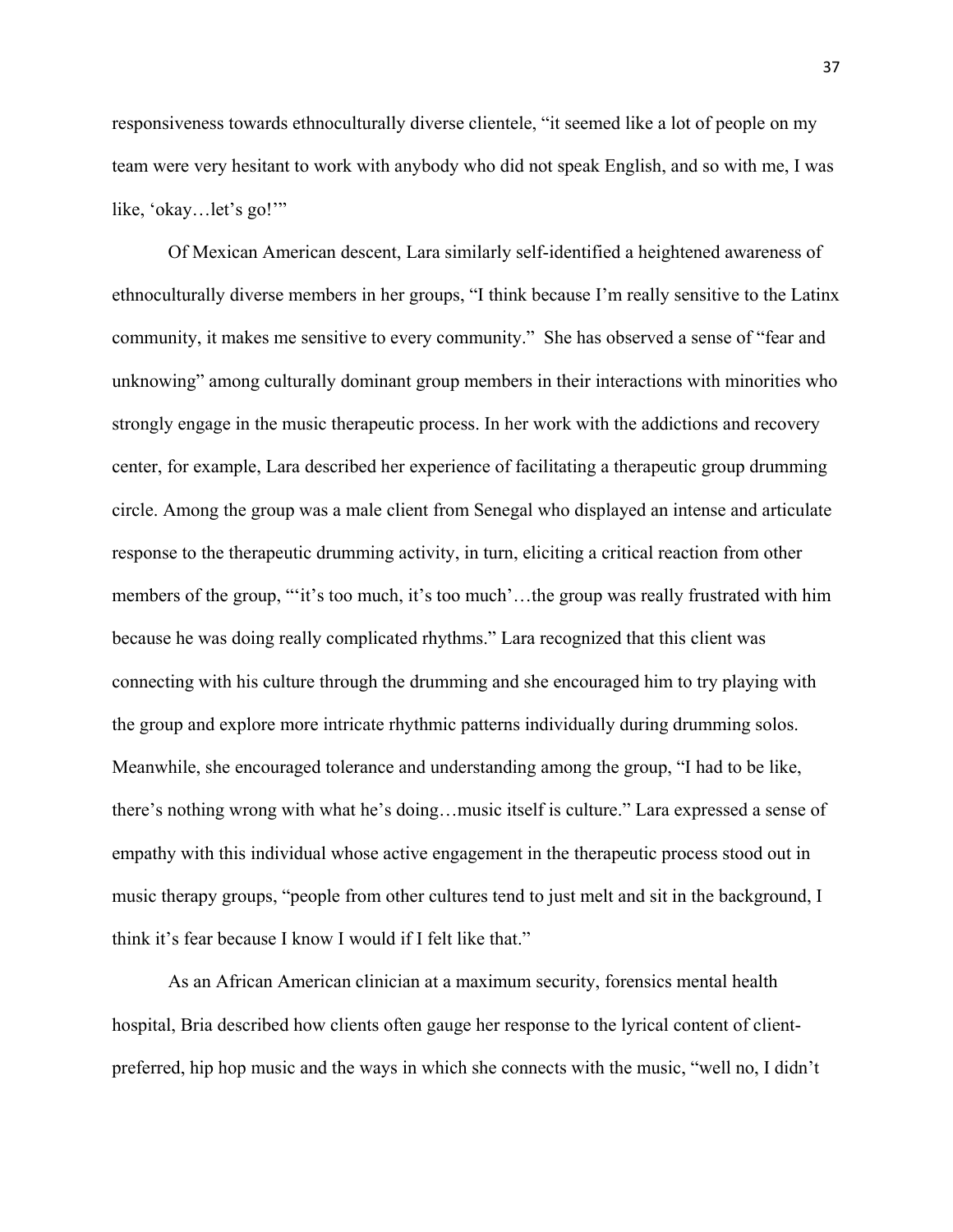responsiveness towards ethnoculturally diverse clientele, "it seemed like a lot of people on my team were very hesitant to work with anybody who did not speak English, and so with me, I was like, 'okay…let's go!'"

Of Mexican American descent, Lara similarly self-identified a heightened awareness of ethnoculturally diverse members in her groups, "I think because I'm really sensitive to the Latinx community, it makes me sensitive to every community." She has observed a sense of "fear and unknowing" among culturally dominant group members in their interactions with minorities who strongly engage in the music therapeutic process. In her work with the addictions and recovery center, for example, Lara described her experience of facilitating a therapeutic group drumming circle. Among the group was a male client from Senegal who displayed an intense and articulate response to the therapeutic drumming activity, in turn, eliciting a critical reaction from other members of the group, "'it's too much, it's too much'…the group was really frustrated with him because he was doing really complicated rhythms." Lara recognized that this client was connecting with his culture through the drumming and she encouraged him to try playing with the group and explore more intricate rhythmic patterns individually during drumming solos. Meanwhile, she encouraged tolerance and understanding among the group, "I had to be like, there's nothing wrong with what he's doing…music itself is culture." Lara expressed a sense of empathy with this individual whose active engagement in the therapeutic process stood out in music therapy groups, "people from other cultures tend to just melt and sit in the background, I think it's fear because I know I would if I felt like that."

As an African American clinician at a maximum security, forensics mental health hospital, Bria described how clients often gauge her response to the lyrical content of client-preferred, hip hop music and the ways in which she connects with the music, "well no, I didn't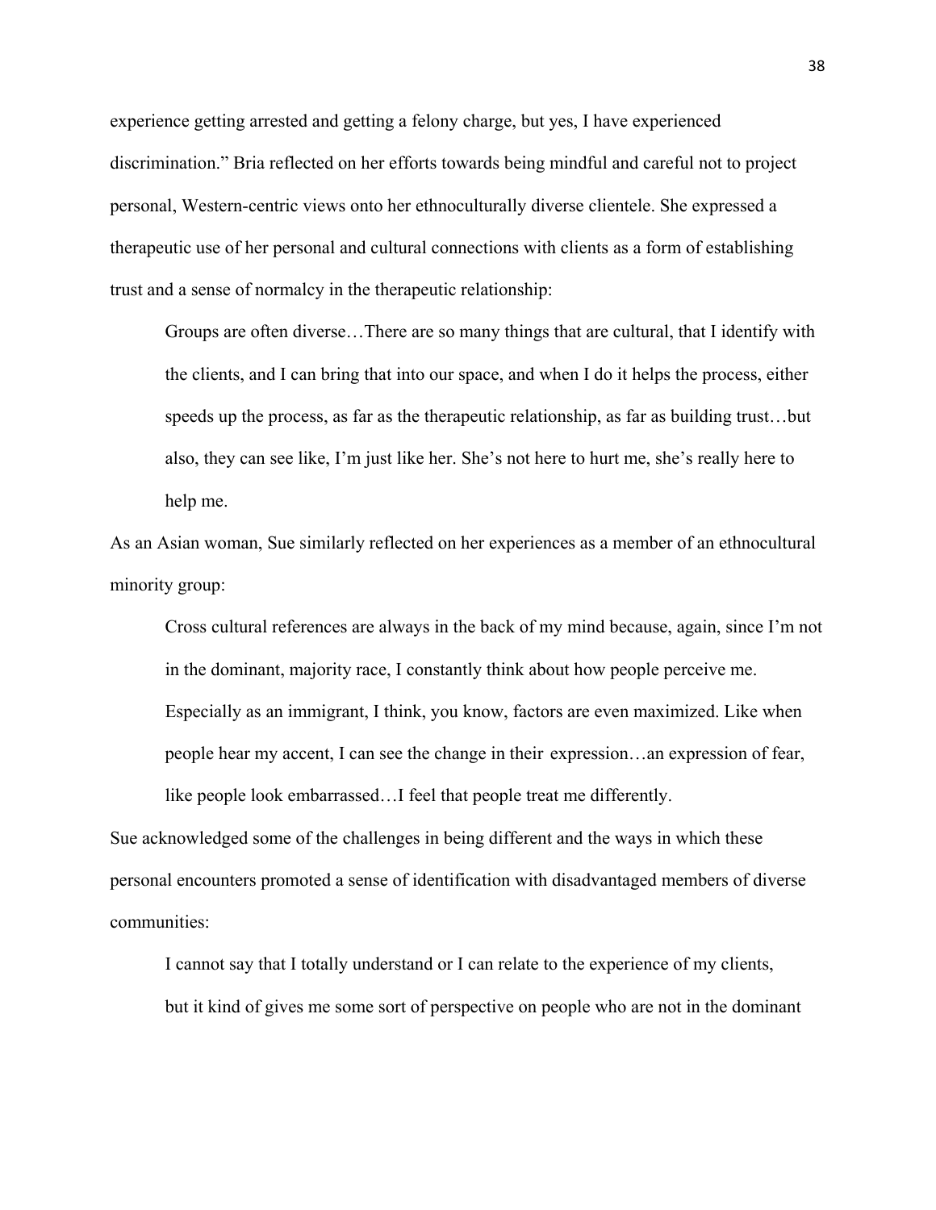experience getting arrested and getting a felony charge, but yes, I have experienced discrimination." Bria reflected on her efforts towards being mindful and careful not to project personal, Western-centric views onto her ethnoculturally diverse clientele. She expressed a therapeutic use of her personal and cultural connections with clients as a form of establishing trust and a sense of normalcy in the therapeutic relationship:

> Groups are often diverse…There are so many things that are cultural, that I identify with the clients, and I can bring that into our space, and when I do it helps the process, either speeds up the process, as far as the therapeutic relationship, as far as building trust…but also, they can see like, I'm just like her. She's not here to hurt me, she's really here to help me.

As an Asian woman, Sue similarly reflected on her experiences as a member of an ethnocultural minority group:

> Cross cultural references are always in the back of my mind because, again, since I'm not in the dominant, majority race, I constantly think about how people perceive me. Especially as an immigrant, I think, you know, factors are even maximized. Like when people hear my accent, I can see the change in their expression…an expression of fear, like people look embarrassed…I feel that people treat me differently.

Sue acknowledged some of the challenges in being different and the ways in which these personal encounters promoted a sense of identification with disadvantaged members of diverse communities:

> I cannot say that I totally understand or I can relate to the experience of my clients, but it kind of gives me some sort of perspective on people who are not in the dominant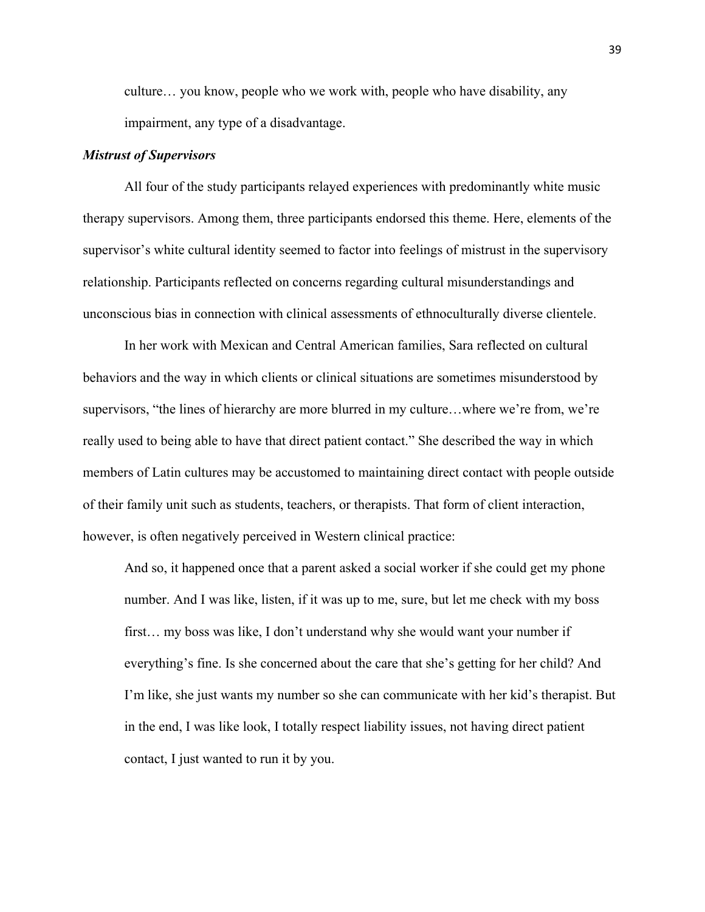> culture… you know, people who we work with, people who have disability, any impairment, any type of a disadvantage.

### ***Mistrust of Supervisors***

All four of the study participants relayed experiences with predominantly white music therapy supervisors. Among them, three participants endorsed this theme. Here, elements of the supervisor's white cultural identity seemed to factor into feelings of mistrust in the supervisory relationship. Participants reflected on concerns regarding cultural misunderstandings and unconscious bias in connection with clinical assessments of ethnoculturally diverse clientele.

In her work with Mexican and Central American families, Sara reflected on cultural behaviors and the way in which clients or clinical situations are sometimes misunderstood by supervisors, "the lines of hierarchy are more blurred in my culture…where we're from, we're really used to being able to have that direct patient contact." She described the way in which members of Latin cultures may be accustomed to maintaining direct contact with people outside of their family unit such as students, teachers, or therapists. That form of client interaction, however, is often negatively perceived in Western clinical practice:

> And so, it happened once that a parent asked a social worker if she could get my phone number. And I was like, listen, if it was up to me, sure, but let me check with my boss first… my boss was like, I don't understand why she would want your number if everything's fine. Is she concerned about the care that she's getting for her child? And I'm like, she just wants my number so she can communicate with her kid's therapist. But in the end, I was like look, I totally respect liability issues, not having direct patient contact, I just wanted to run it by you.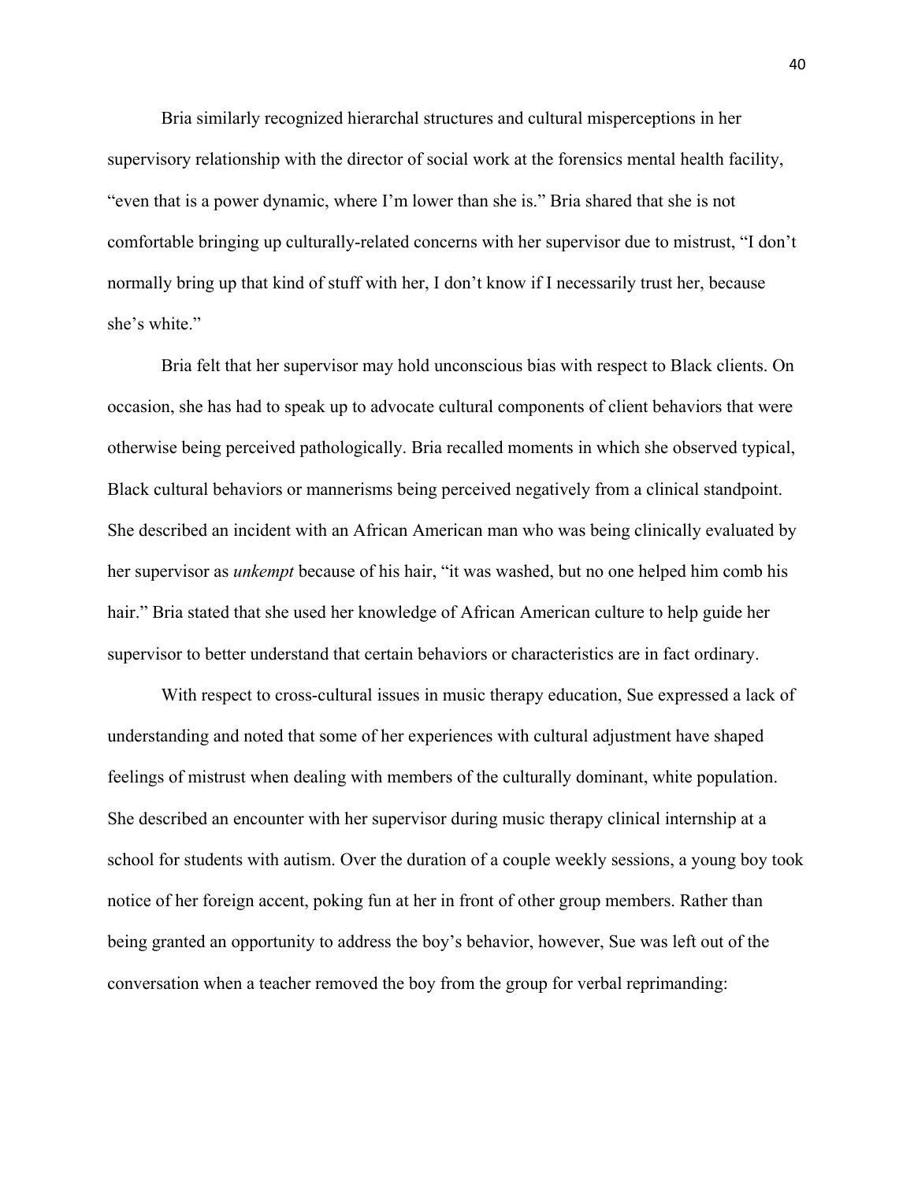Bria similarly recognized hierarchal structures and cultural misperceptions in her supervisory relationship with the director of social work at the forensics mental health facility, "even that is a power dynamic, where I'm lower than she is." Bria shared that she is not comfortable bringing up culturally-related concerns with her supervisor due to mistrust, "I don't normally bring up that kind of stuff with her, I don't know if I necessarily trust her, because she's white."

Bria felt that her supervisor may hold unconscious bias with respect to Black clients. On occasion, she has had to speak up to advocate cultural components of client behaviors that were otherwise being perceived pathologically. Bria recalled moments in which she observed typical, Black cultural behaviors or mannerisms being perceived negatively from a clinical standpoint. She described an incident with an African American man who was being clinically evaluated by her supervisor as *unkempt* because of his hair, "it was washed, but no one helped him comb his hair." Bria stated that she used her knowledge of African American culture to help guide her supervisor to better understand that certain behaviors or characteristics are in fact ordinary.

With respect to cross-cultural issues in music therapy education, Sue expressed a lack of understanding and noted that some of her experiences with cultural adjustment have shaped feelings of mistrust when dealing with members of the culturally dominant, white population. She described an encounter with her supervisor during music therapy clinical internship at a school for students with autism. Over the duration of a couple weekly sessions, a young boy took notice of her foreign accent, poking fun at her in front of other group members. Rather than being granted an opportunity to address the boy's behavior, however, Sue was left out of the conversation when a teacher removed the boy from the group for verbal reprimanding: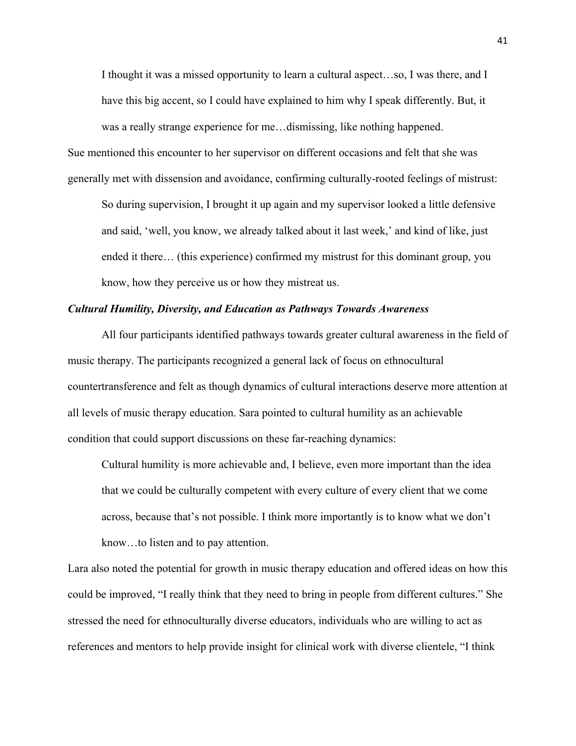> I thought it was a missed opportunity to learn a cultural aspect…so, I was there, and I have this big accent, so I could have explained to him why I speak differently. But, it was a really strange experience for me…dismissing, like nothing happened.

Sue mentioned this encounter to her supervisor on different occasions and felt that she was generally met with dissension and avoidance, confirming culturally-rooted feelings of mistrust:

> So during supervision, I brought it up again and my supervisor looked a little defensive and said, 'well, you know, we already talked about it last week,' and kind of like, just ended it there… (this experience) confirmed my mistrust for this dominant group, you know, how they perceive us or how they mistreat us.

### *Cultural Humility, Diversity, and Education as Pathways Towards Awareness*

All four participants identified pathways towards greater cultural awareness in the field of music therapy. The participants recognized a general lack of focus on ethnocultural countertransference and felt as though dynamics of cultural interactions deserve more attention at all levels of music therapy education. Sara pointed to cultural humility as an achievable condition that could support discussions on these far-reaching dynamics:

> Cultural humility is more achievable and, I believe, even more important than the idea that we could be culturally competent with every culture of every client that we come across, because that's not possible. I think more importantly is to know what we don't know…to listen and to pay attention.

Lara also noted the potential for growth in music therapy education and offered ideas on how this could be improved, "I really think that they need to bring in people from different cultures." She stressed the need for ethnoculturally diverse educators, individuals who are willing to act as references and mentors to help provide insight for clinical work with diverse clientele, "I think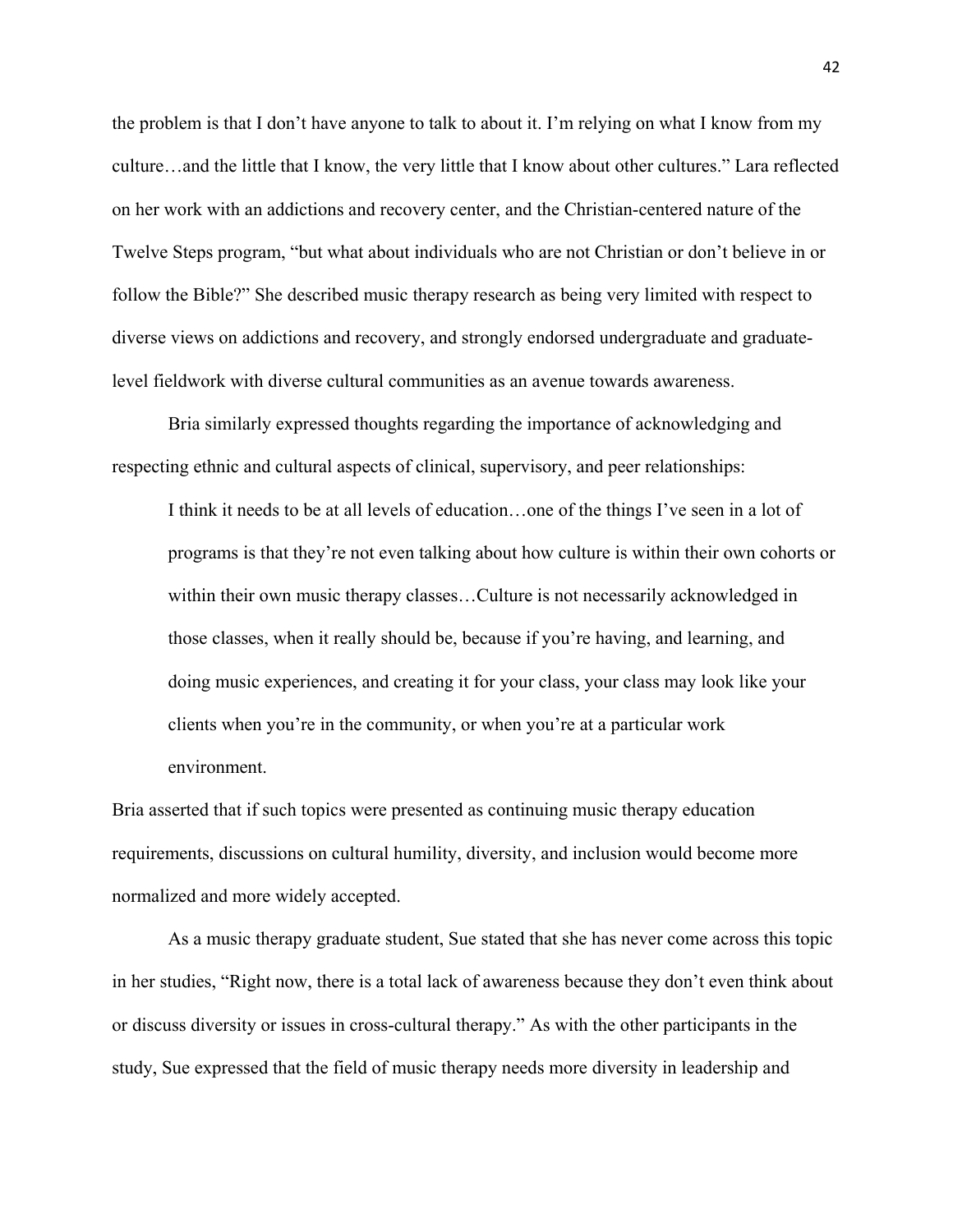the problem is that I don't have anyone to talk to about it. I'm relying on what I know from my culture…and the little that I know, the very little that I know about other cultures." Lara reflected on her work with an addictions and recovery center, and the Christian-centered nature of the Twelve Steps program, "but what about individuals who are not Christian or don't believe in or follow the Bible?" She described music therapy research as being very limited with respect to diverse views on addictions and recovery, and strongly endorsed undergraduate and graduate-level fieldwork with diverse cultural communities as an avenue towards awareness.

Bria similarly expressed thoughts regarding the importance of acknowledging and respecting ethnic and cultural aspects of clinical, supervisory, and peer relationships:

> I think it needs to be at all levels of education…one of the things I've seen in a lot of programs is that they're not even talking about how culture is within their own cohorts or within their own music therapy classes…Culture is not necessarily acknowledged in those classes, when it really should be, because if you're having, and learning, and doing music experiences, and creating it for your class, your class may look like your clients when you're in the community, or when you're at a particular work environment.

Bria asserted that if such topics were presented as continuing music therapy education requirements, discussions on cultural humility, diversity, and inclusion would become more normalized and more widely accepted.

As a music therapy graduate student, Sue stated that she has never come across this topic in her studies, "Right now, there is a total lack of awareness because they don't even think about or discuss diversity or issues in cross-cultural therapy." As with the other participants in the study, Sue expressed that the field of music therapy needs more diversity in leadership and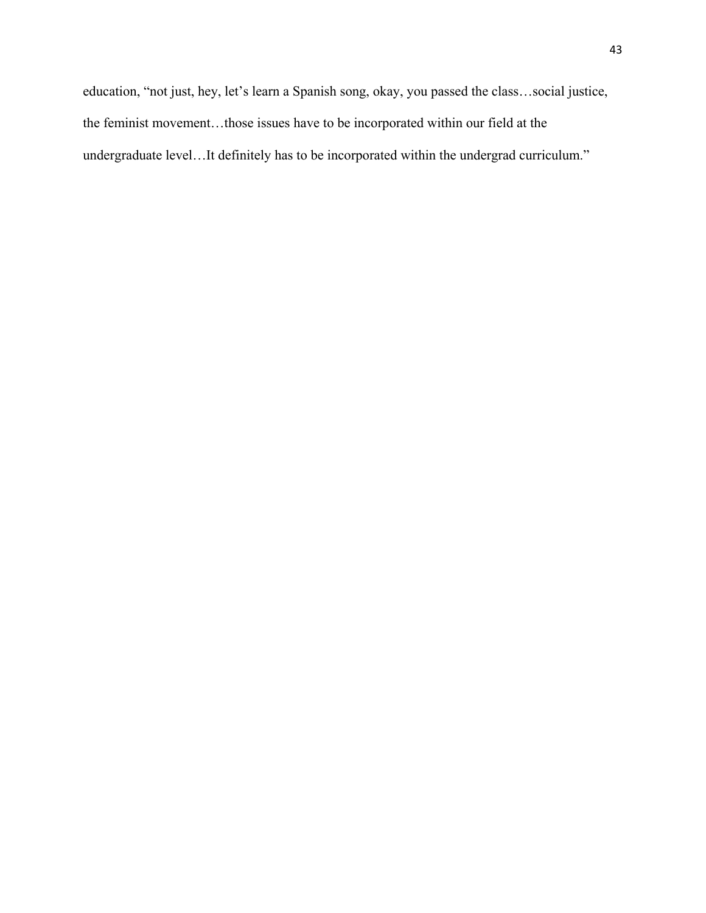education, “not just, hey, let’s learn a Spanish song, okay, you passed the class…social justice, the feminist movement…those issues have to be incorporated within our field at the undergraduate level…It definitely has to be incorporated within the undergrad curriculum.”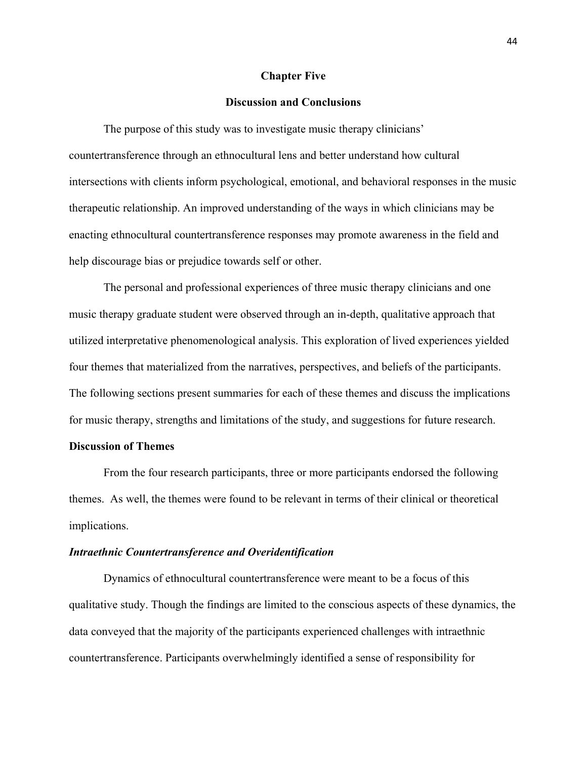# Chapter Five

## Discussion and Conclusions

The purpose of this study was to investigate music therapy clinicians' countertransference through an ethnocultural lens and better understand how cultural intersections with clients inform psychological, emotional, and behavioral responses in the music therapeutic relationship. An improved understanding of the ways in which clinicians may be enacting ethnocultural countertransference responses may promote awareness in the field and help discourage bias or prejudice towards self or other.

The personal and professional experiences of three music therapy clinicians and one music therapy graduate student were observed through an in-depth, qualitative approach that utilized interpretative phenomenological analysis. This exploration of lived experiences yielded four themes that materialized from the narratives, perspectives, and beliefs of the participants. The following sections present summaries for each of these themes and discuss the implications for music therapy, strengths and limitations of the study, and suggestions for future research.

### Discussion of Themes

From the four research participants, three or more participants endorsed the following themes. As well, the themes were found to be relevant in terms of their clinical or theoretical implications.

#### *Intraethnic Countertransference and Overidentification*

Dynamics of ethnocultural countertransference were meant to be a focus of this qualitative study. Though the findings are limited to the conscious aspects of these dynamics, the data conveyed that the majority of the participants experienced challenges with intraethnic countertransference. Participants overwhelmingly identified a sense of responsibility for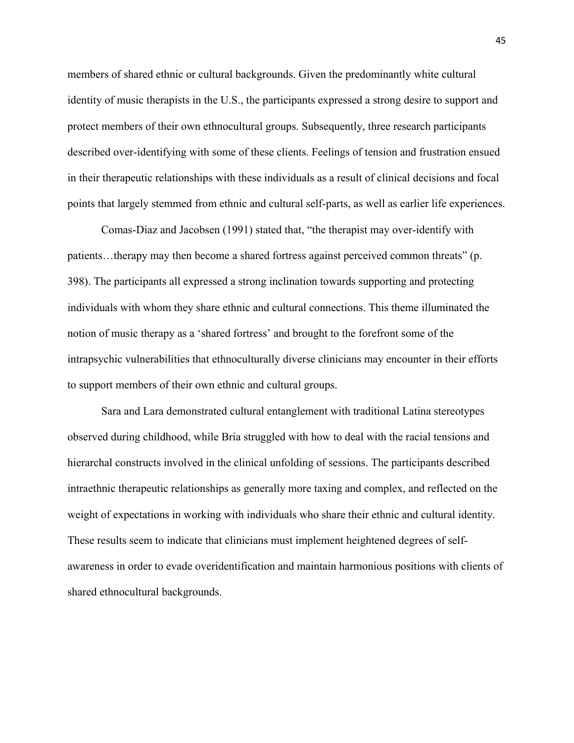members of shared ethnic or cultural backgrounds. Given the predominantly white cultural identity of music therapists in the U.S., the participants expressed a strong desire to support and protect members of their own ethnocultural groups. Subsequently, three research participants described over-identifying with some of these clients. Feelings of tension and frustration ensued in their therapeutic relationships with these individuals as a result of clinical decisions and focal points that largely stemmed from ethnic and cultural self-parts, as well as earlier life experiences.

Comas-Diaz and Jacobsen (1991) stated that, "the therapist may over-identify with patients…therapy may then become a shared fortress against perceived common threats" (p. 398). The participants all expressed a strong inclination towards supporting and protecting individuals with whom they share ethnic and cultural connections. This theme illuminated the notion of music therapy as a 'shared fortress' and brought to the forefront some of the intrapsychic vulnerabilities that ethnoculturally diverse clinicians may encounter in their efforts to support members of their own ethnic and cultural groups.

Sara and Lara demonstrated cultural entanglement with traditional Latina stereotypes observed during childhood, while Bria struggled with how to deal with the racial tensions and hierarchal constructs involved in the clinical unfolding of sessions. The participants described intraethnic therapeutic relationships as generally more taxing and complex, and reflected on the weight of expectations in working with individuals who share their ethnic and cultural identity. These results seem to indicate that clinicians must implement heightened degrees of self-awareness in order to evade overidentification and maintain harmonious positions with clients of shared ethnocultural backgrounds.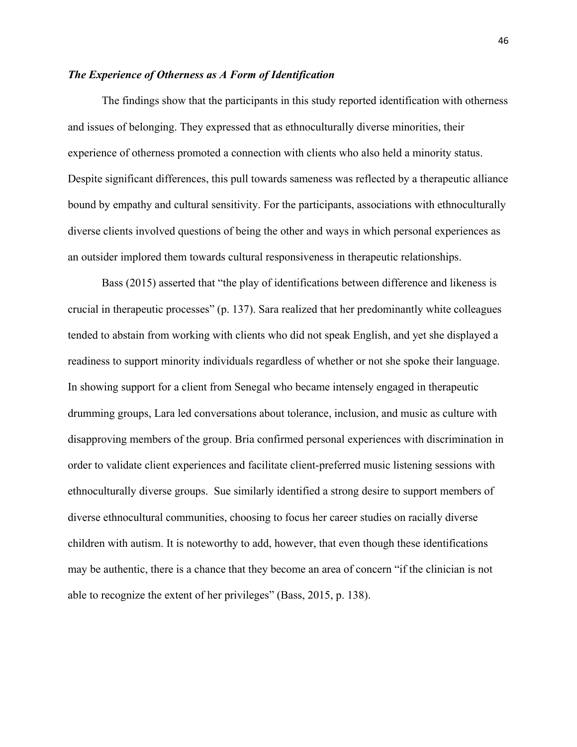### *The Experience of Otherness as A Form of Identification*

The findings show that the participants in this study reported identification with otherness and issues of belonging. They expressed that as ethnoculturally diverse minorities, their experience of otherness promoted a connection with clients who also held a minority status. Despite significant differences, this pull towards sameness was reflected by a therapeutic alliance bound by empathy and cultural sensitivity. For the participants, associations with ethnoculturally diverse clients involved questions of being the other and ways in which personal experiences as an outsider implored them towards cultural responsiveness in therapeutic relationships.

Bass (2015) asserted that "the play of identifications between difference and likeness is crucial in therapeutic processes" (p. 137). Sara realized that her predominantly white colleagues tended to abstain from working with clients who did not speak English, and yet she displayed a readiness to support minority individuals regardless of whether or not she spoke their language. In showing support for a client from Senegal who became intensely engaged in therapeutic drumming groups, Lara led conversations about tolerance, inclusion, and music as culture with disapproving members of the group. Bria confirmed personal experiences with discrimination in order to validate client experiences and facilitate client-preferred music listening sessions with ethnoculturally diverse groups. Sue similarly identified a strong desire to support members of diverse ethnocultural communities, choosing to focus her career studies on racially diverse children with autism. It is noteworthy to add, however, that even though these identifications may be authentic, there is a chance that they become an area of concern "if the clinician is not able to recognize the extent of her privileges" (Bass, 2015, p. 138).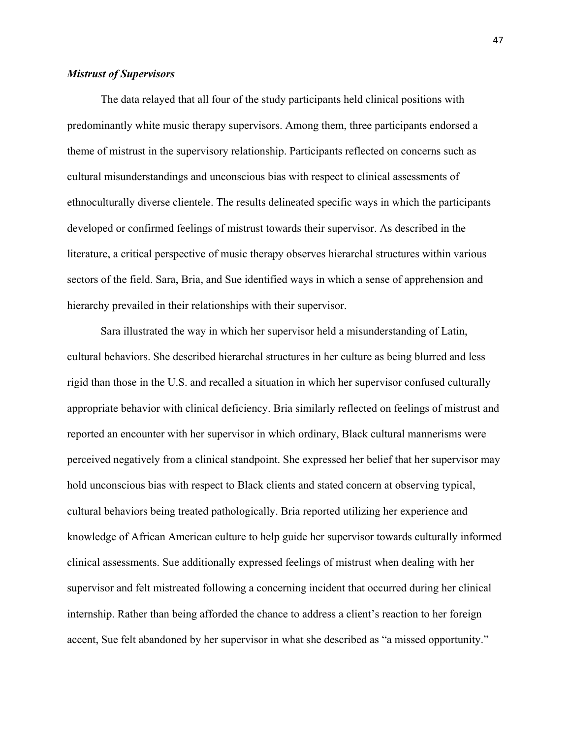### *Mistrust of Supervisors*

The data relayed that all four of the study participants held clinical positions with predominantly white music therapy supervisors. Among them, three participants endorsed a theme of mistrust in the supervisory relationship. Participants reflected on concerns such as cultural misunderstandings and unconscious bias with respect to clinical assessments of ethnoculturally diverse clientele. The results delineated specific ways in which the participants developed or confirmed feelings of mistrust towards their supervisor. As described in the literature, a critical perspective of music therapy observes hierarchal structures within various sectors of the field. Sara, Bria, and Sue identified ways in which a sense of apprehension and hierarchy prevailed in their relationships with their supervisor.

Sara illustrated the way in which her supervisor held a misunderstanding of Latin, cultural behaviors. She described hierarchal structures in her culture as being blurred and less rigid than those in the U.S. and recalled a situation in which her supervisor confused culturally appropriate behavior with clinical deficiency. Bria similarly reflected on feelings of mistrust and reported an encounter with her supervisor in which ordinary, Black cultural mannerisms were perceived negatively from a clinical standpoint. She expressed her belief that her supervisor may hold unconscious bias with respect to Black clients and stated concern at observing typical, cultural behaviors being treated pathologically. Bria reported utilizing her experience and knowledge of African American culture to help guide her supervisor towards culturally informed clinical assessments. Sue additionally expressed feelings of mistrust when dealing with her supervisor and felt mistreated following a concerning incident that occurred during her clinical internship. Rather than being afforded the chance to address a client's reaction to her foreign accent, Sue felt abandoned by her supervisor in what she described as "a missed opportunity."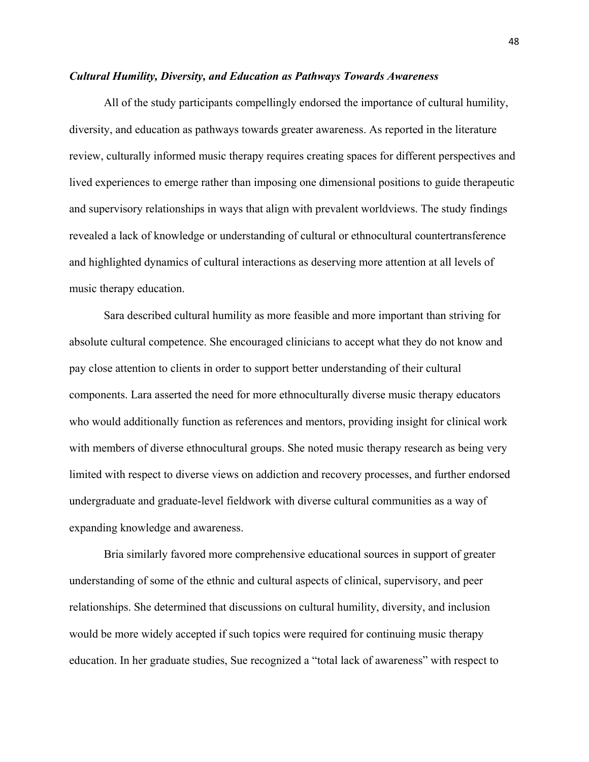***Cultural Humility, Diversity, and Education as Pathways Towards Awareness***

All of the study participants compellingly endorsed the importance of cultural humility, diversity, and education as pathways towards greater awareness. As reported in the literature review, culturally informed music therapy requires creating spaces for different perspectives and lived experiences to emerge rather than imposing one dimensional positions to guide therapeutic and supervisory relationships in ways that align with prevalent worldviews. The study findings revealed a lack of knowledge or understanding of cultural or ethnocultural countertransference and highlighted dynamics of cultural interactions as deserving more attention at all levels of music therapy education.

Sara described cultural humility as more feasible and more important than striving for absolute cultural competence. She encouraged clinicians to accept what they do not know and pay close attention to clients in order to support better understanding of their cultural components. Lara asserted the need for more ethnoculturally diverse music therapy educators who would additionally function as references and mentors, providing insight for clinical work with members of diverse ethnocultural groups. She noted music therapy research as being very limited with respect to diverse views on addiction and recovery processes, and further endorsed undergraduate and graduate-level fieldwork with diverse cultural communities as a way of expanding knowledge and awareness.

Bria similarly favored more comprehensive educational sources in support of greater understanding of some of the ethnic and cultural aspects of clinical, supervisory, and peer relationships. She determined that discussions on cultural humility, diversity, and inclusion would be more widely accepted if such topics were required for continuing music therapy education. In her graduate studies, Sue recognized a "total lack of awareness" with respect to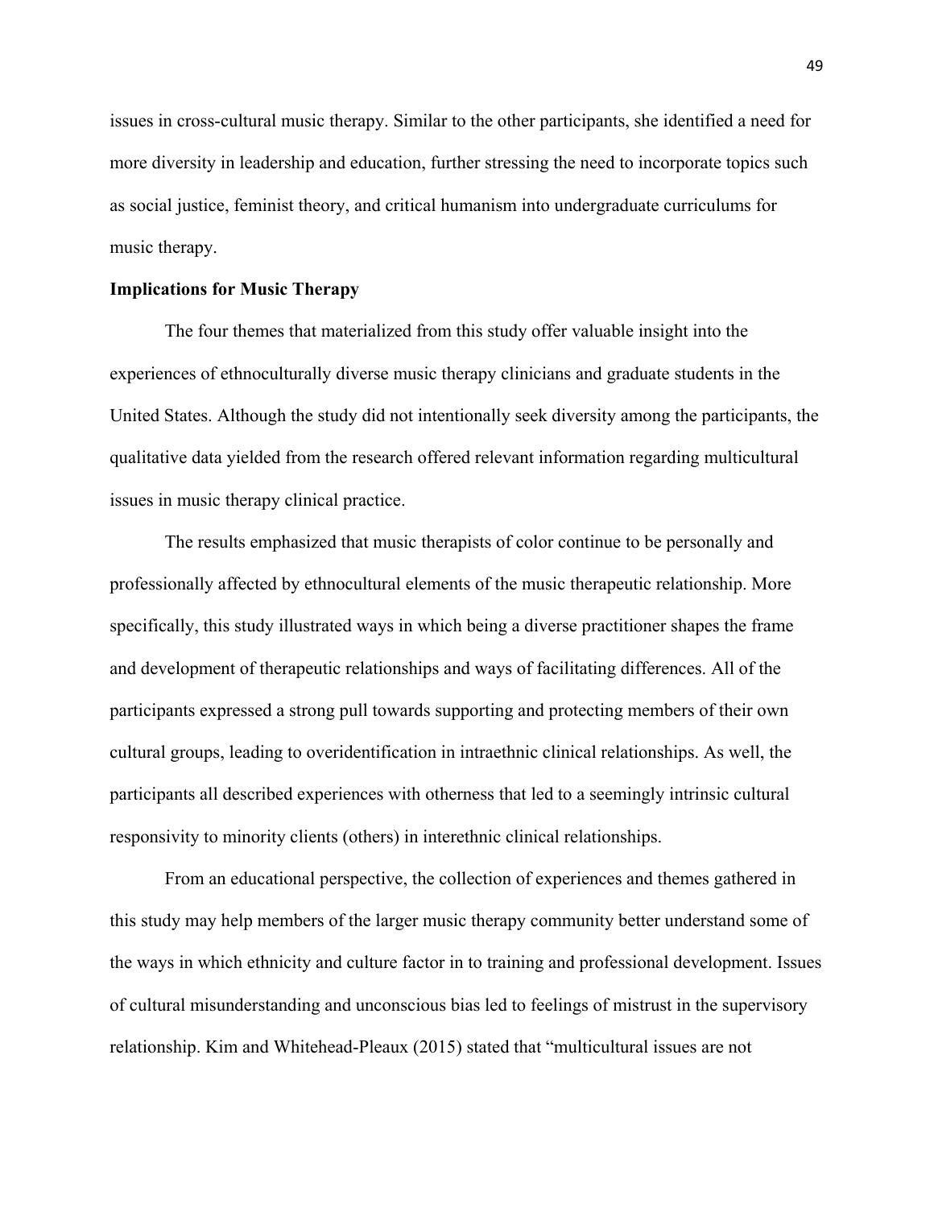issues in cross-cultural music therapy. Similar to the other participants, she identified a need for more diversity in leadership and education, further stressing the need to incorporate topics such as social justice, feminist theory, and critical humanism into undergraduate curriculums for music therapy.

**Implications for Music Therapy**

The four themes that materialized from this study offer valuable insight into the experiences of ethnoculturally diverse music therapy clinicians and graduate students in the United States. Although the study did not intentionally seek diversity among the participants, the qualitative data yielded from the research offered relevant information regarding multicultural issues in music therapy clinical practice.

The results emphasized that music therapists of color continue to be personally and professionally affected by ethnocultural elements of the music therapeutic relationship. More specifically, this study illustrated ways in which being a diverse practitioner shapes the frame and development of therapeutic relationships and ways of facilitating differences. All of the participants expressed a strong pull towards supporting and protecting members of their own cultural groups, leading to overidentification in intraethnic clinical relationships. As well, the participants all described experiences with otherness that led to a seemingly intrinsic cultural responsivity to minority clients (others) in interethnic clinical relationships.

From an educational perspective, the collection of experiences and themes gathered in this study may help members of the larger music therapy community better understand some of the ways in which ethnicity and culture factor in to training and professional development. Issues of cultural misunderstanding and unconscious bias led to feelings of mistrust in the supervisory relationship. Kim and Whitehead-Pleaux (2015) stated that "multicultural issues are not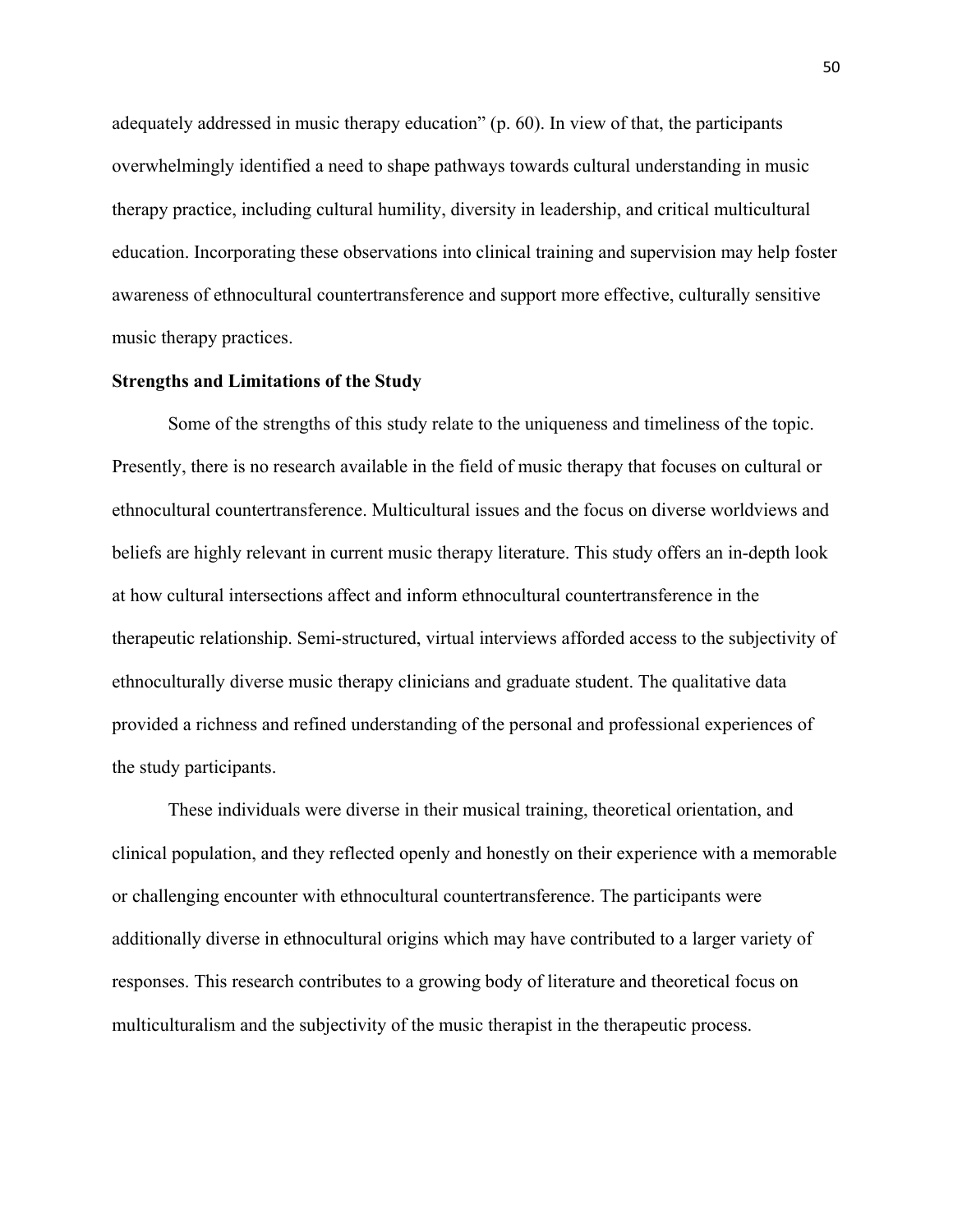adequately addressed in music therapy education" (p. 60). In view of that, the participants overwhelmingly identified a need to shape pathways towards cultural understanding in music therapy practice, including cultural humility, diversity in leadership, and critical multicultural education. Incorporating these observations into clinical training and supervision may help foster awareness of ethnocultural countertransference and support more effective, culturally sensitive music therapy practices.

**Strengths and Limitations of the Study**

Some of the strengths of this study relate to the uniqueness and timeliness of the topic. Presently, there is no research available in the field of music therapy that focuses on cultural or ethnocultural countertransference. Multicultural issues and the focus on diverse worldviews and beliefs are highly relevant in current music therapy literature. This study offers an in-depth look at how cultural intersections affect and inform ethnocultural countertransference in the therapeutic relationship. Semi-structured, virtual interviews afforded access to the subjectivity of ethnoculturally diverse music therapy clinicians and graduate student. The qualitative data provided a richness and refined understanding of the personal and professional experiences of the study participants.

These individuals were diverse in their musical training, theoretical orientation, and clinical population, and they reflected openly and honestly on their experience with a memorable or challenging encounter with ethnocultural countertransference. The participants were additionally diverse in ethnocultural origins which may have contributed to a larger variety of responses. This research contributes to a growing body of literature and theoretical focus on multiculturalism and the subjectivity of the music therapist in the therapeutic process.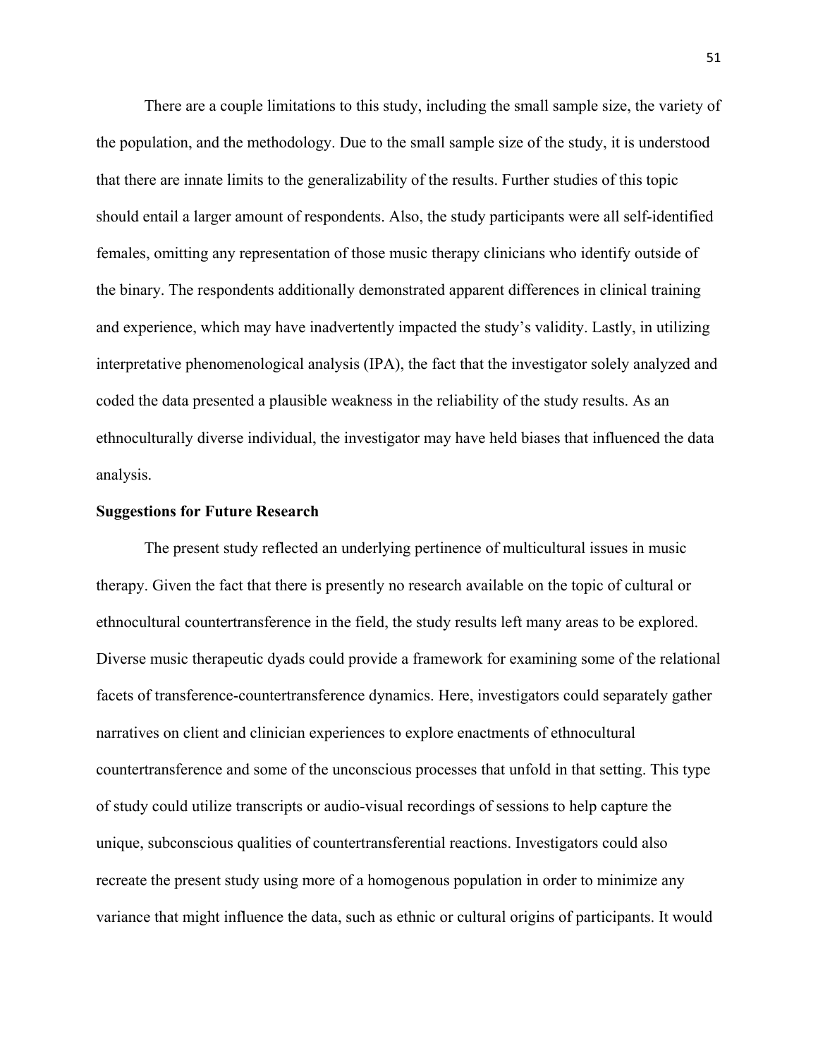There are a couple limitations to this study, including the small sample size, the variety of the population, and the methodology. Due to the small sample size of the study, it is understood that there are innate limits to the generalizability of the results. Further studies of this topic should entail a larger amount of respondents. Also, the study participants were all self-identified females, omitting any representation of those music therapy clinicians who identify outside of the binary. The respondents additionally demonstrated apparent differences in clinical training and experience, which may have inadvertently impacted the study's validity. Lastly, in utilizing interpretative phenomenological analysis (IPA), the fact that the investigator solely analyzed and coded the data presented a plausible weakness in the reliability of the study results. As an ethnoculturally diverse individual, the investigator may have held biases that influenced the data analysis.

**Suggestions for Future Research**

The present study reflected an underlying pertinence of multicultural issues in music therapy. Given the fact that there is presently no research available on the topic of cultural or ethnocultural countertransference in the field, the study results left many areas to be explored. Diverse music therapeutic dyads could provide a framework for examining some of the relational facets of transference-countertransference dynamics. Here, investigators could separately gather narratives on client and clinician experiences to explore enactments of ethnocultural countertransference and some of the unconscious processes that unfold in that setting. This type of study could utilize transcripts or audio-visual recordings of sessions to help capture the unique, subconscious qualities of countertransferential reactions. Investigators could also recreate the present study using more of a homogenous population in order to minimize any variance that might influence the data, such as ethnic or cultural origins of participants. It would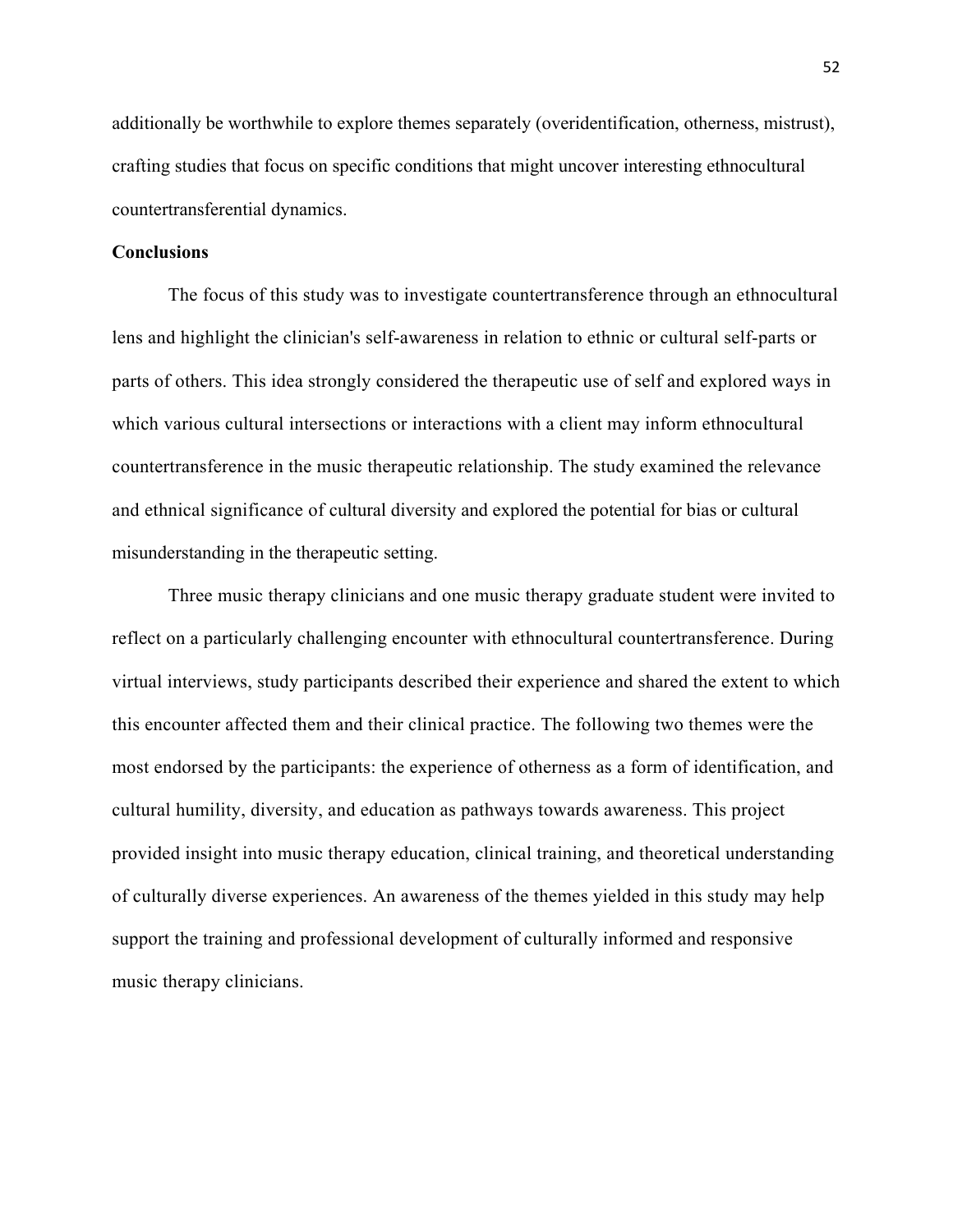additionally be worthwhile to explore themes separately (overidentification, otherness, mistrust), crafting studies that focus on specific conditions that might uncover interesting ethnocultural countertransferential dynamics.

**Conclusions**

The focus of this study was to investigate countertransference through an ethnocultural lens and highlight the clinician's self-awareness in relation to ethnic or cultural self-parts or parts of others. This idea strongly considered the therapeutic use of self and explored ways in which various cultural intersections or interactions with a client may inform ethnocultural countertransference in the music therapeutic relationship. The study examined the relevance and ethnical significance of cultural diversity and explored the potential for bias or cultural misunderstanding in the therapeutic setting.

Three music therapy clinicians and one music therapy graduate student were invited to reflect on a particularly challenging encounter with ethnocultural countertransference. During virtual interviews, study participants described their experience and shared the extent to which this encounter affected them and their clinical practice. The following two themes were the most endorsed by the participants: the experience of otherness as a form of identification, and cultural humility, diversity, and education as pathways towards awareness. This project provided insight into music therapy education, clinical training, and theoretical understanding of culturally diverse experiences. An awareness of the themes yielded in this study may help support the training and professional development of culturally informed and responsive music therapy clinicians.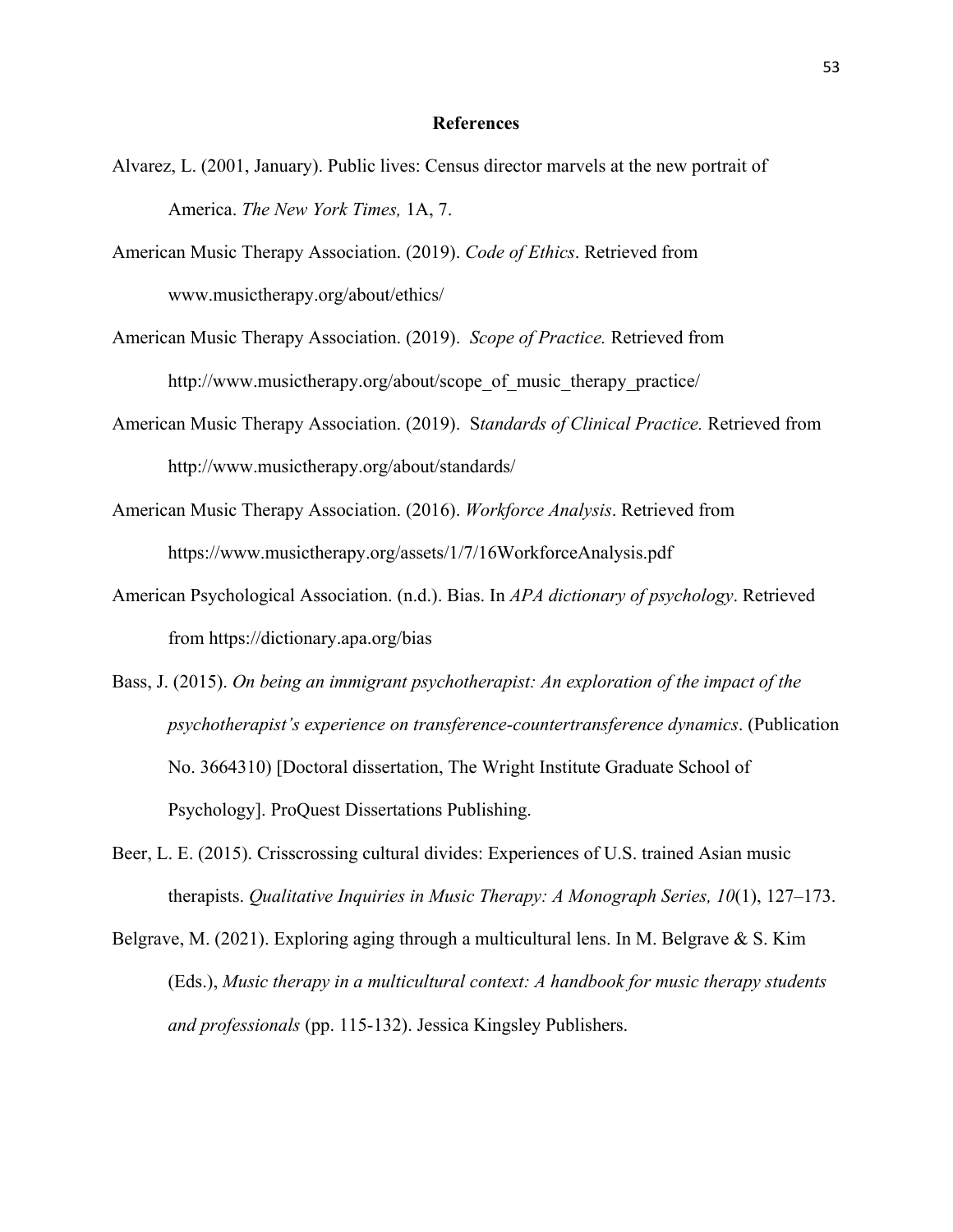# References

Alvarez, L. (2001, January). Public lives: Census director marvels at the new portrait of America. *The New York Times,* 1A, 7.

American Music Therapy Association. (2019). *Code of Ethics*. Retrieved from www.musictherapy.org/about/ethics/

American Music Therapy Association. (2019). *Scope of Practice.* Retrieved from http://www.musictherapy.org/about/scope_of_music_therapy_practice/

American Music Therapy Association. (2019). S*tandards of Clinical Practice.* Retrieved from http://www.musictherapy.org/about/standards/

American Music Therapy Association. (2016). *Workforce Analysis*. Retrieved from https://www.musictherapy.org/assets/1/7/16WorkforceAnalysis.pdf

American Psychological Association. (n.d.). Bias. In *APA dictionary of psychology*. Retrieved from https://dictionary.apa.org/bias

Bass, J. (2015). *On being an immigrant psychotherapist: An exploration of the impact of the psychotherapist's experience on transference-countertransference dynamics*. (Publication No. 3664310) [Doctoral dissertation, The Wright Institute Graduate School of Psychology]. ProQuest Dissertations Publishing.

Beer, L. E. (2015). Crisscrossing cultural divides: Experiences of U.S. trained Asian music therapists. *Qualitative Inquiries in Music Therapy: A Monograph Series, 10*(1), 127–173.

Belgrave, M. (2021). Exploring aging through a multicultural lens. In M. Belgrave & S. Kim (Eds.), *Music therapy in a multicultural context: A handbook for music therapy students and professionals* (pp. 115-132). Jessica Kingsley Publishers.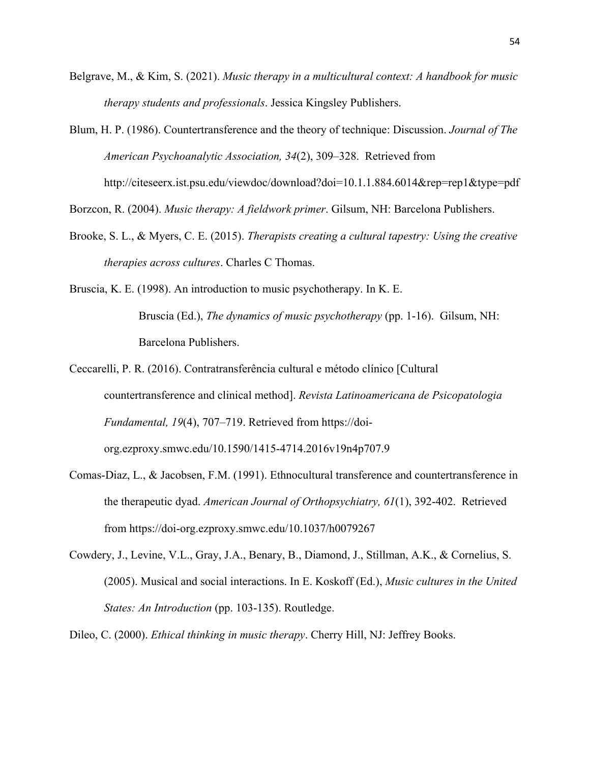Belgrave, M., & Kim, S. (2021). *Music therapy in a multicultural context: A handbook for music therapy students and professionals*. Jessica Kingsley Publishers.

Blum, H. P. (1986). Countertransference and the theory of technique: Discussion. *Journal of The American Psychoanalytic Association, 34*(2), 309–328. Retrieved from http://citeseerx.ist.psu.edu/viewdoc/download?doi=10.1.1.884.6014&rep=rep1&type=pdf

Borzcon, R. (2004). *Music therapy: A fieldwork primer*. Gilsum, NH: Barcelona Publishers.

Brooke, S. L., & Myers, C. E. (2015). *Therapists creating a cultural tapestry: Using the creative therapies across cultures*. Charles C Thomas.

Bruscia, K. E. (1998). An introduction to music psychotherapy. In K. E. Bruscia (Ed.), *The dynamics of music psychotherapy* (pp. 1-16). Gilsum, NH: Barcelona Publishers.

Ceccarelli, P. R. (2016). Contratransferência cultural e método clínico [Cultural countertransference and clinical method]. *Revista Latinoamericana de Psicopatologia Fundamental, 19*(4), 707–719. Retrieved from https://doi-org.ezproxy.smwc.edu/10.1590/1415-4714.2016v19n4p707.9

Comas-Diaz, L., & Jacobsen, F.M. (1991). Ethnocultural transference and countertransference in the therapeutic dyad. *American Journal of Orthopsychiatry, 61*(1), 392-402. Retrieved from https://doi-org.ezproxy.smwc.edu/10.1037/h0079267

Cowdery, J., Levine, V.L., Gray, J.A., Benary, B., Diamond, J., Stillman, A.K., & Cornelius, S. (2005). Musical and social interactions. In E. Koskoff (Ed.), *Music cultures in the United States: An Introduction* (pp. 103-135). Routledge.

Dileo, C. (2000). *Ethical thinking in music therapy*. Cherry Hill, NJ: Jeffrey Books.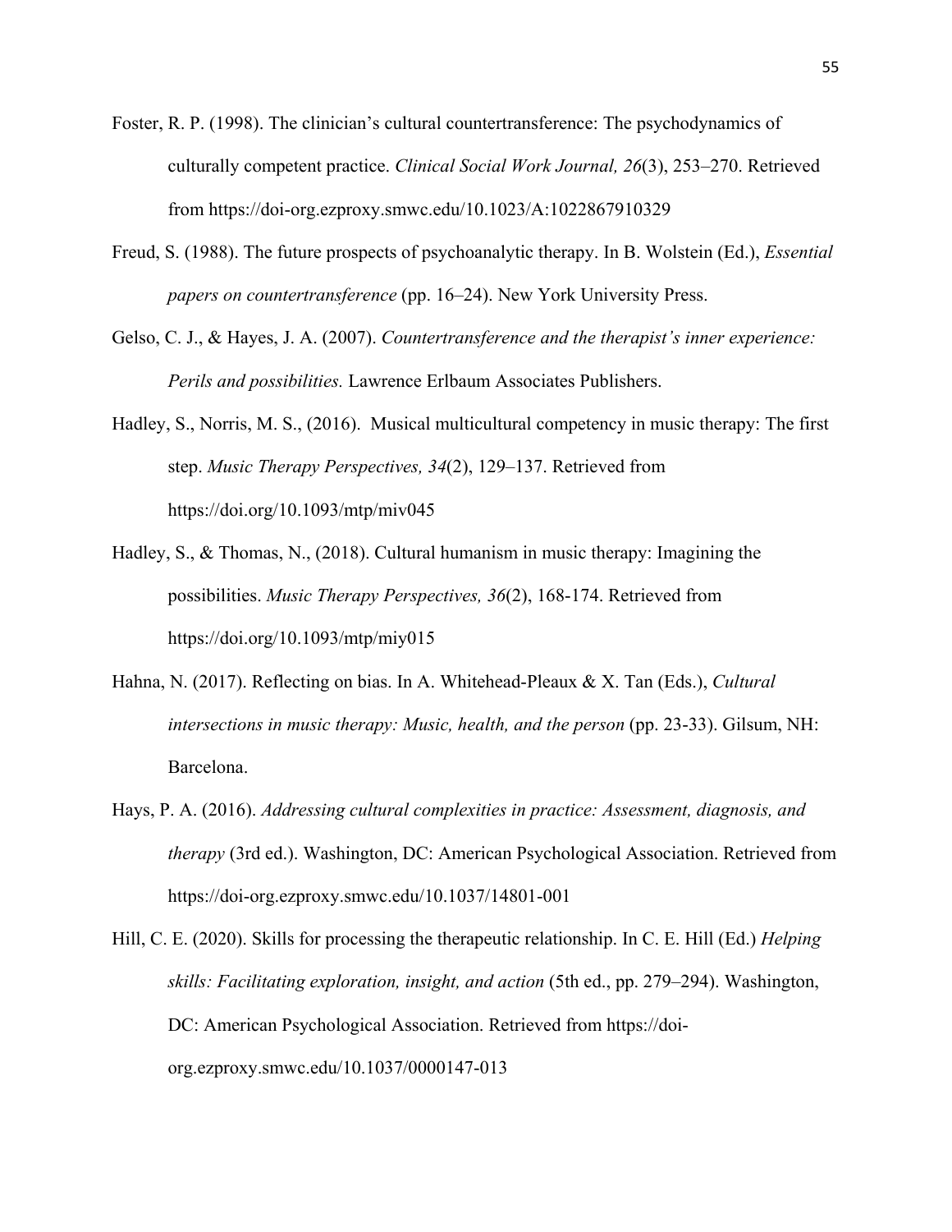Foster, R. P. (1998). The clinician's cultural countertransference: The psychodynamics of culturally competent practice. *Clinical Social Work Journal, 26*(3), 253–270. Retrieved from https://doi-org.ezproxy.smwc.edu/10.1023/A:1022867910329

Freud, S. (1988). The future prospects of psychoanalytic therapy. In B. Wolstein (Ed.), *Essential papers on countertransference* (pp. 16–24). New York University Press.

Gelso, C. J., & Hayes, J. A. (2007). *Countertransference and the therapist's inner experience: Perils and possibilities.* Lawrence Erlbaum Associates Publishers.

Hadley, S., Norris, M. S., (2016). Musical multicultural competency in music therapy: The first step. *Music Therapy Perspectives, 34*(2), 129–137. Retrieved from https://doi.org/10.1093/mtp/miv045

Hadley, S., & Thomas, N., (2018). Cultural humanism in music therapy: Imagining the possibilities. *Music Therapy Perspectives, 36*(2), 168-174. Retrieved from https://doi.org/10.1093/mtp/miy015

Hahna, N. (2017). Reflecting on bias. In A. Whitehead-Pleaux & X. Tan (Eds.), *Cultural intersections in music therapy: Music, health, and the person* (pp. 23-33). Gilsum, NH: Barcelona.

Hays, P. A. (2016). *Addressing cultural complexities in practice: Assessment, diagnosis, and therapy* (3rd ed.). Washington, DC: American Psychological Association. Retrieved from https://doi-org.ezproxy.smwc.edu/10.1037/14801-001

Hill, C. E. (2020). Skills for processing the therapeutic relationship. In C. E. Hill (Ed.) *Helping skills: Facilitating exploration, insight, and action* (5th ed., pp. 279–294). Washington, DC: American Psychological Association. Retrieved from https://doi-org.ezproxy.smwc.edu/10.1037/0000147-013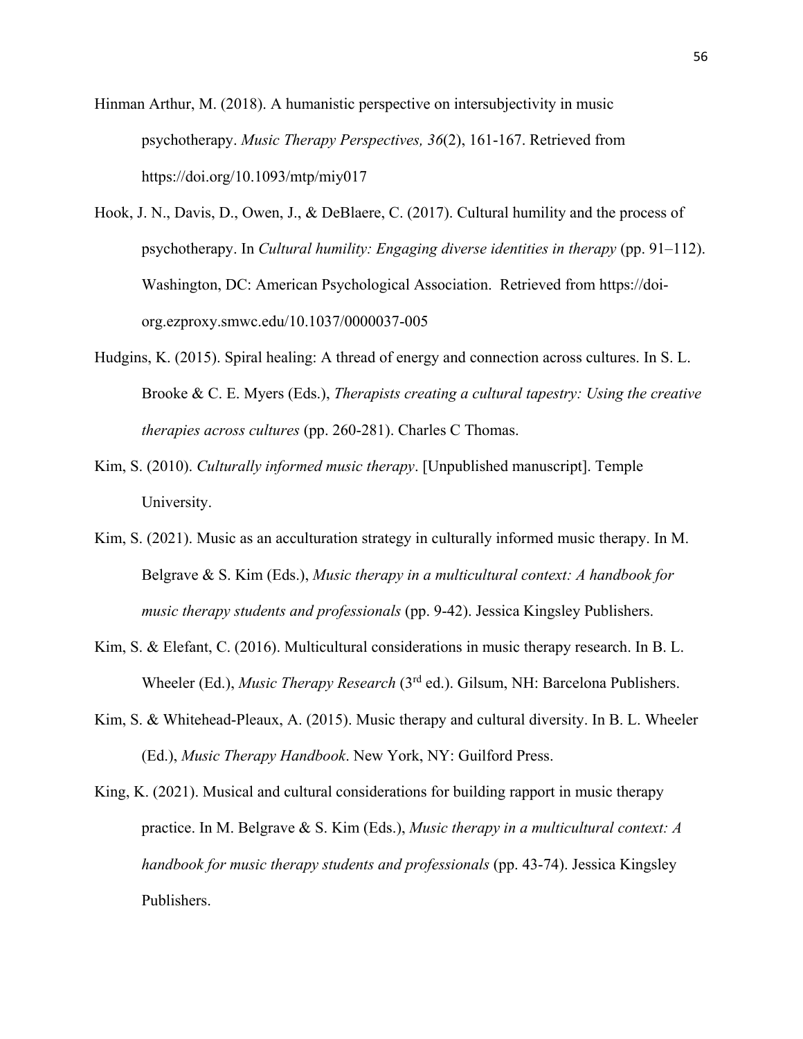Hinman Arthur, M. (2018). A humanistic perspective on intersubjectivity in music psychotherapy. *Music Therapy Perspectives, 36*(2), 161-167. Retrieved from https://doi.org/10.1093/mtp/miy017

Hook, J. N., Davis, D., Owen, J., & DeBlaere, C. (2017). Cultural humility and the process of psychotherapy. In *Cultural humility: Engaging diverse identities in therapy* (pp. 91–112). Washington, DC: American Psychological Association. Retrieved from https://doi-org.ezproxy.smwc.edu/10.1037/0000037-005

Hudgins, K. (2015). Spiral healing: A thread of energy and connection across cultures. In S. L. Brooke & C. E. Myers (Eds.), *Therapists creating a cultural tapestry: Using the creative therapies across cultures* (pp. 260-281). Charles C Thomas.

Kim, S. (2010). *Culturally informed music therapy*. [Unpublished manuscript]. Temple University.

Kim, S. (2021). Music as an acculturation strategy in culturally informed music therapy. In M. Belgrave & S. Kim (Eds.), *Music therapy in a multicultural context: A handbook for music therapy students and professionals* (pp. 9-42). Jessica Kingsley Publishers.

Kim, S. & Elefant, C. (2016). Multicultural considerations in music therapy research. In B. L. Wheeler (Ed.), *Music Therapy Research* (3rd ed.). Gilsum, NH: Barcelona Publishers.

Kim, S. & Whitehead-Pleaux, A. (2015). Music therapy and cultural diversity. In B. L. Wheeler (Ed.), *Music Therapy Handbook*. New York, NY: Guilford Press.

King, K. (2021). Musical and cultural considerations for building rapport in music therapy practice. In M. Belgrave & S. Kim (Eds.), *Music therapy in a multicultural context: A handbook for music therapy students and professionals* (pp. 43-74). Jessica Kingsley Publishers.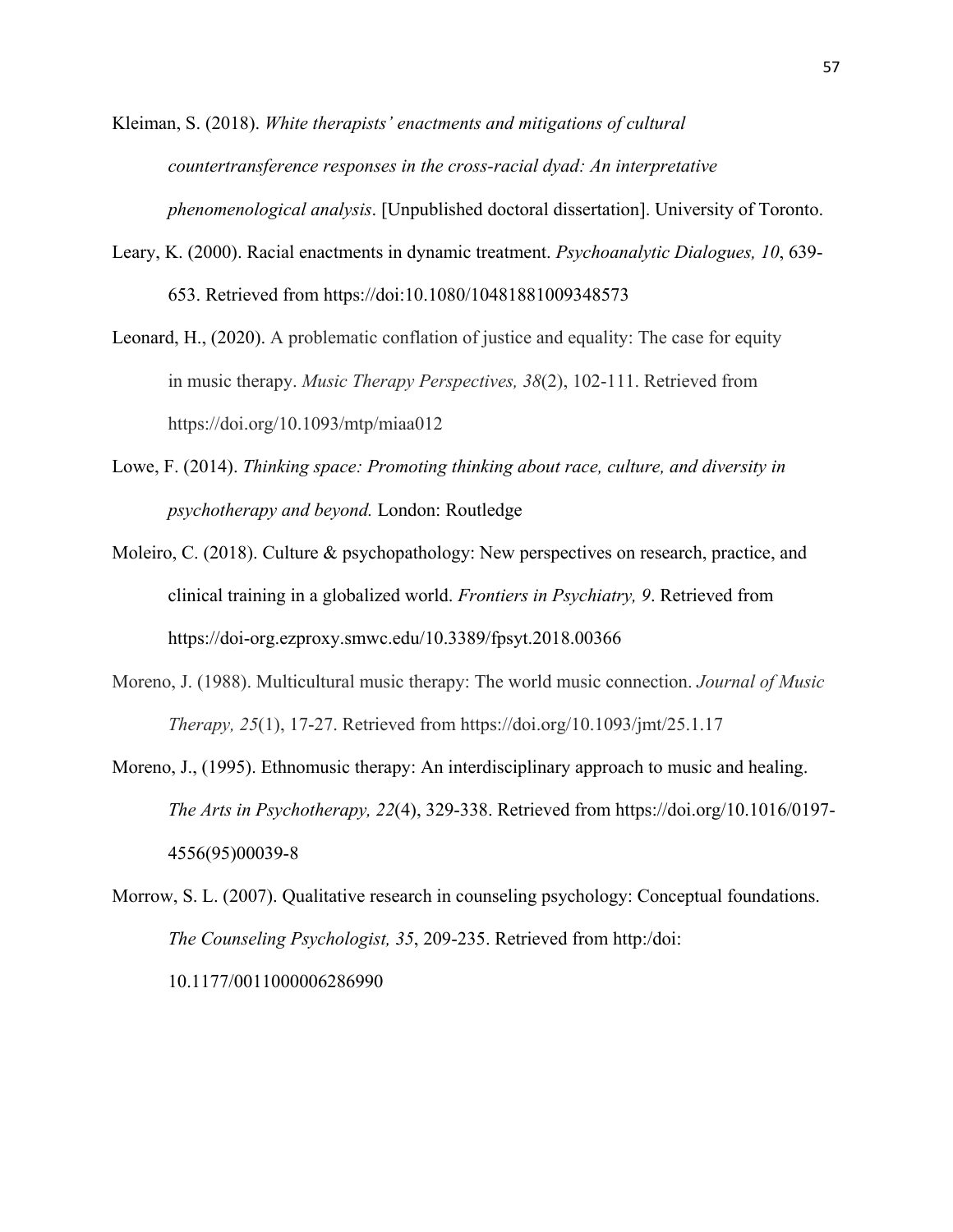Kleiman, S. (2018). *White therapists' enactments and mitigations of cultural countertransference responses in the cross-racial dyad: An interpretative phenomenological analysis*. [Unpublished doctoral dissertation]. University of Toronto.

Leary, K. (2000). Racial enactments in dynamic treatment. *Psychoanalytic Dialogues, 10*, 639-653. Retrieved from https://doi:10.1080/10481881009348573

Leonard, H., (2020). A problematic conflation of justice and equality: The case for equity in music therapy. *Music Therapy Perspectives, 38*(2), 102-111. Retrieved from https://doi.org/10.1093/mtp/miaa012

Lowe, F. (2014). *Thinking space: Promoting thinking about race, culture, and diversity in psychotherapy and beyond.* London: Routledge

Moleiro, C. (2018). Culture & psychopathology: New perspectives on research, practice, and clinical training in a globalized world. *Frontiers in Psychiatry, 9*. Retrieved from https://doi-org.ezproxy.smwc.edu/10.3389/fpsyt.2018.00366

Moreno, J. (1988). Multicultural music therapy: The world music connection. *Journal of Music Therapy, 25*(1), 17-27. Retrieved from https://doi.org/10.1093/jmt/25.1.17

Moreno, J., (1995). Ethnomusic therapy: An interdisciplinary approach to music and healing. *The Arts in Psychotherapy, 22*(4), 329-338. Retrieved from https://doi.org/10.1016/0197-4556(95)00039-8

Morrow, S. L. (2007). Qualitative research in counseling psychology: Conceptual foundations. *The Counseling Psychologist, 35*, 209-235. Retrieved from http:/doi: 10.1177/0011000006286990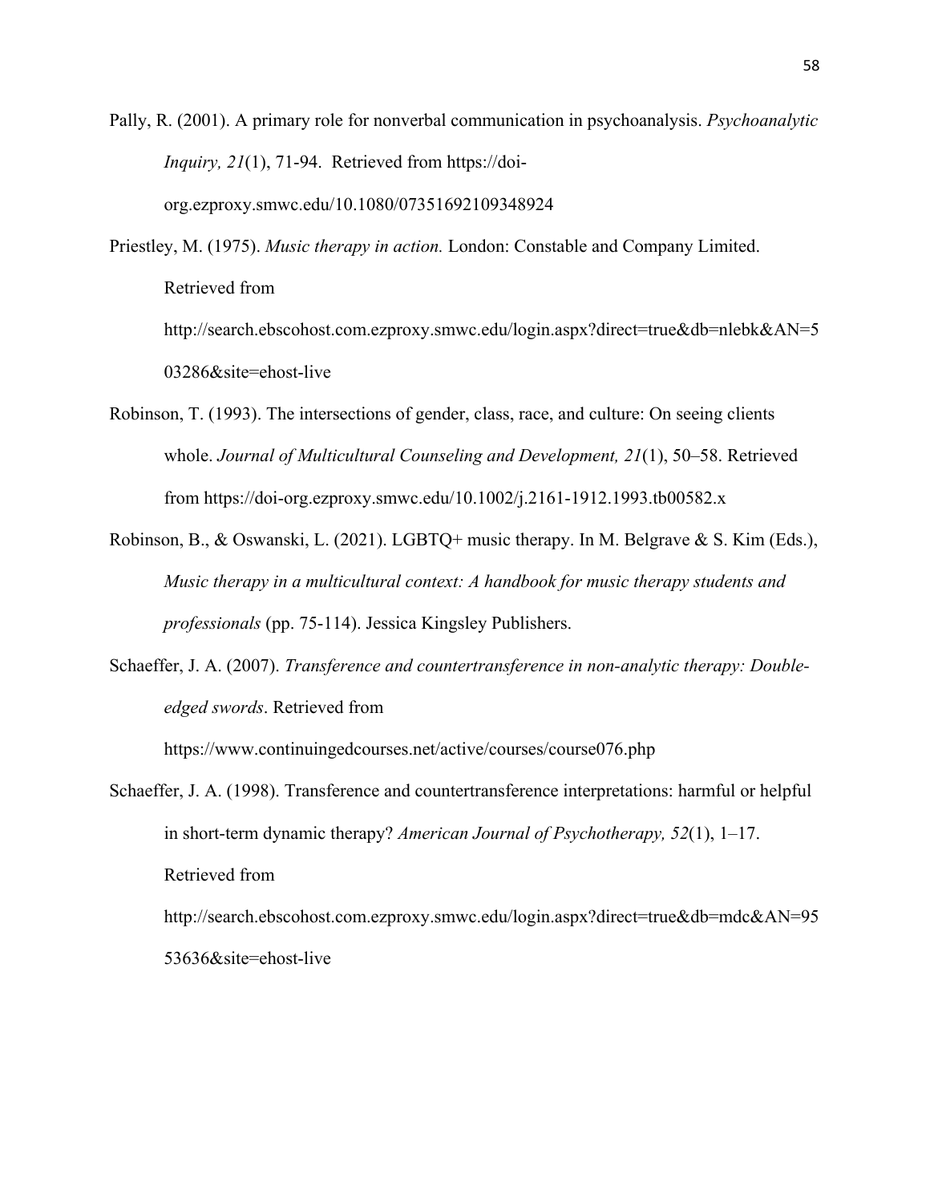Pally, R. (2001). A primary role for nonverbal communication in psychoanalysis. *Psychoanalytic Inquiry, 21*(1), 71-94. Retrieved from https://doi-org.ezproxy.smwc.edu/10.1080/07351692109348924

Priestley, M. (1975). *Music therapy in action.* London: Constable and Company Limited. Retrieved from http://search.ebscohost.com.ezproxy.smwc.edu/login.aspx?direct=true&db=nlebk&AN=503286&site=ehost-live

Robinson, T. (1993). The intersections of gender, class, race, and culture: On seeing clients whole. *Journal of Multicultural Counseling and Development, 21*(1), 50–58. Retrieved from https://doi-org.ezproxy.smwc.edu/10.1002/j.2161-1912.1993.tb00582.x

Robinson, B., & Oswanski, L. (2021). LGBTQ+ music therapy. In M. Belgrave & S. Kim (Eds.), *Music therapy in a multicultural context: A handbook for music therapy students and professionals* (pp. 75-114). Jessica Kingsley Publishers.

Schaeffer, J. A. (2007). *Transference and countertransference in non-analytic therapy: Double-edged swords*. Retrieved from https://www.continuingedcourses.net/active/courses/course076.php

Schaeffer, J. A. (1998). Transference and countertransference interpretations: harmful or helpful in short-term dynamic therapy? *American Journal of Psychotherapy, 52*(1), 1–17. Retrieved from http://search.ebscohost.com.ezproxy.smwc.edu/login.aspx?direct=true&db=mdc&AN=9553636&site=ehost-live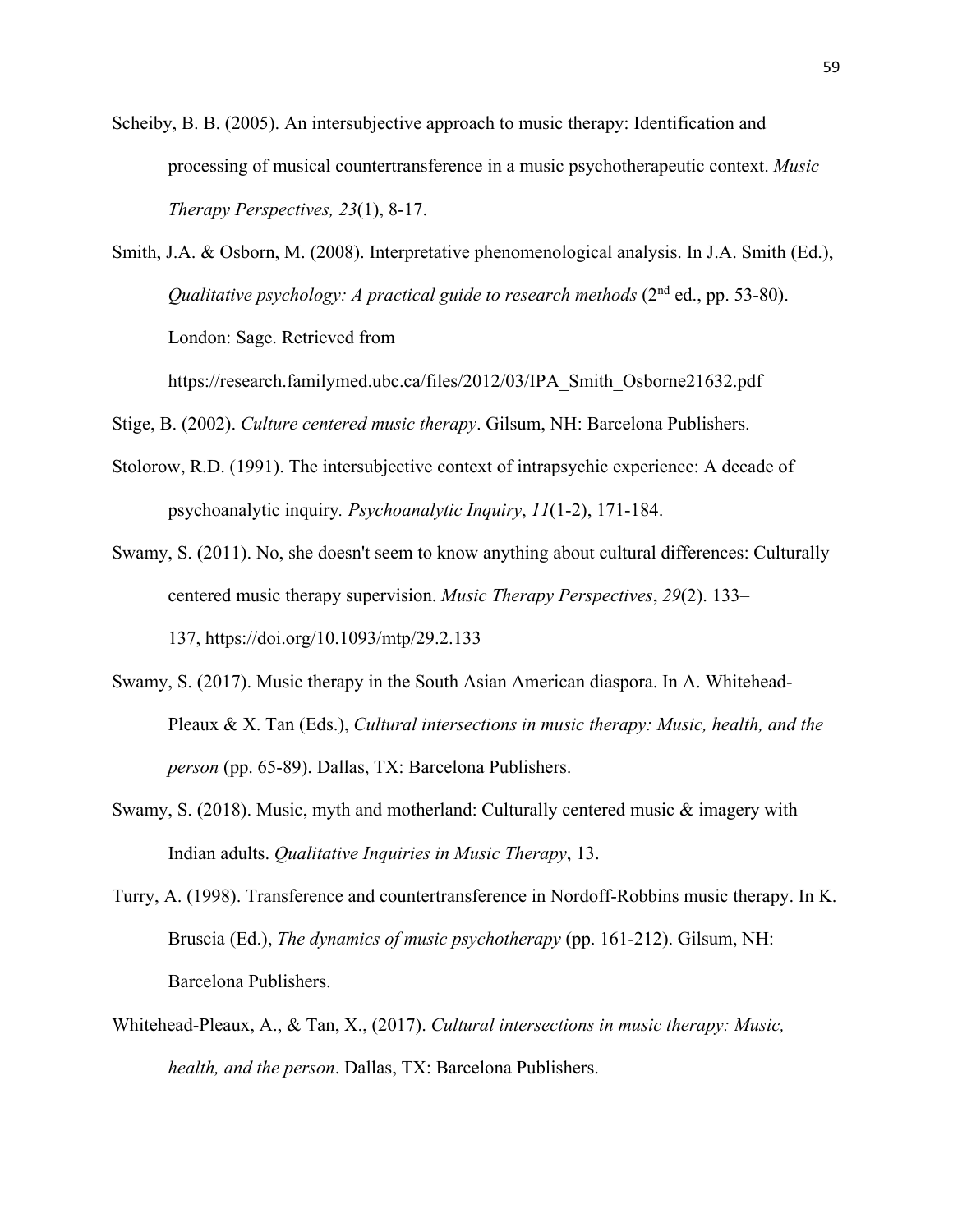Scheiby, B. B. (2005). An intersubjective approach to music therapy: Identification and processing of musical countertransference in a music psychotherapeutic context. *Music Therapy Perspectives, 23*(1), 8-17.

Smith, J.A. & Osborn, M. (2008). Interpretative phenomenological analysis. In J.A. Smith (Ed.), *Qualitative psychology: A practical guide to research methods* (2nd ed., pp. 53-80). London: Sage. Retrieved from https://research.familymed.ubc.ca/files/2012/03/IPA_Smith_Osborne21632.pdf

Stige, B. (2002). *Culture centered music therapy*. Gilsum, NH: Barcelona Publishers.

Stolorow, R.D. (1991). The intersubjective context of intrapsychic experience: A decade of psychoanalytic inquiry. *Psychoanalytic Inquiry*, *11*(1-2), 171-184.

Swamy, S. (2011). No, she doesn't seem to know anything about cultural differences: Culturally centered music therapy supervision. *Music Therapy Perspectives*, *29*(2). 133–137, https://doi.org/10.1093/mtp/29.2.133

Swamy, S. (2017). Music therapy in the South Asian American diaspora. In A. Whitehead-Pleaux & X. Tan (Eds.), *Cultural intersections in music therapy: Music, health, and the person* (pp. 65-89). Dallas, TX: Barcelona Publishers.

Swamy, S. (2018). Music, myth and motherland: Culturally centered music & imagery with Indian adults. *Qualitative Inquiries in Music Therapy*, 13.

Turry, A. (1998). Transference and countertransference in Nordoff-Robbins music therapy. In K. Bruscia (Ed.), *The dynamics of music psychotherapy* (pp. 161-212). Gilsum, NH: Barcelona Publishers.

Whitehead-Pleaux, A., & Tan, X., (2017). *Cultural intersections in music therapy: Music, health, and the person*. Dallas, TX: Barcelona Publishers.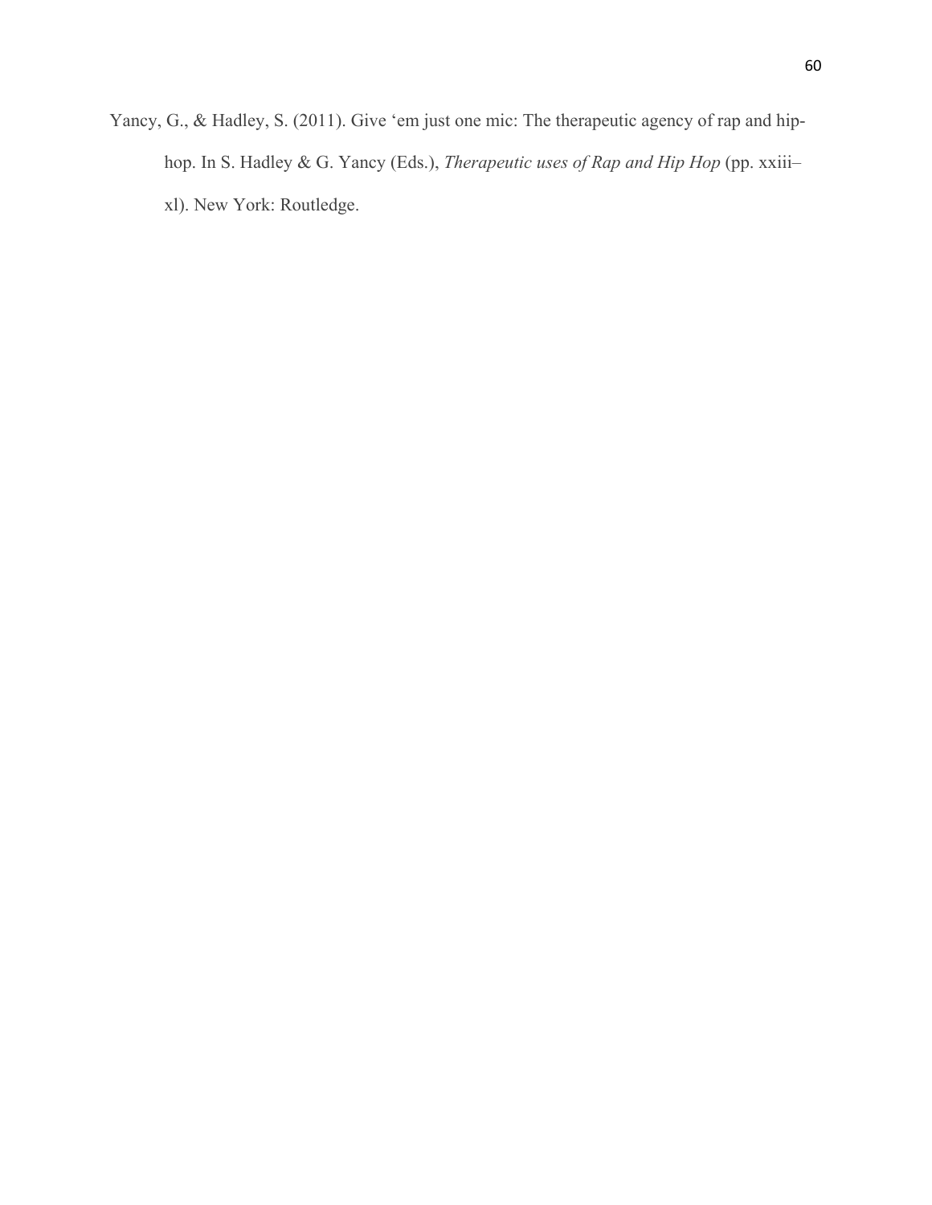Yancy, G., & Hadley, S. (2011). Give 'em just one mic: The therapeutic agency of rap and hip-hop. In S. Hadley & G. Yancy (Eds.), *Therapeutic uses of Rap and Hip Hop* (pp. xxiii–xl). New York: Routledge.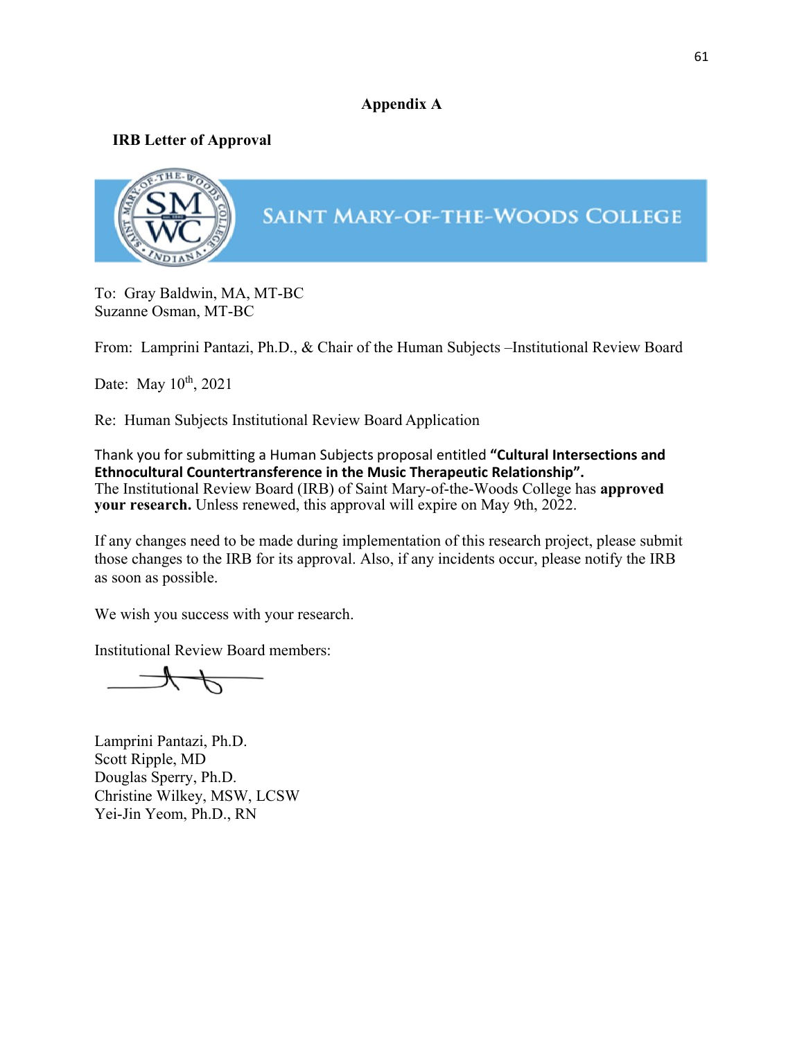## Appendix A

**IRB Letter of Approval**

SAINT MARY-OF-THE-WOODS COLLEGE

To: Gray Baldwin, MA, MT-BC
Suzanne Osman, MT-BC

From: Lamprini Pantazi, Ph.D., & Chair of the Human Subjects –Institutional Review Board

Date: May 10th, 2021

Re: Human Subjects Institutional Review Board Application

Thank you for submitting a Human Subjects proposal entitled **"Cultural Intersections and Ethnocultural Countertransference in the Music Therapeutic Relationship".**
The Institutional Review Board (IRB) of Saint Mary-of-the-Woods College has **approved your research.** Unless renewed, this approval will expire on May 9th, 2022.

If any changes need to be made during implementation of this research project, please submit those changes to the IRB for its approval. Also, if any incidents occur, please notify the IRB as soon as possible.

We wish you success with your research.

Institutional Review Board members:

Lamprini Pantazi, Ph.D.
Scott Ripple, MD
Douglas Sperry, Ph.D.
Christine Wilkey, MSW, LCSW
Yei-Jin Yeom, Ph.D., RN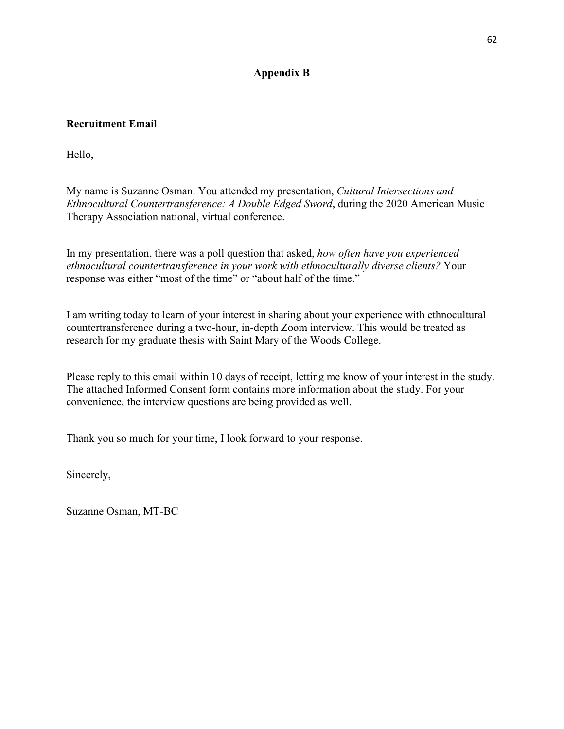# Appendix B

**Recruitment Email**

Hello,

My name is Suzanne Osman. You attended my presentation, *Cultural Intersections and Ethnocultural Countertransference: A Double Edged Sword*, during the 2020 American Music Therapy Association national, virtual conference.

In my presentation, there was a poll question that asked, *how often have you experienced ethnocultural countertransference in your work with ethnoculturally diverse clients?* Your response was either “most of the time” or “about half of the time.”

I am writing today to learn of your interest in sharing about your experience with ethnocultural countertransference during a two-hour, in-depth Zoom interview. This would be treated as research for my graduate thesis with Saint Mary of the Woods College.

Please reply to this email within 10 days of receipt, letting me know of your interest in the study. The attached Informed Consent form contains more information about the study. For your convenience, the interview questions are being provided as well.

Thank you so much for your time, I look forward to your response.

Sincerely,

Suzanne Osman, MT-BC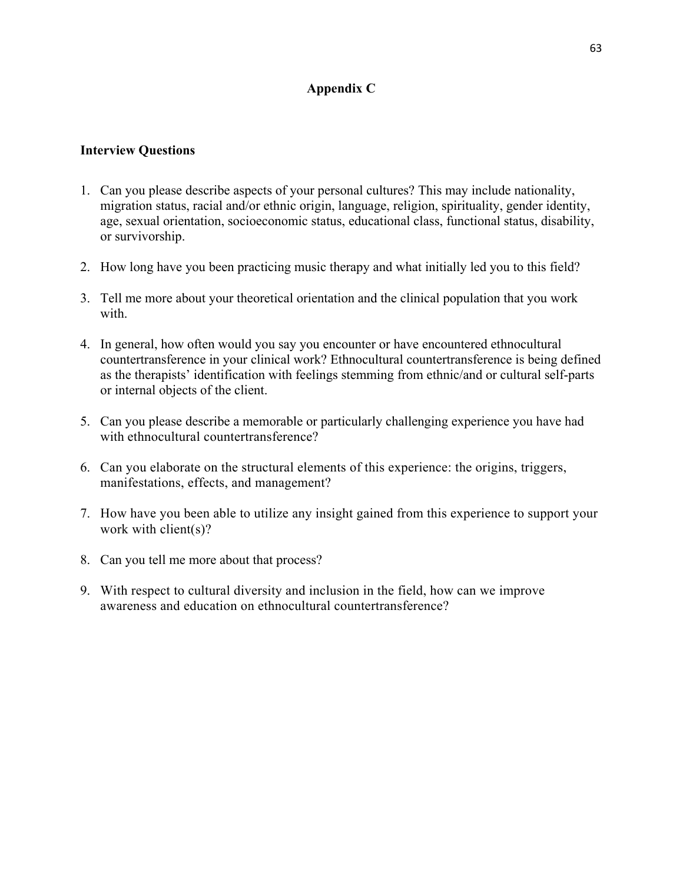# Appendix C

## Interview Questions

1. Can you please describe aspects of your personal cultures? This may include nationality, migration status, racial and/or ethnic origin, language, religion, spirituality, gender identity, age, sexual orientation, socioeconomic status, educational class, functional status, disability, or survivorship.

2. How long have you been practicing music therapy and what initially led you to this field?

3. Tell me more about your theoretical orientation and the clinical population that you work with.

4. In general, how often would you say you encounter or have encountered ethnocultural countertransference in your clinical work? Ethnocultural countertransference is being defined as the therapists' identification with feelings stemming from ethnic/and or cultural self-parts or internal objects of the client.

5. Can you please describe a memorable or particularly challenging experience you have had with ethnocultural countertransference?

6. Can you elaborate on the structural elements of this experience: the origins, triggers, manifestations, effects, and management?

7. How have you been able to utilize any insight gained from this experience to support your work with client(s)?

8. Can you tell me more about that process?

9. With respect to cultural diversity and inclusion in the field, how can we improve awareness and education on ethnocultural countertransference?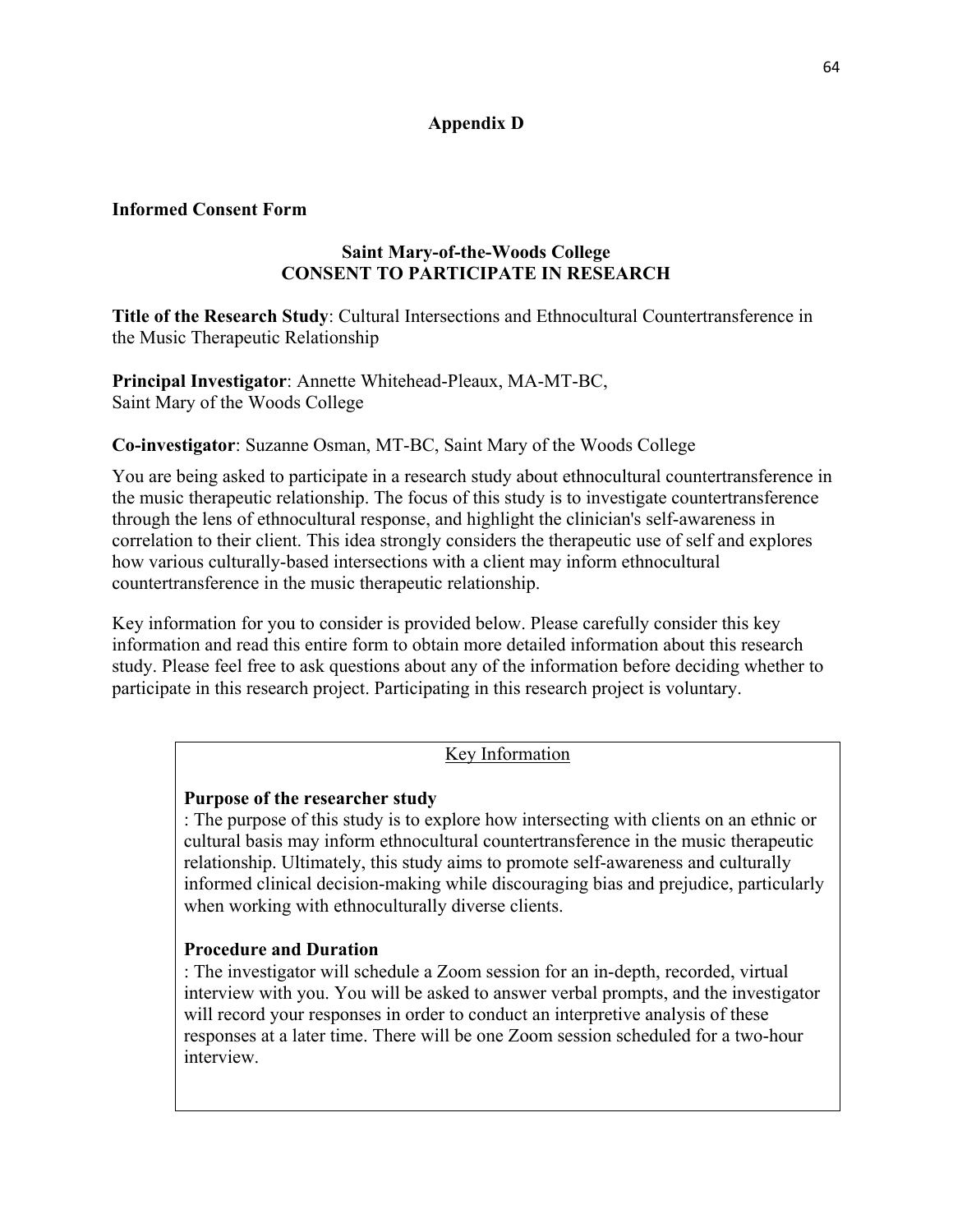## Appendix D

**Informed Consent Form**

**Saint Mary-of-the-Woods College**
**CONSENT TO PARTICIPATE IN RESEARCH**

**Title of the Research Study**: Cultural Intersections and Ethnocultural Countertransference in the Music Therapeutic Relationship

**Principal Investigator**: Annette Whitehead-Pleaux, MA-MT-BC,
Saint Mary of the Woods College

**Co-investigator**: Suzanne Osman, MT-BC, Saint Mary of the Woods College

You are being asked to participate in a research study about ethnocultural countertransference in the music therapeutic relationship. The focus of this study is to investigate countertransference through the lens of ethnocultural response, and highlight the clinician's self-awareness in correlation to their client. This idea strongly considers the therapeutic use of self and explores how various culturally-based intersections with a client may inform ethnocultural countertransference in the music therapeutic relationship.

Key information for you to consider is provided below. Please carefully consider this key information and read this entire form to obtain more detailed information about this research study. Please feel free to ask questions about any of the information before deciding whether to participate in this research project. Participating in this research project is voluntary.

Key Information

**Purpose of the researcher study**
: The purpose of this study is to explore how intersecting with clients on an ethnic or cultural basis may inform ethnocultural countertransference in the music therapeutic relationship. Ultimately, this study aims to promote self-awareness and culturally informed clinical decision-making while discouraging bias and prejudice, particularly when working with ethnoculturally diverse clients.

**Procedure and Duration**
: The investigator will schedule a Zoom session for an in-depth, recorded, virtual interview with you. You will be asked to answer verbal prompts, and the investigator will record your responses in order to conduct an interpretive analysis of these responses at a later time. There will be one Zoom session scheduled for a two-hour interview.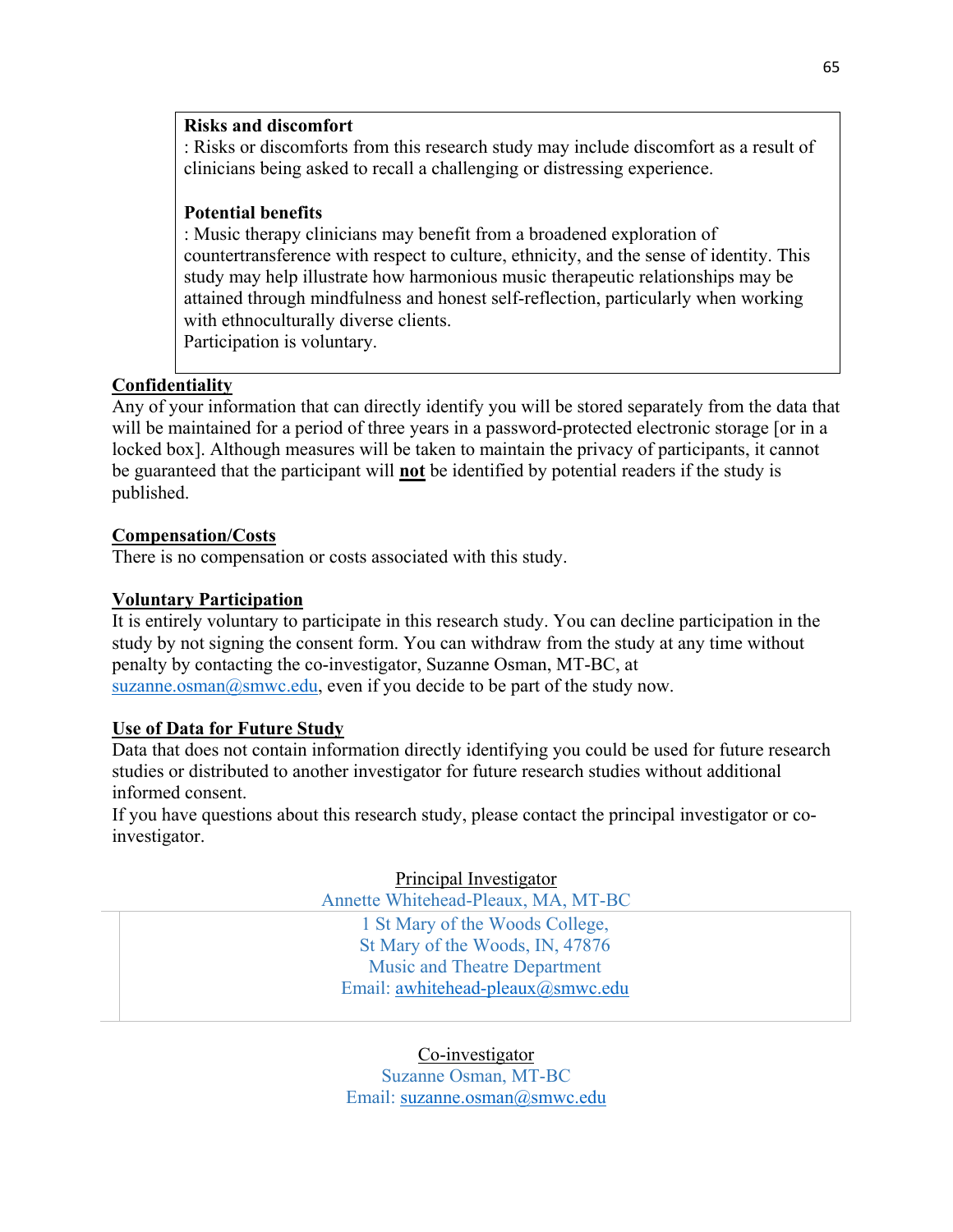**Risks and discomfort**

: Risks or discomforts from this research study may include discomfort as a result of clinicians being asked to recall a challenging or distressing experience.

**Potential benefits**

: Music therapy clinicians may benefit from a broadened exploration of countertransference with respect to culture, ethnicity, and the sense of identity. This study may help illustrate how harmonious music therapeutic relationships may be attained through mindfulness and honest self-reflection, particularly when working with ethnoculturally diverse clients.

Participation is voluntary.

**Confidentiality**

Any of your information that can directly identify you will be stored separately from the data that will be maintained for a period of three years in a password-protected electronic storage [or in a locked box]. Although measures will be taken to maintain the privacy of participants, it cannot be guaranteed that the participant will **not** be identified by potential readers if the study is published.

**Compensation/Costs**

There is no compensation or costs associated with this study.

**Voluntary Participation**

It is entirely voluntary to participate in this research study. You can decline participation in the study by not signing the consent form. You can withdraw from the study at any time without penalty by contacting the co-investigator, Suzanne Osman, MT-BC, at suzanne.osman@smwc.edu, even if you decide to be part of the study now.

**Use of Data for Future Study**

Data that does not contain information directly identifying you could be used for future research studies or distributed to another investigator for future research studies without additional informed consent.

If you have questions about this research study, please contact the principal investigator or co-investigator.

Principal Investigator
Annette Whitehead-Pleaux, MA, MT-BC
1 St Mary of the Woods College,
St Mary of the Woods, IN, 47876
Music and Theatre Department
Email: awhitehead-pleaux@smwc.edu

Co-investigator
Suzanne Osman, MT-BC
Email: suzanne.osman@smwc.edu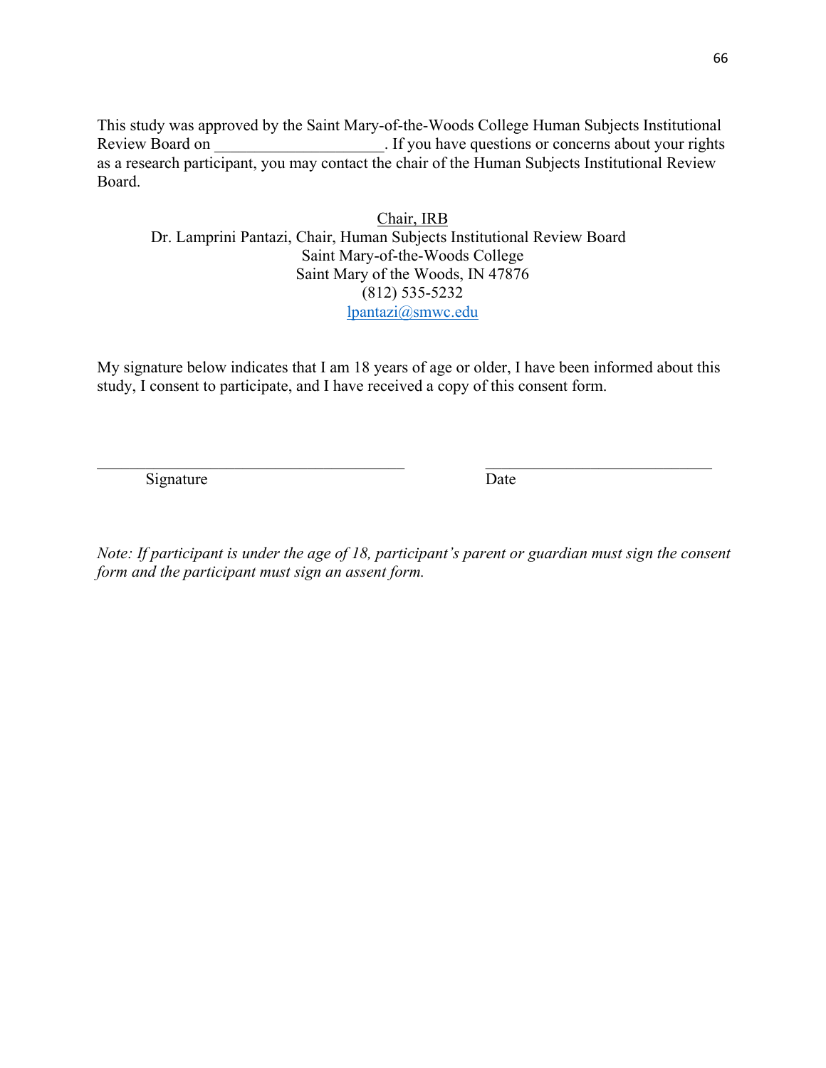This study was approved by the Saint Mary-of-the-Woods College Human Subjects Institutional Review Board on ____________________. If you have questions or concerns about your rights as a research participant, you may contact the chair of the Human Subjects Institutional Review Board.

Chair, IRB
Dr. Lamprini Pantazi, Chair, Human Subjects Institutional Review Board
Saint Mary-of-the-Woods College
Saint Mary of the Woods, IN 47876
(812) 535-5232
lpantazi@smwc.edu

My signature below indicates that I am 18 years of age or older, I have been informed about this study, I consent to participate, and I have received a copy of this consent form.

___________________________________ ___________________________
Signature Date

*Note: If participant is under the age of 18, participant's parent or guardian must sign the consent form and the participant must sign an assent form.*